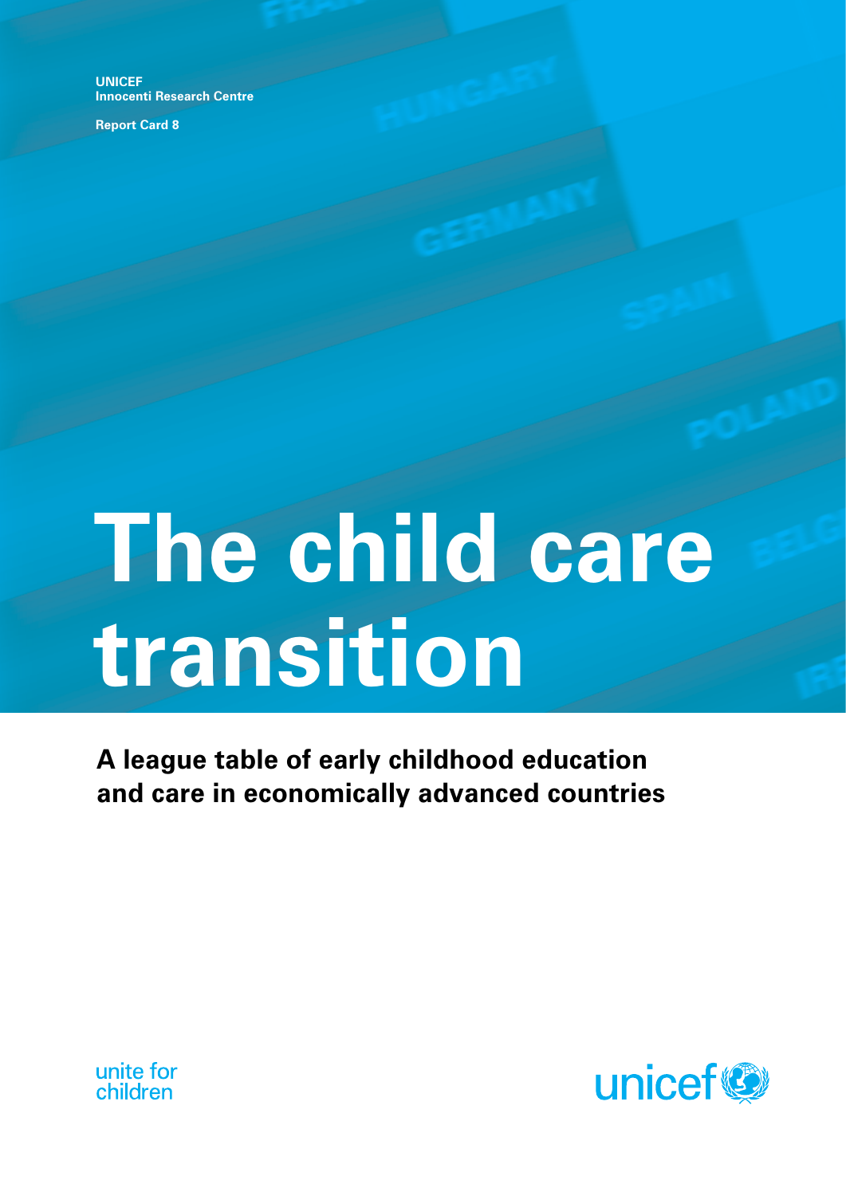UNICEF
Innocenti Research Centre

Report Card 8

# The child care transition

## A league table of early childhood education and care in economically advanced countries

unite for children

unicef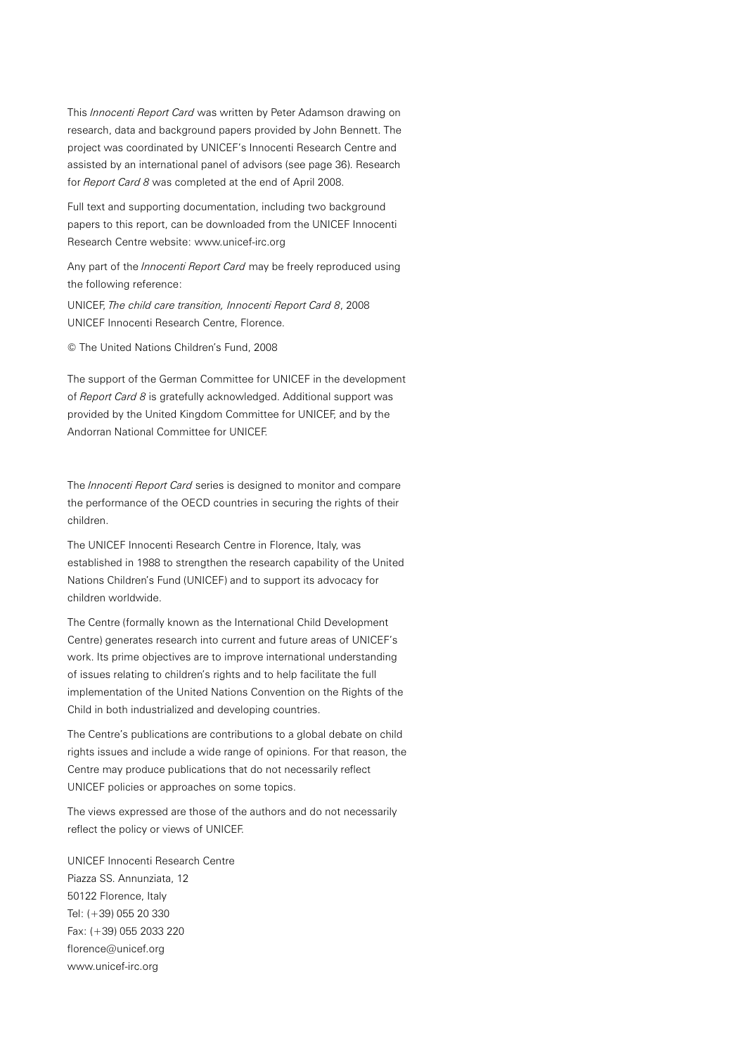This *Innocenti Report Card* was written by Peter Adamson drawing on research, data and background papers provided by John Bennett. The project was coordinated by UNICEF's Innocenti Research Centre and assisted by an international panel of advisors (see page 36). Research for *Report Card 8* was completed at the end of April 2008.

Full text and supporting documentation, including two background papers to this report, can be downloaded from the UNICEF Innocenti Research Centre website: www.unicef-irc.org

Any part of the *Innocenti Report Card* may be freely reproduced using the following reference:

UNICEF, *The child care transition, Innocenti Report Card 8*, 2008 UNICEF Innocenti Research Centre, Florence.

© The United Nations Children's Fund, 2008

The support of the German Committee for UNICEF in the development of *Report Card 8* is gratefully acknowledged. Additional support was provided by the United Kingdom Committee for UNICEF, and by the Andorran National Committee for UNICEF.

The *Innocenti Report Card* series is designed to monitor and compare the performance of the OECD countries in securing the rights of their children.

The UNICEF Innocenti Research Centre in Florence, Italy, was established in 1988 to strengthen the research capability of the United Nations Children's Fund (UNICEF) and to support its advocacy for children worldwide.

The Centre (formally known as the International Child Development Centre) generates research into current and future areas of UNICEF's work. Its prime objectives are to improve international understanding of issues relating to children's rights and to help facilitate the full implementation of the United Nations Convention on the Rights of the Child in both industrialized and developing countries.

The Centre's publications are contributions to a global debate on child rights issues and include a wide range of opinions. For that reason, the Centre may produce publications that do not necessarily reflect UNICEF policies or approaches on some topics.

The views expressed are those of the authors and do not necessarily reflect the policy or views of UNICEF.

UNICEF Innocenti Research Centre
Piazza SS. Annunziata, 12
50122 Florence, Italy
Tel: (+39) 055 20 330
Fax: (+39) 055 2033 220
florence@unicef.org
www.unicef-irc.org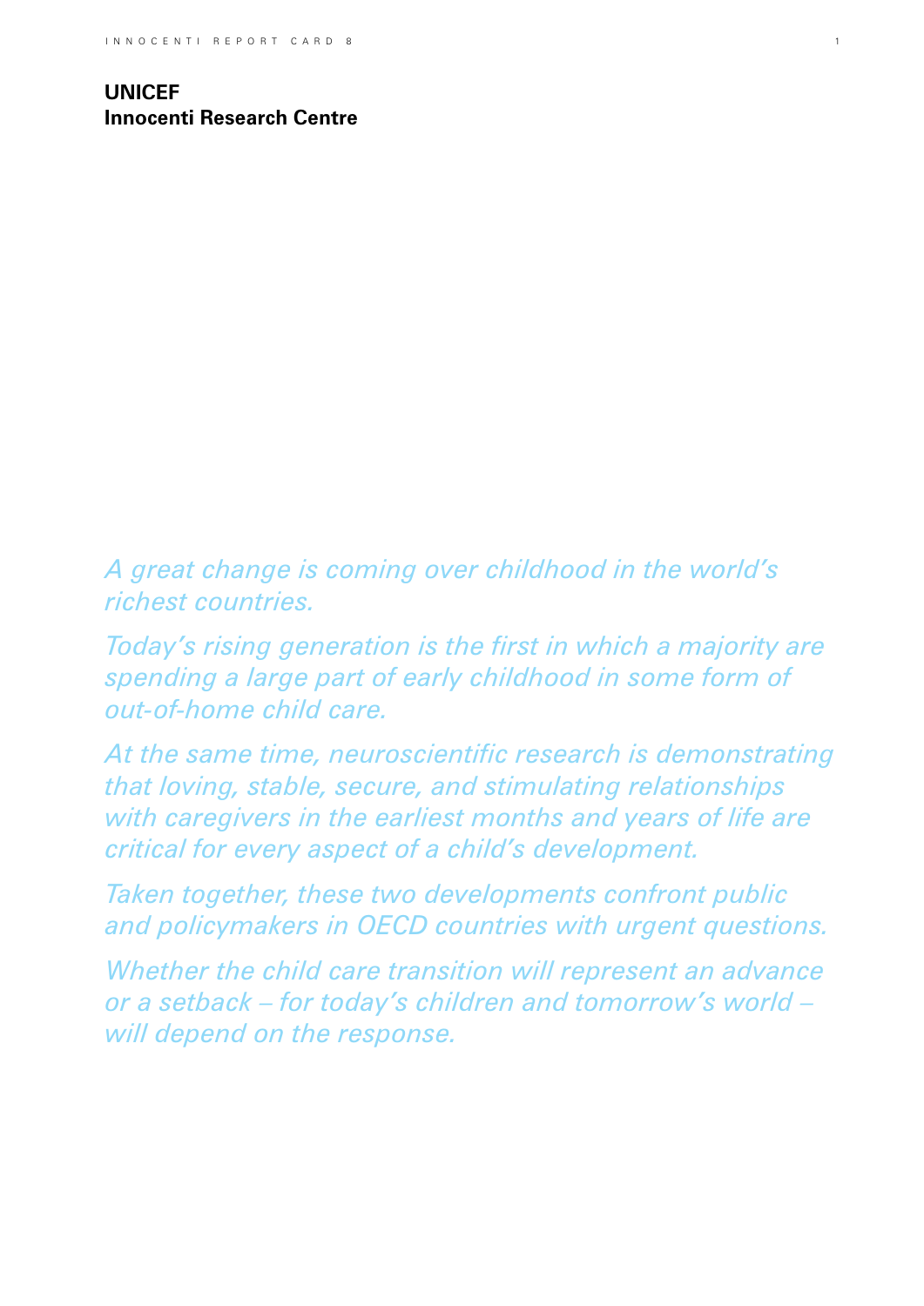**UNICEF**
**Innocenti Research Centre**

*A great change is coming over childhood in the world's richest countries.*

*Today's rising generation is the first in which a majority are spending a large part of early childhood in some form of out-of-home child care.*

*At the same time, neuroscientific research is demonstrating that loving, stable, secure, and stimulating relationships with caregivers in the earliest months and years of life are critical for every aspect of a child's development.*

*Taken together, these two developments confront public and policymakers in OECD countries with urgent questions.*

*Whether the child care transition will represent an advance or a setback – for today's children and tomorrow's world – will depend on the response.*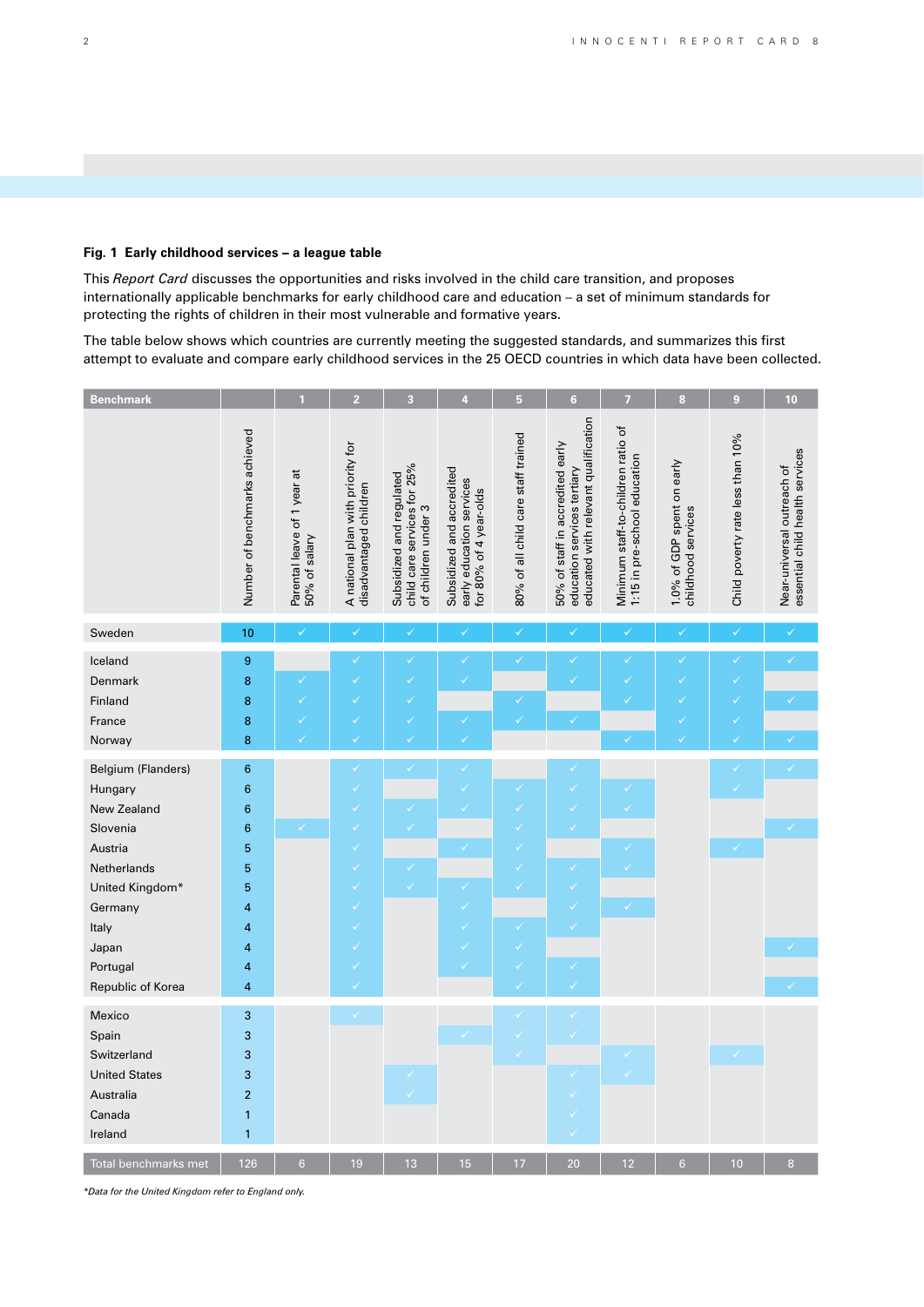### Fig. 1 Early childhood services – a league table

This *Report Card* discusses the opportunities and risks involved in the child care transition, and proposes internationally applicable benchmarks for early childhood care and education – a set of minimum standards for protecting the rights of children in their most vulnerable and formative years.

The table below shows which countries are currently meeting the suggested standards, and summarizes this first attempt to evaluate and compare early childhood services in the 25 OECD countries in which data have been collected.

| Benchmark | | 1 | 2 | 3 | 4 | 5 | 6 | 7 | 8 | 9 | 10 |
|---|---|---|---|---|---|---|---|---|---|---|---|
| | Number of benchmarks achieved | Parental leave of 1 year at 50% of salary | A national plan with priority for disadvantaged children | Subsidized and regulated child care services for 25% of children under 3 | Subsidized and accredited early education services for 80% of 4 year-olds | 80% of all child care staff trained | 50% of staff in accredited early education services tertiary educated with relevant qualification | Minimum staff-to-children ratio of 1:15 in pre-school education | 1.0% of GDP spent on early childhood services | Child poverty rate less than 10% | Near-universal outreach of essential child health services |
| Sweden | 10 | ✓ | ✓ | ✓ | ✓ | ✓ | ✓ | ✓ | ✓ | ✓ | ✓ |
| Iceland | 9 | | ✓ | ✓ | ✓ | ✓ | ✓ | ✓ | ✓ | ✓ | ✓ |
| Denmark | 8 | ✓ | ✓ | ✓ | ✓ | | ✓ | ✓ | ✓ | ✓ | |
| Finland | 8 | ✓ | ✓ | ✓ | | ✓ | | ✓ | ✓ | ✓ | ✓ |
| France | 8 | ✓ | ✓ | ✓ | ✓ | ✓ | ✓ | | ✓ | ✓ | |
| Norway | 8 | ✓ | ✓ | ✓ | ✓ | | | ✓ | ✓ | ✓ | ✓ |
| Belgium (Flanders) | 6 | | ✓ | ✓ | ✓ | | ✓ | | | ✓ | ✓ |
| Hungary | 6 | | ✓ | | ✓ | ✓ | ✓ | ✓ | | ✓ | |
| New Zealand | 6 | | ✓ | ✓ | ✓ | ✓ | ✓ | ✓ | | | |
| Slovenia | 6 | ✓ | ✓ | ✓ | | ✓ | ✓ | | | | ✓ |
| Austria | 5 | | ✓ | | ✓ | ✓ | | ✓ | | ✓ | |
| Netherlands | 5 | | ✓ | ✓ | | ✓ | ✓ | ✓ | | | |
| United Kingdom* | 5 | | ✓ | ✓ | ✓ | ✓ | ✓ | | | | |
| Germany | 4 | | ✓ | | ✓ | | ✓ | ✓ | | | |
| Italy | 4 | | ✓ | | ✓ | ✓ | ✓ | | | | |
| Japan | 4 | | ✓ | | ✓ | ✓ | | | | | ✓ |
| Portugal | 4 | | ✓ | | ✓ | ✓ | ✓ | | | | |
| Republic of Korea | 4 | | ✓ | | | ✓ | ✓ | | | | ✓ |
| Mexico | 3 | | ✓ | | | ✓ | ✓ | | | | |
| Spain | 3 | | | | ✓ | ✓ | ✓ | | | | |
| Switzerland | 3 | | | | | ✓ | | ✓ | | ✓ | |
| United States | 3 | | | ✓ | | | ✓ | ✓ | | | |
| Australia | 2 | | | ✓ | | | ✓ | | | | |
| Canada | 1 | | | | | | ✓ | | | | |
| Ireland | 1 | | | | | | ✓ | | | | |
| Total benchmarks met | 126 | 6 | 19 | 13 | 15 | 17 | 20 | 12 | 6 | 10 | 8 |

*\*Data for the United Kingdom refer to England only.*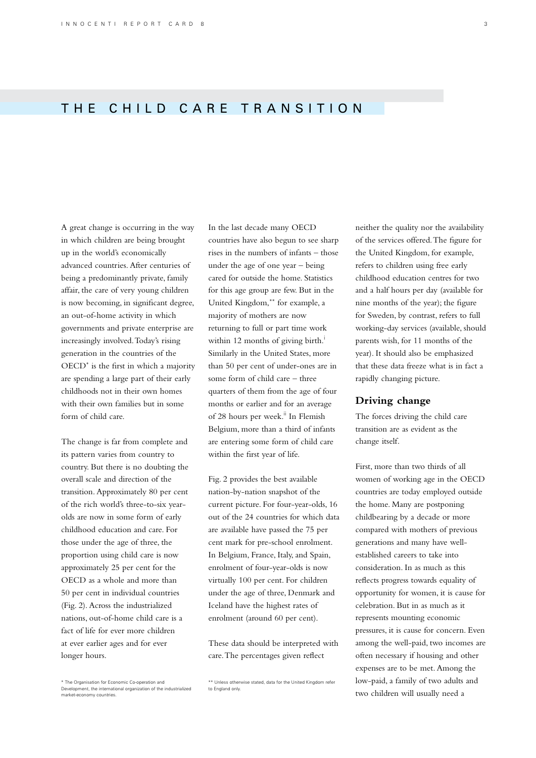# THE CHILD CARE TRANSITION

A great change is occurring in the way in which children are being brought up in the world's economically advanced countries. After centuries of being a predominantly private, family affair, the care of very young children is now becoming, in significant degree, an out-of-home activity in which governments and private enterprise are increasingly involved. Today's rising generation in the countries of the OECD* is the first in which a majority are spending a large part of their early childhoods not in their own homes with their own families but in some form of child care.

The change is far from complete and its pattern varies from country to country. But there is no doubting the overall scale and direction of the transition. Approximately 80 per cent of the rich world's three-to-six year-olds are now in some form of early childhood education and care. For those under the age of three, the proportion using child care is now approximately 25 per cent for the OECD as a whole and more than 50 per cent in individual countries (Fig. 2). Across the industrialized nations, out-of-home child care is a fact of life for ever more children at ever earlier ages and for ever longer hours.

In the last decade many OECD countries have also begun to see sharp rises in the numbers of infants – those under the age of one year – being cared for outside the home. Statistics for this age group are few. But in the United Kingdom,** for example, a majority of mothers are now returning to full or part time work within 12 months of giving birth.[i] Similarly in the United States, more than 50 per cent of under-ones are in some form of child care – three quarters of them from the age of four months or earlier and for an average of 28 hours per week.[ii] In Flemish Belgium, more than a third of infants are entering some form of child care within the first year of life.

Fig. 2 provides the best available nation-by-nation snapshot of the current picture. For four-year-olds, 16 out of the 24 countries for which data are available have passed the 75 per cent mark for pre-school enrolment. In Belgium, France, Italy, and Spain, enrolment of four-year-olds is now virtually 100 per cent. For children under the age of three, Denmark and Iceland have the highest rates of enrolment (around 60 per cent).

These data should be interpreted with care. The percentages given reflect neither the quality nor the availability of the services offered. The figure for the United Kingdom, for example, refers to children using free early childhood education centres for two and a half hours per day (available for nine months of the year); the figure for Sweden, by contrast, refers to full working-day services (available, should parents wish, for 11 months of the year). It should also be emphasized that these data freeze what is in fact a rapidly changing picture.

## Driving change

The forces driving the child care transition are as evident as the change itself.

First, more than two thirds of all women of working age in the OECD countries are today employed outside the home. Many are postponing childbearing by a decade or more compared with mothers of previous generations and many have well-established careers to take into consideration. In as much as this reflects progress towards equality of opportunity for women, it is cause for celebration. But in as much as it represents mounting economic pressures, it is cause for concern. Even among the well-paid, two incomes are often necessary if housing and other expenses are to be met. Among the low-paid, a family of two adults and two children will usually need a

\* The Organisation for Economic Co-operation and Development, the international organization of the industrialized market-economy countries.

\** Unless otherwise stated, data for the United Kingdom refer to England only.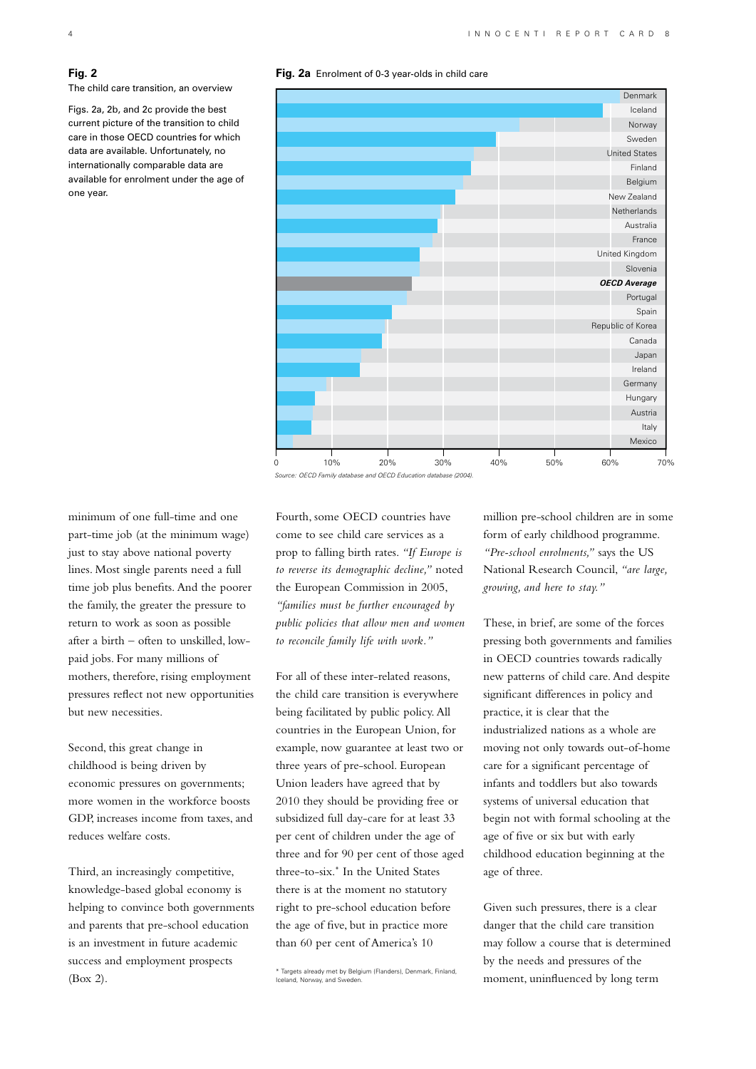**Fig. 2**
The child care transition, an overview

Figs. 2a, 2b, and 2c provide the best current picture of the transition to child care in those OECD countries for which data are available. Unfortunately, no internationally comparable data are available for enrolment under the age of one year.

**Fig. 2a** Enrolment of 0-3 year-olds in child care

| Country |
|---|
| Denmark |
| Iceland |
| Norway |
| Sweden |
| United States |
| Finland |
| Belgium |
| New Zealand |
| Netherlands |
| Australia |
| France |
| United Kingdom |
| Slovenia |
| ***OECD Average*** |
| Portugal |
| Spain |
| Republic of Korea |
| Canada |
| Japan |
| Ireland |
| Germany |
| Hungary |
| Austria |
| Italy |
| Mexico |

0 10% 20% 30% 40% 50% 60% 70%

*Source: OECD Family database and OECD Education database (2004).*

minimum of one full-time and one part-time job (at the minimum wage) just to stay above national poverty lines. Most single parents need a full time job plus benefits. And the poorer the family, the greater the pressure to return to work as soon as possible after a birth – often to unskilled, low-paid jobs. For many millions of mothers, therefore, rising employment pressures reflect not new opportunities but new necessities.

Second, this great change in childhood is being driven by economic pressures on governments; more women in the workforce boosts GDP, increases income from taxes, and reduces welfare costs.

Third, an increasingly competitive, knowledge-based global economy is helping to convince both governments and parents that pre-school education is an investment in future academic success and employment prospects (Box 2).

Fourth, some OECD countries have come to see child care services as a prop to falling birth rates. *"If Europe is to reverse its demographic decline,"* noted the European Commission in 2005, *"families must be further encouraged by public policies that allow men and women to reconcile family life with work."*

For all of these inter-related reasons, the child care transition is everywhere being facilitated by public policy. All countries in the European Union, for example, now guarantee at least two or three years of pre-school. European Union leaders have agreed that by 2010 they should be providing free or subsidized full day-care for at least 33 per cent of children under the age of three and for 90 per cent of those aged three-to-six.* In the United States there is at the moment no statutory right to pre-school education before the age of five, but in practice more than 60 per cent of America's 10 million pre-school children are in some form of early childhood programme. *"Pre-school enrolments,"* says the US National Research Council, *"are large, growing, and here to stay."*

These, in brief, are some of the forces pressing both governments and families in OECD countries towards radically new patterns of child care. And despite significant differences in policy and practice, it is clear that the industrialized nations as a whole are moving not only towards out-of-home care for a significant percentage of infants and toddlers but also towards systems of universal education that begin not with formal schooling at the age of five or six but with early childhood education beginning at the age of three.

Given such pressures, there is a clear danger that the child care transition may follow a course that is determined by the needs and pressures of the moment, uninfluenced by long term

\* Targets already met by Belgium (Flanders), Denmark, Finland, Iceland, Norway, and Sweden.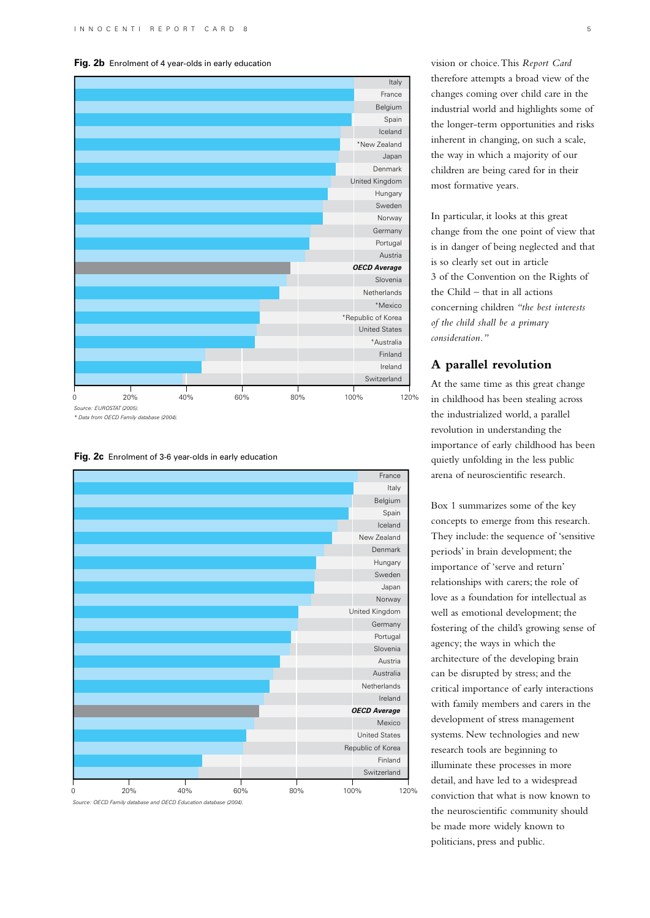**Fig. 2b** Enrolment of 4 year-olds in early education

| Country |
|---|
| Italy |
| France |
| Belgium |
| Spain |
| Iceland |
| *New Zealand |
| Japan |
| Denmark |
| United Kingdom |
| Hungary |
| Sweden |
| Norway |
| Germany |
| Portugal |
| Austria |
| ***OECD Average*** |
| Slovenia |
| Netherlands |
| *Mexico |
| *Republic of Korea |
| United States |
| *Australia |
| Finland |
| Ireland |
| Switzerland |

0 20% 40% 60% 80% 100% 120%

*Source: EUROSTAT (2005).*

*\* Data from OECD Family database (2004).*

**Fig. 2c** Enrolment of 3-6 year-olds in early education

| Country |
|---|
| France |
| Italy |
| Belgium |
| Spain |
| Iceland |
| New Zealand |
| Denmark |
| Hungary |
| Sweden |
| Japan |
| Norway |
| United Kingdom |
| Germany |
| Portugal |
| Slovenia |
| Austria |
| Australia |
| Netherlands |
| Ireland |
| ***OECD Average*** |
| Mexico |
| United States |
| Republic of Korea |
| Finland |
| Switzerland |

0 20% 40% 60% 80% 100% 120%

*Source: OECD Family database and OECD Education database (2004).*

vision or choice. This *Report Card* therefore attempts a broad view of the changes coming over child care in the industrial world and highlights some of the longer-term opportunities and risks inherent in changing, on such a scale, the way in which a majority of our children are being cared for in their most formative years.

In particular, it looks at this great change from the one point of view that is in danger of being neglected and that is so clearly set out in article 3 of the Convention on the Rights of the Child – that in all actions concerning children *"the best interests of the child shall be a primary consideration."*

## A parallel revolution

At the same time as this great change in childhood has been stealing across the industrialized world, a parallel revolution in understanding the importance of early childhood has been quietly unfolding in the less public arena of neuroscientific research.

Box 1 summarizes some of the key concepts to emerge from this research. They include: the sequence of 'sensitive periods' in brain development; the importance of 'serve and return' relationships with carers; the role of love as a foundation for intellectual as well as emotional development; the fostering of the child's growing sense of agency; the ways in which the architecture of the developing brain can be disrupted by stress; and the critical importance of early interactions with family members and carers in the development of stress management systems. New technologies and new research tools are beginning to illuminate these processes in more detail, and have led to a widespread conviction that what is now known to the neuroscientific community should be made more widely known to politicians, press and public.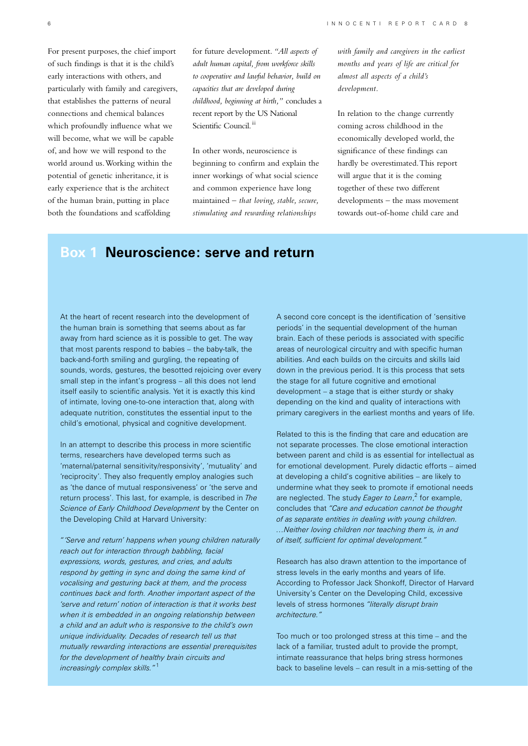For present purposes, the chief import of such findings is that it is the child's early interactions with others, and particularly with family and caregivers, that establishes the patterns of neural connections and chemical balances which profoundly influence what we will become, what we will be capable of, and how we will respond to the world around us. Working within the potential of genetic inheritance, it is early experience that is the architect of the human brain, putting in place both the foundations and scaffolding for future development. *"All aspects of adult human capital, from workforce skills to cooperative and lawful behavior, build on capacities that are developed during childhood, beginning at birth,"* concludes a recent report by the US National Scientific Council.[iii]

In other words, neuroscience is beginning to confirm and explain the inner workings of what social science and common experience have long maintained – *that loving, stable, secure, stimulating and rewarding relationships with family and caregivers in the earliest months and years of life are critical for almost all aspects of a child's development.*

In relation to the change currently coming across childhood in the economically developed world, the significance of these findings can hardly be overestimated. This report will argue that it is the coming together of these two different developments – the mass movement towards out-of-home child care and

## Box 1 Neuroscience: serve and return

At the heart of recent research into the development of the human brain is something that seems about as far away from hard science as it is possible to get. The way that most parents respond to babies – the baby-talk, the back-and-forth smiling and gurgling, the repeating of sounds, words, gestures, the besotted rejoicing over every small step in the infant's progress – all this does not lend itself easily to scientific analysis. Yet it is exactly this kind of intimate, loving one-to-one interaction that, along with adequate nutrition, constitutes the essential input to the child's emotional, physical and cognitive development.

In an attempt to describe this process in more scientific terms, researchers have developed terms such as 'maternal/paternal sensitivity/responsivity', 'mutuality' and 'reciprocity'. They also frequently employ analogies such as 'the dance of mutual responsiveness' or 'the serve and return process'. This last, for example, is described in *The Science of Early Childhood Development* by the Center on the Developing Child at Harvard University:

*"'Serve and return' happens when young children naturally reach out for interaction through babbling, facial expressions, words, gestures, and cries, and adults respond by getting in sync and doing the same kind of vocalising and gesturing back at them, and the process continues back and forth. Another important aspect of the 'serve and return' notion of interaction is that it works best when it is embedded in an ongoing relationship between a child and an adult who is responsive to the child's own unique individuality. Decades of research tell us that mutually rewarding interactions are essential prerequisites for the development of healthy brain circuits and increasingly complex skills."*[1]

A second core concept is the identification of 'sensitive periods' in the sequential development of the human brain. Each of these periods is associated with specific areas of neurological circuitry and with specific human abilities. And each builds on the circuits and skills laid down in the previous period. It is this process that sets the stage for all future cognitive and emotional development – a stage that is either sturdy or shaky depending on the kind and quality of interactions with primary caregivers in the earliest months and years of life.

Related to this is the finding that care and education are not separate processes. The close emotional interaction between parent and child is as essential for intellectual as for emotional development. Purely didactic efforts – aimed at developing a child's cognitive abilities – are likely to undermine what they seek to promote if emotional needs are neglected. The study *Eager to Learn*,[2] for example, concludes that *"Care and education cannot be thought of as separate entities in dealing with young children. …Neither loving children nor teaching them is, in and of itself, sufficient for optimal development."*

Research has also drawn attention to the importance of stress levels in the early months and years of life. According to Professor Jack Shonkoff, Director of Harvard University's Center on the Developing Child, excessive levels of stress hormones *"literally disrupt brain architecture."*

Too much or too prolonged stress at this time – and the lack of a familiar, trusted adult to provide the prompt, intimate reassurance that helps bring stress hormones back to baseline levels – can result in a mis-setting of the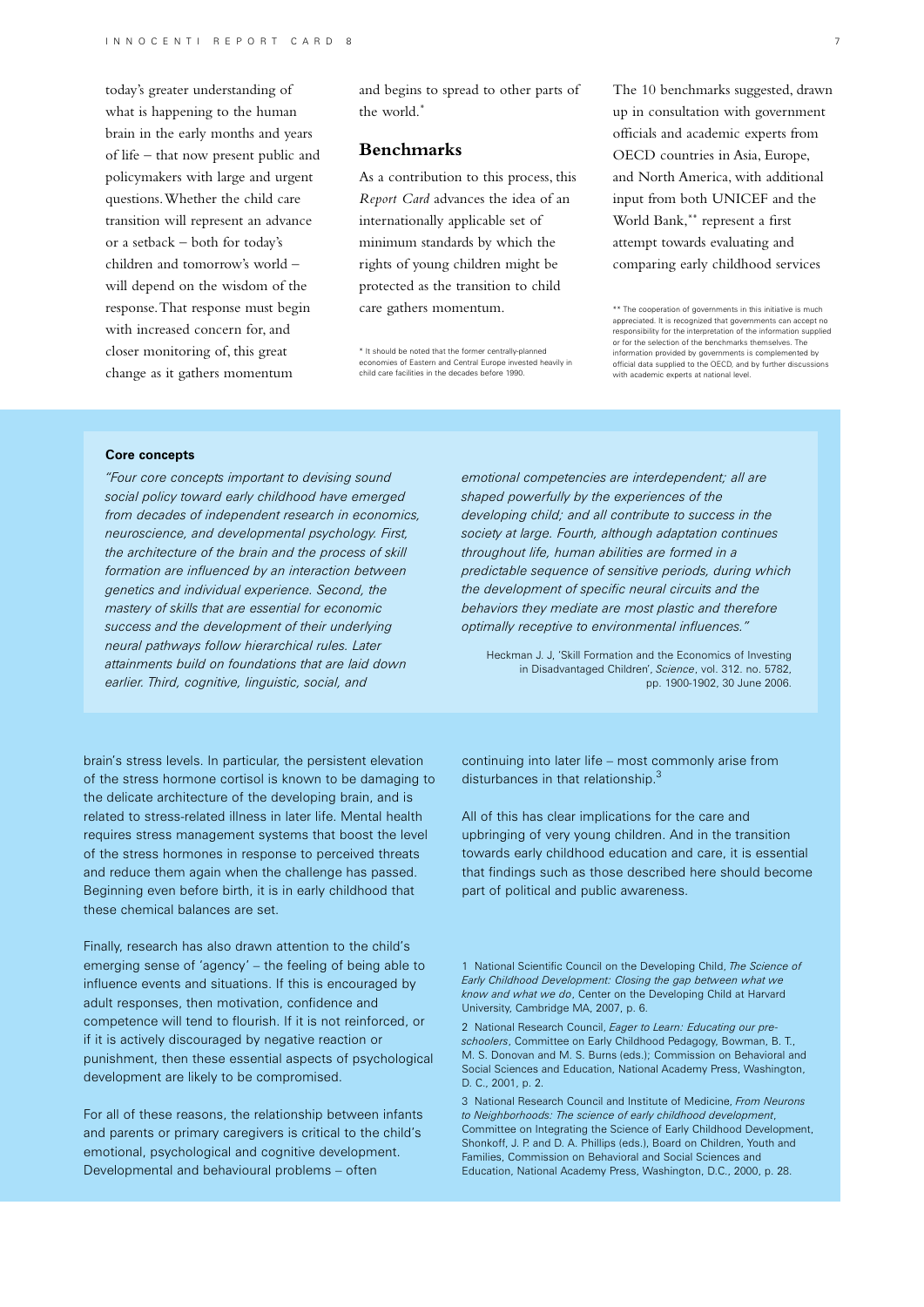today's greater understanding of what is happening to the human brain in the early months and years of life – that now present public and policymakers with large and urgent questions. Whether the child care transition will represent an advance or a setback – both for today's children and tomorrow's world – will depend on the wisdom of the response. That response must begin with increased concern for, and closer monitoring of, this great change as it gathers momentum and begins to spread to other parts of the world.*

## Benchmarks

As a contribution to this process, this *Report Card* advances the idea of an internationally applicable set of minimum standards by which the rights of young children might be protected as the transition to child care gathers momentum.

\* It should be noted that the former centrally-planned economies of Eastern and Central Europe invested heavily in child care facilities in the decades before 1990.

The 10 benchmarks suggested, drawn up in consultation with government officials and academic experts from OECD countries in Asia, Europe, and North America, with additional input from both UNICEF and the World Bank,** represent a first attempt towards evaluating and comparing early childhood services

\*\* The cooperation of governments in this initiative is much appreciated. It is recognized that governments can accept no responsibility for the interpretation of the information supplied or for the selection of the benchmarks themselves. The information provided by governments is complemented by official data supplied to the OECD, and by further discussions with academic experts at national level.

**Core concepts**

*"Four core concepts important to devising sound social policy toward early childhood have emerged from decades of independent research in economics, neuroscience, and developmental psychology. First, the architecture of the brain and the process of skill formation are influenced by an interaction between genetics and individual experience. Second, the mastery of skills that are essential for economic success and the development of their underlying neural pathways follow hierarchical rules. Later attainments build on foundations that are laid down earlier. Third, cognitive, linguistic, social, and emotional competencies are interdependent; all are shaped powerfully by the experiences of the developing child; and all contribute to success in the society at large. Fourth, although adaptation continues throughout life, human abilities are formed in a predictable sequence of sensitive periods, during which the development of specific neural circuits and the behaviors they mediate are most plastic and therefore optimally receptive to environmental influences."*

Heckman J. J, 'Skill Formation and the Economics of Investing in Disadvantaged Children', *Science*, vol. 312. no. 5782, pp. 1900-1902, 30 June 2006.

brain's stress levels. In particular, the persistent elevation of the stress hormone cortisol is known to be damaging to the delicate architecture of the developing brain, and is related to stress-related illness in later life. Mental health requires stress management systems that boost the level of the stress hormones in response to perceived threats and reduce them again when the challenge has passed. Beginning even before birth, it is in early childhood that these chemical balances are set.

Finally, research has also drawn attention to the child's emerging sense of 'agency' – the feeling of being able to influence events and situations. If this is encouraged by adult responses, then motivation, confidence and competence will tend to flourish. If it is not reinforced, or if it is actively discouraged by negative reaction or punishment, then these essential aspects of psychological development are likely to be compromised.

For all of these reasons, the relationship between infants and parents or primary caregivers is critical to the child's emotional, psychological and cognitive development. Developmental and behavioural problems – often continuing into later life – most commonly arise from disturbances in that relationship.[3]

All of this has clear implications for the care and upbringing of very young children. And in the transition towards early childhood education and care, it is essential that findings such as those described here should become part of political and public awareness.

1 National Scientific Council on the Developing Child, *The Science of Early Childhood Development: Closing the gap between what we know and what we do*, Center on the Developing Child at Harvard University, Cambridge MA, 2007, p. 6.

2 National Research Council, *Eager to Learn: Educating our pre-schoolers*, Committee on Early Childhood Pedagogy, Bowman, B. T., M. S. Donovan and M. S. Burns (eds.); Commission on Behavioral and Social Sciences and Education, National Academy Press, Washington, D. C., 2001, p. 2.

3 National Research Council and Institute of Medicine, *From Neurons to Neighborhoods: The science of early childhood development*, Committee on Integrating the Science of Early Childhood Development, Shonkoff, J. P. and D. A. Phillips (eds.), Board on Children, Youth and Families, Commission on Behavioral and Social Sciences and Education, National Academy Press, Washington, D.C., 2000, p. 28.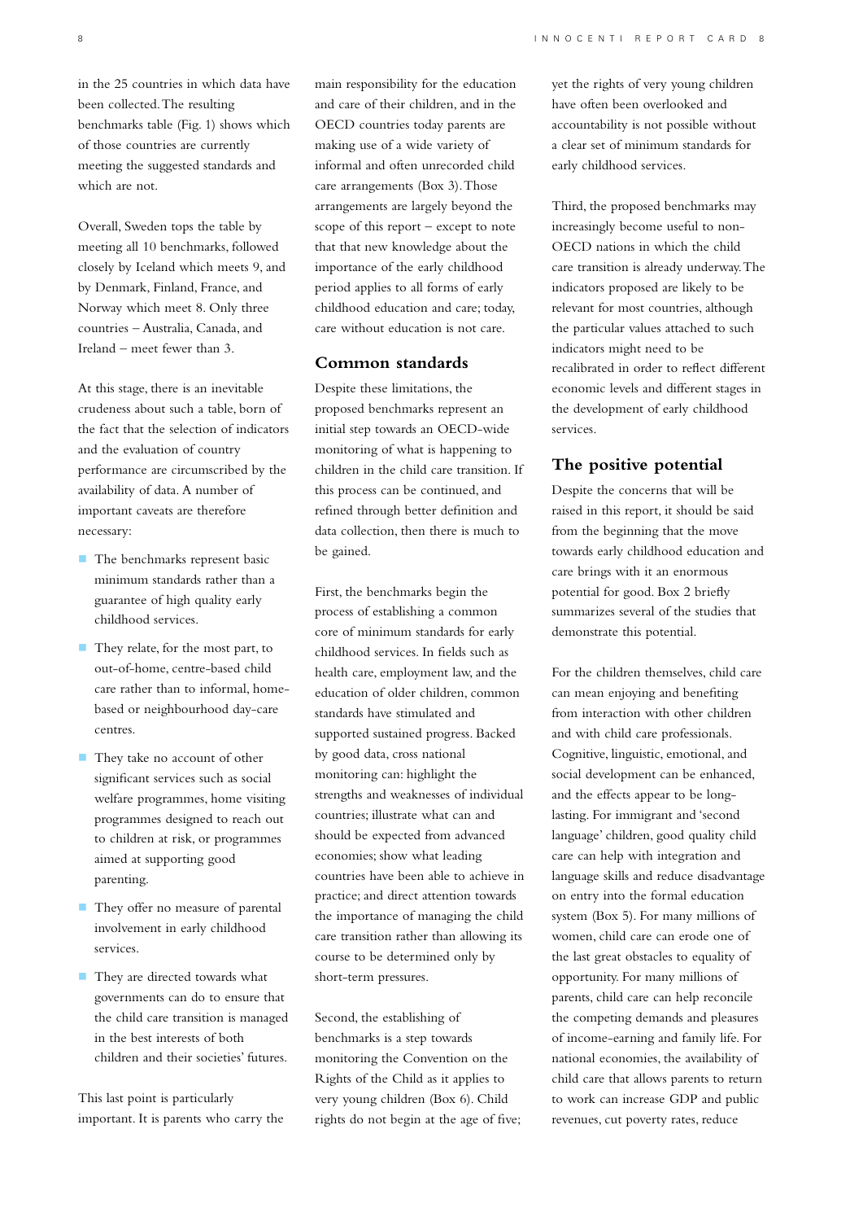in the 25 countries in which data have been collected. The resulting benchmarks table (Fig. 1) shows which of those countries are currently meeting the suggested standards and which are not.

Overall, Sweden tops the table by meeting all 10 benchmarks, followed closely by Iceland which meets 9, and by Denmark, Finland, France, and Norway which meet 8. Only three countries – Australia, Canada, and Ireland – meet fewer than 3.

At this stage, there is an inevitable crudeness about such a table, born of the fact that the selection of indicators and the evaluation of country performance are circumscribed by the availability of data. A number of important caveats are therefore necessary:

- The benchmarks represent basic minimum standards rather than a guarantee of high quality early childhood services.
- They relate, for the most part, to out-of-home, centre-based child care rather than to informal, home-based or neighbourhood day-care centres.
- They take no account of other significant services such as social welfare programmes, home visiting programmes designed to reach out to children at risk, or programmes aimed at supporting good parenting.
- They offer no measure of parental involvement in early childhood services.
- They are directed towards what governments can do to ensure that the child care transition is managed in the best interests of both children and their societies' futures.

This last point is particularly important. It is parents who carry the main responsibility for the education and care of their children, and in the OECD countries today parents are making use of a wide variety of informal and often unrecorded child care arrangements (Box 3). Those arrangements are largely beyond the scope of this report – except to note that that new knowledge about the importance of the early childhood period applies to all forms of early childhood education and care; today, care without education is not care.

## Common standards

Despite these limitations, the proposed benchmarks represent an initial step towards an OECD-wide monitoring of what is happening to children in the child care transition. If this process can be continued, and refined through better definition and data collection, then there is much to be gained.

First, the benchmarks begin the process of establishing a common core of minimum standards for early childhood services. In fields such as health care, employment law, and the education of older children, common standards have stimulated and supported sustained progress. Backed by good data, cross national monitoring can: highlight the strengths and weaknesses of individual countries; illustrate what can and should be expected from advanced economies; show what leading countries have been able to achieve in practice; and direct attention towards the importance of managing the child care transition rather than allowing its course to be determined only by short-term pressures.

Second, the establishing of benchmarks is a step towards monitoring the Convention on the Rights of the Child as it applies to very young children (Box 6). Child rights do not begin at the age of five; yet the rights of very young children have often been overlooked and accountability is not possible without a clear set of minimum standards for early childhood services.

Third, the proposed benchmarks may increasingly become useful to non-OECD nations in which the child care transition is already underway. The indicators proposed are likely to be relevant for most countries, although the particular values attached to such indicators might need to be recalibrated in order to reflect different economic levels and different stages in the development of early childhood services.

## The positive potential

Despite the concerns that will be raised in this report, it should be said from the beginning that the move towards early childhood education and care brings with it an enormous potential for good. Box 2 briefly summarizes several of the studies that demonstrate this potential.

For the children themselves, child care can mean enjoying and benefiting from interaction with other children and with child care professionals. Cognitive, linguistic, emotional, and social development can be enhanced, and the effects appear to be long-lasting. For immigrant and 'second language' children, good quality child care can help with integration and language skills and reduce disadvantage on entry into the formal education system (Box 5). For many millions of women, child care can erode one of the last great obstacles to equality of opportunity. For many millions of parents, child care can help reconcile the competing demands and pleasures of income-earning and family life. For national economies, the availability of child care that allows parents to return to work can increase GDP and public revenues, cut poverty rates, reduce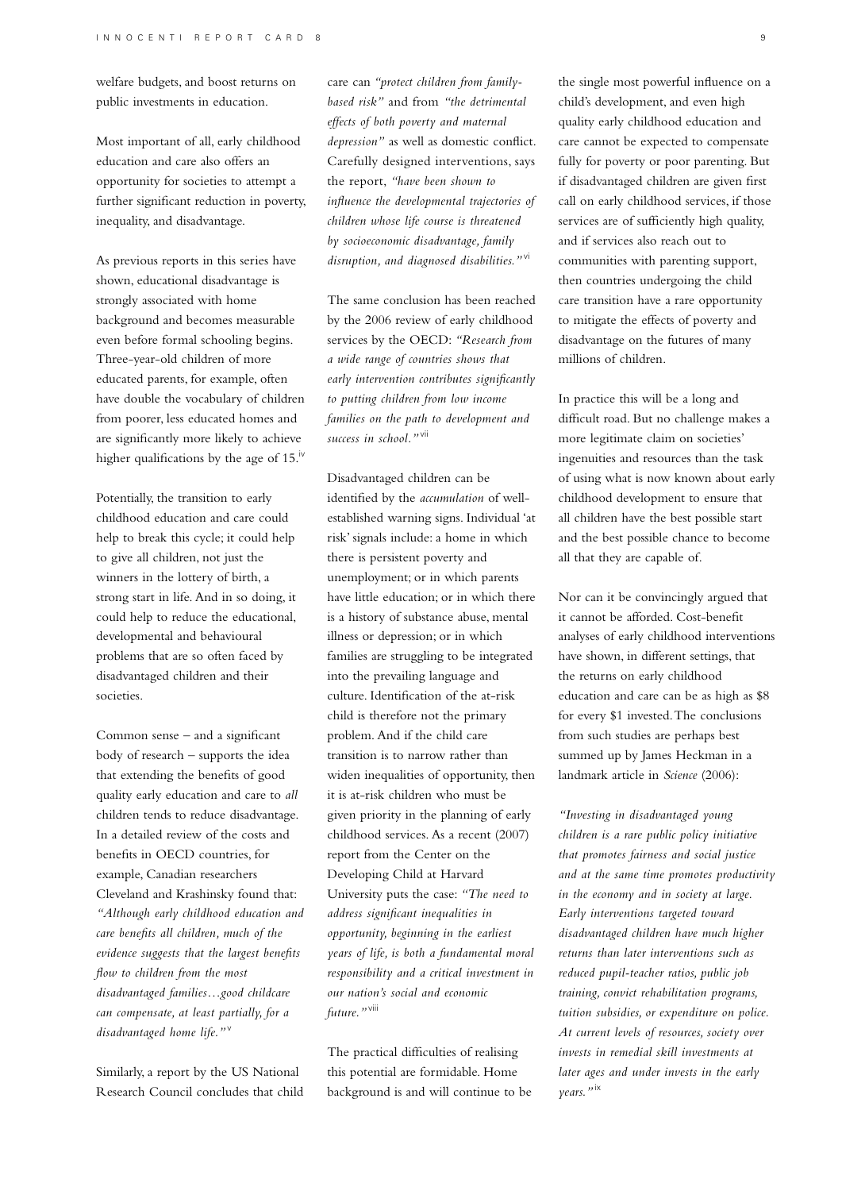welfare budgets, and boost returns on public investments in education.

Most important of all, early childhood education and care also offers an opportunity for societies to attempt a further significant reduction in poverty, inequality, and disadvantage.

As previous reports in this series have shown, educational disadvantage is strongly associated with home background and becomes measurable even before formal schooling begins. Three-year-old children of more educated parents, for example, often have double the vocabulary of children from poorer, less educated homes and are significantly more likely to achieve higher qualifications by the age of 15.[iv]

Potentially, the transition to early childhood education and care could help to break this cycle; it could help to give all children, not just the winners in the lottery of birth, a strong start in life. And in so doing, it could help to reduce the educational, developmental and behavioural problems that are so often faced by disadvantaged children and their societies.

Common sense – and a significant body of research – supports the idea that extending the benefits of good quality early education and care to *all* children tends to reduce disadvantage. In a detailed review of the costs and benefits in OECD countries, for example, Canadian researchers Cleveland and Krashinsky found that: *"Although early childhood education and care benefits all children, much of the evidence suggests that the largest benefits flow to children from the most disadvantaged families…good childcare can compensate, at least partially, for a disadvantaged home life."*[v]

Similarly, a report by the US National Research Council concludes that child care can *"protect children from family-based risk"* and from *"the detrimental effects of both poverty and maternal depression"* as well as domestic conflict. Carefully designed interventions, says the report, *"have been shown to influence the developmental trajectories of children whose life course is threatened by socioeconomic disadvantage, family disruption, and diagnosed disabilities."*[vi]

The same conclusion has been reached by the 2006 review of early childhood services by the OECD: *"Research from a wide range of countries shows that early intervention contributes significantly to putting children from low income families on the path to development and success in school."*[vii]

Disadvantaged children can be identified by the *accumulation* of well-established warning signs. Individual 'at risk' signals include: a home in which there is persistent poverty and unemployment; or in which parents have little education; or in which there is a history of substance abuse, mental illness or depression; or in which families are struggling to be integrated into the prevailing language and culture. Identification of the at-risk child is therefore not the primary problem. And if the child care transition is to narrow rather than widen inequalities of opportunity, then it is at-risk children who must be given priority in the planning of early childhood services. As a recent (2007) report from the Center on the Developing Child at Harvard University puts the case: *"The need to address significant inequalities in opportunity, beginning in the earliest years of life, is both a fundamental moral responsibility and a critical investment in our nation's social and economic future."*[viii]

The practical difficulties of realising this potential are formidable. Home background is and will continue to be the single most powerful influence on a child's development, and even high quality early childhood education and care cannot be expected to compensate fully for poverty or poor parenting. But if disadvantaged children are given first call on early childhood services, if those services are of sufficiently high quality, and if services also reach out to communities with parenting support, then countries undergoing the child care transition have a rare opportunity to mitigate the effects of poverty and disadvantage on the futures of many millions of children.

In practice this will be a long and difficult road. But no challenge makes a more legitimate claim on societies' ingenuities and resources than the task of using what is now known about early childhood development to ensure that all children have the best possible start and the best possible chance to become all that they are capable of.

Nor can it be convincingly argued that it cannot be afforded. Cost-benefit analyses of early childhood interventions have shown, in different settings, that the returns on early childhood education and care can be as high as $8 for every $1 invested. The conclusions from such studies are perhaps best summed up by James Heckman in a landmark article in *Science* (2006):

*"Investing in disadvantaged young children is a rare public policy initiative that promotes fairness and social justice and at the same time promotes productivity in the economy and in society at large. Early interventions targeted toward disadvantaged children have much higher returns than later interventions such as reduced pupil-teacher ratios, public job training, convict rehabilitation programs, tuition subsidies, or expenditure on police. At current levels of resources, society over invests in remedial skill investments at later ages and under invests in the early years."*[ix]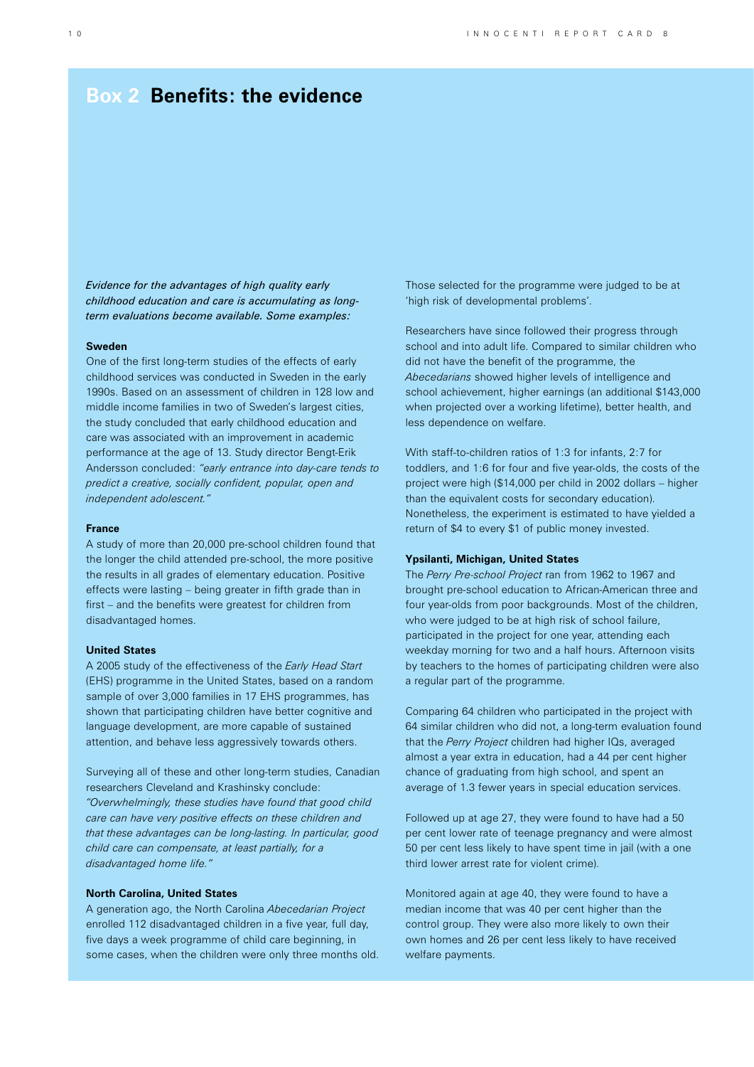# Box 2 Benefits: the evidence

*Evidence for the advantages of high quality early childhood education and care is accumulating as long-term evaluations become available. Some examples:*

**Sweden**

One of the first long-term studies of the effects of early childhood services was conducted in Sweden in the early 1990s. Based on an assessment of children in 128 low and middle income families in two of Sweden's largest cities, the study concluded that early childhood education and care was associated with an improvement in academic performance at the age of 13. Study director Bengt-Erik Andersson concluded: *"early entrance into day-care tends to predict a creative, socially confident, popular, open and independent adolescent."*

**France**

A study of more than 20,000 pre-school children found that the longer the child attended pre-school, the more positive the results in all grades of elementary education. Positive effects were lasting – being greater in fifth grade than in first – and the benefits were greatest for children from disadvantaged homes.

**United States**

A 2005 study of the effectiveness of the *Early Head Start* (EHS) programme in the United States, based on a random sample of over 3,000 families in 17 EHS programmes, has shown that participating children have better cognitive and language development, are more capable of sustained attention, and behave less aggressively towards others.

Surveying all of these and other long-term studies, Canadian researchers Cleveland and Krashinsky conclude: *"Overwhelmingly, these studies have found that good child care can have very positive effects on these children and that these advantages can be long-lasting. In particular, good child care can compensate, at least partially, for a disadvantaged home life."*

**North Carolina, United States**

A generation ago, the North Carolina *Abecedarian Project* enrolled 112 disadvantaged children in a five year, full day, five days a week programme of child care beginning, in some cases, when the children were only three months old. Those selected for the programme were judged to be at 'high risk of developmental problems'.

Researchers have since followed their progress through school and into adult life. Compared to similar children who did not have the benefit of the programme, the *Abecedarians* showed higher levels of intelligence and school achievement, higher earnings (an additional $143,000 when projected over a working lifetime), better health, and less dependence on welfare.

With staff-to-children ratios of 1:3 for infants, 2:7 for toddlers, and 1:6 for four and five year-olds, the costs of the project were high ($14,000 per child in 2002 dollars – higher than the equivalent costs for secondary education). Nonetheless, the experiment is estimated to have yielded a return of $4 to every $1 of public money invested.

**Ypsilanti, Michigan, United States**

The *Perry Pre-school Project* ran from 1962 to 1967 and brought pre-school education to African-American three and four year-olds from poor backgrounds. Most of the children, who were judged to be at high risk of school failure, participated in the project for one year, attending each weekday morning for two and a half hours. Afternoon visits by teachers to the homes of participating children were also a regular part of the programme.

Comparing 64 children who participated in the project with 64 similar children who did not, a long-term evaluation found that the *Perry Project* children had higher IQs, averaged almost a year extra in education, had a 44 per cent higher chance of graduating from high school, and spent an average of 1.3 fewer years in special education services.

Followed up at age 27, they were found to have had a 50 per cent lower rate of teenage pregnancy and were almost 50 per cent less likely to have spent time in jail (with a one third lower arrest rate for violent crime).

Monitored again at age 40, they were found to have a median income that was 40 per cent higher than the control group. They were also more likely to own their own homes and 26 per cent less likely to have received welfare payments.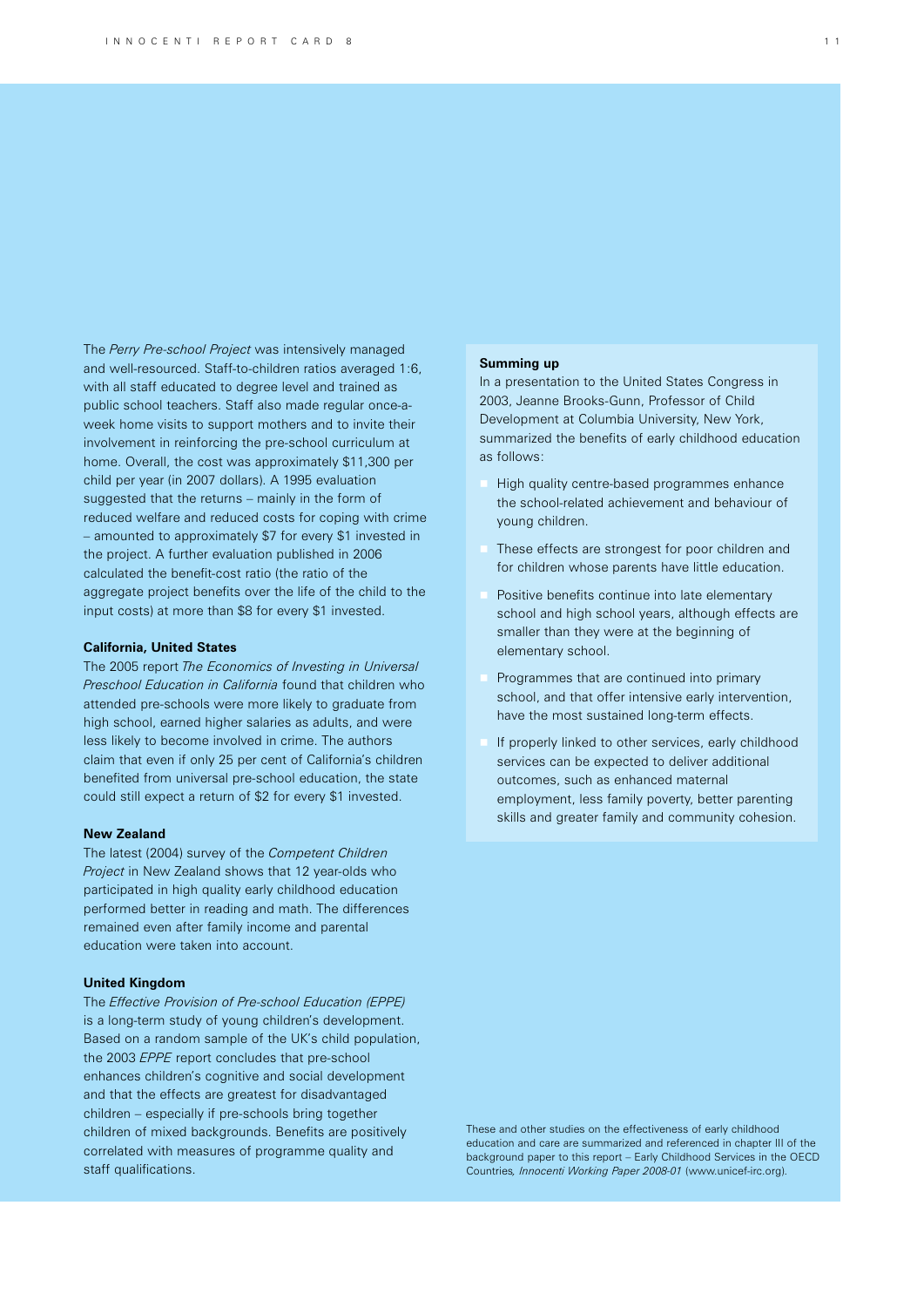The *Perry Pre-school Project* was intensively managed and well-resourced. Staff-to-children ratios averaged 1:6, with all staff educated to degree level and trained as public school teachers. Staff also made regular once-a-week home visits to support mothers and to invite their involvement in reinforcing the pre-school curriculum at home. Overall, the cost was approximately $11,300 per child per year (in 2007 dollars). A 1995 evaluation suggested that the returns – mainly in the form of reduced welfare and reduced costs for coping with crime – amounted to approximately $7 for every $1 invested in the project. A further evaluation published in 2006 calculated the benefit-cost ratio (the ratio of the aggregate project benefits over the life of the child to the input costs) at more than $8 for every $1 invested.

**California, United States**

The 2005 report *The Economics of Investing in Universal Preschool Education in California* found that children who attended pre-schools were more likely to graduate from high school, earned higher salaries as adults, and were less likely to become involved in crime. The authors claim that even if only 25 per cent of California's children benefited from universal pre-school education, the state could still expect a return of $2 for every $1 invested.

**New Zealand**

The latest (2004) survey of the *Competent Children Project* in New Zealand shows that 12 year-olds who participated in high quality early childhood education performed better in reading and math. The differences remained even after family income and parental education were taken into account.

**United Kingdom**

The *Effective Provision of Pre-school Education (EPPE)* is a long-term study of young children's development. Based on a random sample of the UK's child population, the 2003 *EPPE* report concludes that pre-school enhances children's cognitive and social development and that the effects are greatest for disadvantaged children – especially if pre-schools bring together children of mixed backgrounds. Benefits are positively correlated with measures of programme quality and staff qualifications.

**Summing up**

In a presentation to the United States Congress in 2003, Jeanne Brooks-Gunn, Professor of Child Development at Columbia University, New York, summarized the benefits of early childhood education as follows:

- High quality centre-based programmes enhance the school-related achievement and behaviour of young children.
- These effects are strongest for poor children and for children whose parents have little education.
- Positive benefits continue into late elementary school and high school years, although effects are smaller than they were at the beginning of elementary school.
- Programmes that are continued into primary school, and that offer intensive early intervention, have the most sustained long-term effects.
- If properly linked to other services, early childhood services can be expected to deliver additional outcomes, such as enhanced maternal employment, less family poverty, better parenting skills and greater family and community cohesion.

These and other studies on the effectiveness of early childhood education and care are summarized and referenced in chapter III of the background paper to this report – Early Childhood Services in the OECD Countries*, Innocenti Working Paper 2008-01* (www.unicef-irc.org).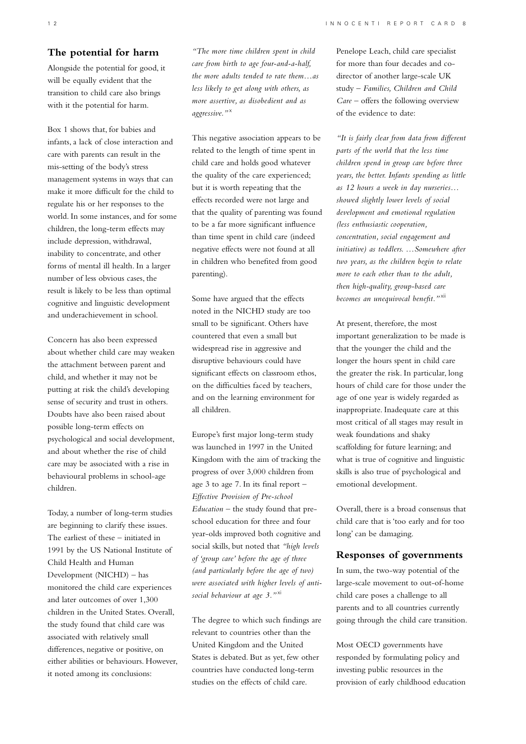## The potential for harm

Alongside the potential for good, it will be equally evident that the transition to child care also brings with it the potential for harm.

Box 1 shows that, for babies and infants, a lack of close interaction and care with parents can result in the mis-setting of the body's stress management systems in ways that can make it more difficult for the child to regulate his or her responses to the world. In some instances, and for some children, the long-term effects may include depression, withdrawal, inability to concentrate, and other forms of mental ill health. In a larger number of less obvious cases, the result is likely to be less than optimal cognitive and linguistic development and underachievement in school.

Concern has also been expressed about whether child care may weaken the attachment between parent and child, and whether it may not be putting at risk the child's developing sense of security and trust in others. Doubts have also been raised about possible long-term effects on psychological and social development, and about whether the rise of child care may be associated with a rise in behavioural problems in school-age children.

Today, a number of long-term studies are beginning to clarify these issues. The earliest of these – initiated in 1991 by the US National Institute of Child Health and Human Development (NICHD) – has monitored the child care experiences and later outcomes of over 1,300 children in the United States. Overall, the study found that child care was associated with relatively small differences, negative or positive, on either abilities or behaviours. However, it noted among its conclusions:

*"The more time children spent in child care from birth to age four-and-a-half, the more adults tended to rate them…as less likely to get along with others, as more assertive, as disobedient and as aggressive."*[x]

This negative association appears to be related to the length of time spent in child care and holds good whatever the quality of the care experienced; but it is worth repeating that the effects recorded were not large and that the quality of parenting was found to be a far more significant influence than time spent in child care (indeed negative effects were not found at all in children who benefited from good parenting).

Some have argued that the effects noted in the NICHD study are too small to be significant. Others have countered that even a small but widespread rise in aggressive and disruptive behaviours could have significant effects on classroom ethos, on the difficulties faced by teachers, and on the learning environment for all children.

Europe's first major long-term study was launched in 1997 in the United Kingdom with the aim of tracking the progress of over 3,000 children from age 3 to age 7. In its final report – *Effective Provision of Pre-school Education* – the study found that pre-school education for three and four year-olds improved both cognitive and social skills, but noted that *"high levels of 'group care' before the age of three (and particularly before the age of two) were associated with higher levels of anti-social behaviour at age 3."*[xi]

The degree to which such findings are relevant to countries other than the United Kingdom and the United States is debated. But as yet, few other countries have conducted long-term studies on the effects of child care.

Penelope Leach, child care specialist for more than four decades and co-director of another large-scale UK study – *Families, Children and Child Care* – offers the following overview of the evidence to date:

*"It is fairly clear from data from different parts of the world that the less time children spend in group care before three years, the better. Infants spending as little as 12 hours a week in day nurseries… showed slightly lower levels of social development and emotional regulation (less enthusiastic cooperation, concentration, social engagement and initiative) as toddlers. …Somewhere after two years, as the children begin to relate more to each other than to the adult, then high-quality, group-based care becomes an unequivocal benefit."*[xii]

At present, therefore, the most important generalization to be made is that the younger the child and the longer the hours spent in child care the greater the risk. In particular, long hours of child care for those under the age of one year is widely regarded as inappropriate. Inadequate care at this most critical of all stages may result in weak foundations and shaky scaffolding for future learning; and what is true of cognitive and linguistic skills is also true of psychological and emotional development.

Overall, there is a broad consensus that child care that is 'too early and for too long' can be damaging.

## Responses of governments

In sum, the two-way potential of the large-scale movement to out-of-home child care poses a challenge to all parents and to all countries currently going through the child care transition.

Most OECD governments have responded by formulating policy and investing public resources in the provision of early childhood education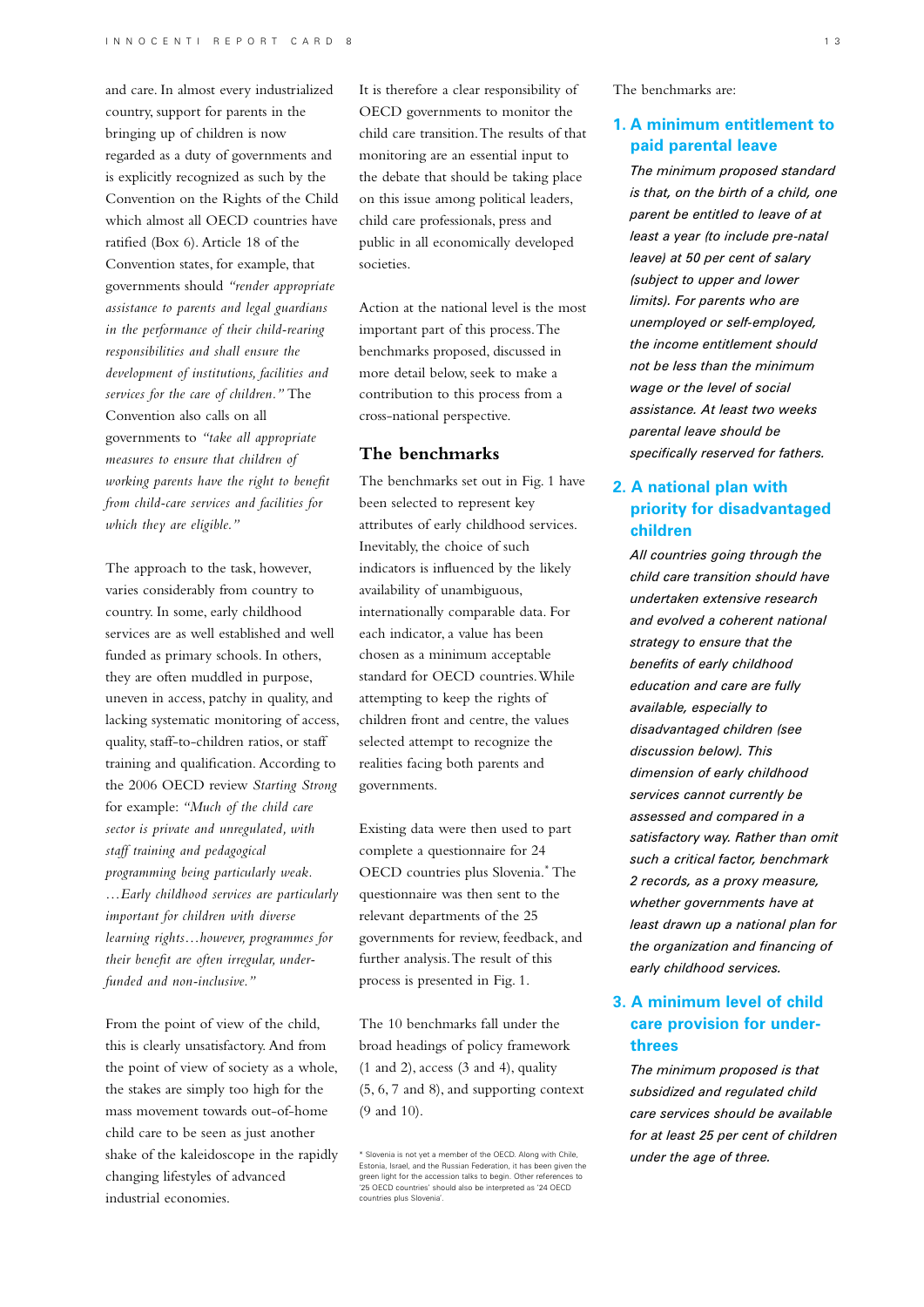and care. In almost every industrialized country, support for parents in the bringing up of children is now regarded as a duty of governments and is explicitly recognized as such by the Convention on the Rights of the Child which almost all OECD countries have ratified (Box 6). Article 18 of the Convention states, for example, that governments should *"render appropriate assistance to parents and legal guardians in the performance of their child-rearing responsibilities and shall ensure the development of institutions, facilities and services for the care of children."* The Convention also calls on all governments to *"take all appropriate measures to ensure that children of working parents have the right to benefit from child-care services and facilities for which they are eligible."*

The approach to the task, however, varies considerably from country to country. In some, early childhood services are as well established and well funded as primary schools. In others, they are often muddled in purpose, uneven in access, patchy in quality, and lacking systematic monitoring of access, quality, staff-to-children ratios, or staff training and qualification. According to the 2006 OECD review *Starting Strong* for example: *"Much of the child care sector is private and unregulated, with staff training and pedagogical programming being particularly weak. …Early childhood services are particularly important for children with diverse learning rights…however, programmes for their benefit are often irregular, under-funded and non-inclusive."*

From the point of view of the child, this is clearly unsatisfactory. And from the point of view of society as a whole, the stakes are simply too high for the mass movement towards out-of-home child care to be seen as just another shake of the kaleidoscope in the rapidly changing lifestyles of advanced industrial economies.

It is therefore a clear responsibility of OECD governments to monitor the child care transition. The results of that monitoring are an essential input to the debate that should be taking place on this issue among political leaders, child care professionals, press and public in all economically developed societies.

Action at the national level is the most important part of this process. The benchmarks proposed, discussed in more detail below, seek to make a contribution to this process from a cross-national perspective.

## The benchmarks

The benchmarks set out in Fig. 1 have been selected to represent key attributes of early childhood services. Inevitably, the choice of such indicators is influenced by the likely availability of unambiguous, internationally comparable data. For each indicator, a value has been chosen as a minimum acceptable standard for OECD countries. While attempting to keep the rights of children front and centre, the values selected attempt to recognize the realities facing both parents and governments.

Existing data were then used to part complete a questionnaire for 24 OECD countries plus Slovenia.* The questionnaire was then sent to the relevant departments of the 25 governments for review, feedback, and further analysis. The result of this process is presented in Fig. 1.

The 10 benchmarks fall under the broad headings of policy framework (1 and 2), access (3 and 4), quality (5, 6, 7 and 8), and supporting context (9 and 10).

\* Slovenia is not yet a member of the OECD. Along with Chile, Estonia, Israel, and the Russian Federation, it has been given the green light for the accession talks to begin. Other references to '25 OECD countries' should also be interpreted as '24 OECD countries plus Slovenia'.

The benchmarks are:

### 1. A minimum entitlement to paid parental leave

*The minimum proposed standard is that, on the birth of a child, one parent be entitled to leave of at least a year (to include pre-natal leave) at 50 per cent of salary (subject to upper and lower limits). For parents who are unemployed or self-employed, the income entitlement should not be less than the minimum wage or the level of social assistance. At least two weeks parental leave should be specifically reserved for fathers.*

### 2. A national plan with priority for disadvantaged children

*All countries going through the child care transition should have undertaken extensive research and evolved a coherent national strategy to ensure that the benefits of early childhood education and care are fully available, especially to disadvantaged children (see discussion below). This dimension of early childhood services cannot currently be assessed and compared in a satisfactory way. Rather than omit such a critical factor, benchmark 2 records, as a proxy measure, whether governments have at least drawn up a national plan for the organization and financing of early childhood services.*

### 3. A minimum level of child care provision for under-threes

*The minimum proposed is that subsidized and regulated child care services should be available for at least 25 per cent of children under the age of three.*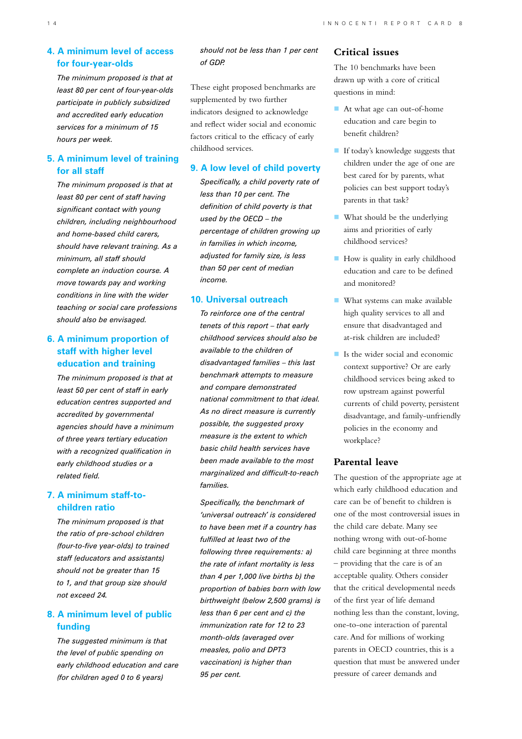### 4. A minimum level of access for four-year-olds

*The minimum proposed is that at least 80 per cent of four-year-olds participate in publicly subsidized and accredited early education services for a minimum of 15 hours per week.*

### 5. A minimum level of training for all staff

*The minimum proposed is that at least 80 per cent of staff having significant contact with young children, including neighbourhood and home-based child carers, should have relevant training. As a minimum, all staff should complete an induction course. A move towards pay and working conditions in line with the wider teaching or social care professions should also be envisaged.*

### 6. A minimum proportion of staff with higher level education and training

*The minimum proposed is that at least 50 per cent of staff in early education centres supported and accredited by governmental agencies should have a minimum of three years tertiary education with a recognized qualification in early childhood studies or a related field.*

### 7. A minimum staff-to-children ratio

*The minimum proposed is that the ratio of pre-school children (four-to-five year-olds) to trained staff (educators and assistants) should not be greater than 15 to 1, and that group size should not exceed 24.*

### 8. A minimum level of public funding

*The suggested minimum is that the level of public spending on early childhood education and care (for children aged 0 to 6 years) should not be less than 1 per cent of GDP.*

These eight proposed benchmarks are supplemented by two further indicators designed to acknowledge and reflect wider social and economic factors critical to the efficacy of early childhood services.

### 9. A low level of child poverty

*Specifically, a child poverty rate of less than 10 per cent. The definition of child poverty is that used by the OECD – the percentage of children growing up in families in which income, adjusted for family size, is less than 50 per cent of median income.*

### 10. Universal outreach

*To reinforce one of the central tenets of this report – that early childhood services should also be available to the children of disadvantaged families – this last benchmark attempts to measure and compare demonstrated national commitment to that ideal. As no direct measure is currently possible, the suggested proxy measure is the extent to which basic child health services have been made available to the most marginalized and difficult-to-reach families.*

*Specifically, the benchmark of 'universal outreach' is considered to have been met if a country has fulfilled at least two of the following three requirements: a) the rate of infant mortality is less than 4 per 1,000 live births b) the proportion of babies born with low birthweight (below 2,500 grams) is less than 6 per cent and c) the immunization rate for 12 to 23 month-olds (averaged over measles, polio and DPT3 vaccination) is higher than 95 per cent.*

## Critical issues

The 10 benchmarks have been drawn up with a core of critical questions in mind:

- At what age can out-of-home education and care begin to benefit children?
- If today's knowledge suggests that children under the age of one are best cared for by parents, what policies can best support today's parents in that task?
- What should be the underlying aims and priorities of early childhood services?
- How is quality in early childhood education and care to be defined and monitored?
- What systems can make available high quality services to all and ensure that disadvantaged and at-risk children are included?
- Is the wider social and economic context supportive? Or are early childhood services being asked to row upstream against powerful currents of child poverty, persistent disadvantage, and family-unfriendly policies in the economy and workplace?

## Parental leave

The question of the appropriate age at which early childhood education and care can be of benefit to children is one of the most controversial issues in the child care debate. Many see nothing wrong with out-of-home child care beginning at three months – providing that the care is of an acceptable quality. Others consider that the critical developmental needs of the first year of life demand nothing less than the constant, loving, one-to-one interaction of parental care. And for millions of working parents in OECD countries, this is a question that must be answered under pressure of career demands and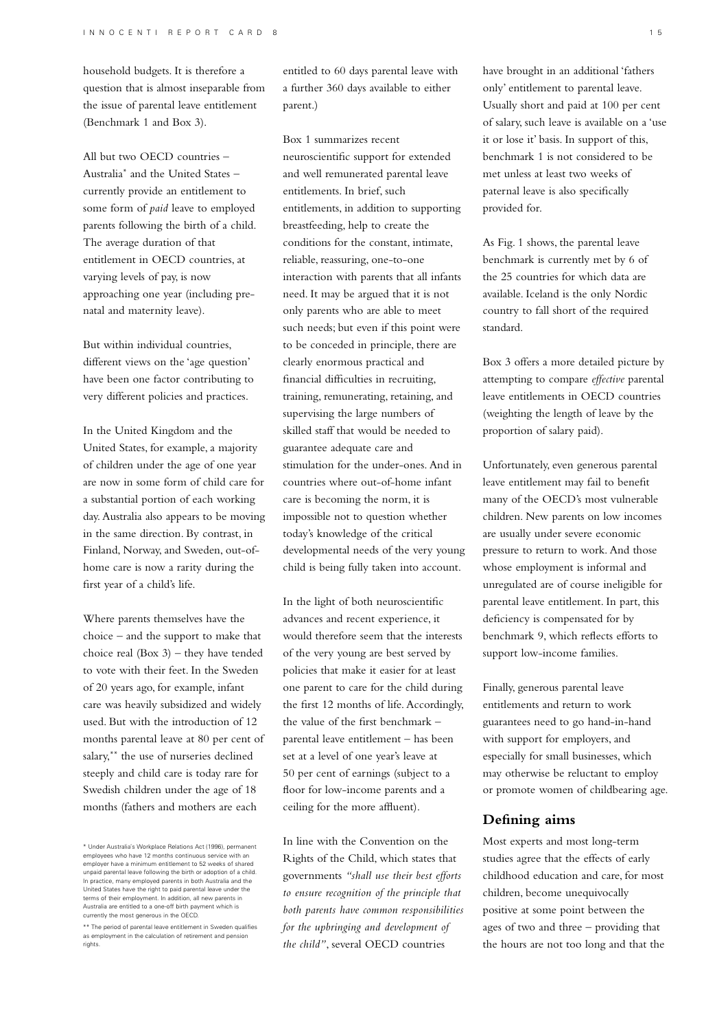household budgets. It is therefore a question that is almost inseparable from the issue of parental leave entitlement (Benchmark 1 and Box 3).

All but two OECD countries – Australia* and the United States – currently provide an entitlement to some form of *paid* leave to employed parents following the birth of a child. The average duration of that entitlement in OECD countries, at varying levels of pay, is now approaching one year (including pre-natal and maternity leave).

But within individual countries, different views on the 'age question' have been one factor contributing to very different policies and practices.

In the United Kingdom and the United States, for example, a majority of children under the age of one year are now in some form of child care for a substantial portion of each working day. Australia also appears to be moving in the same direction. By contrast, in Finland, Norway, and Sweden, out-of-home care is now a rarity during the first year of a child's life.

Where parents themselves have the choice – and the support to make that choice real (Box 3) – they have tended to vote with their feet. In the Sweden of 20 years ago, for example, infant care was heavily subsidized and widely used. But with the introduction of 12 months parental leave at 80 per cent of salary,** the use of nurseries declined steeply and child care is today rare for Swedish children under the age of 18 months (fathers and mothers are each entitled to 60 days parental leave with a further 360 days available to either parent.)

Box 1 summarizes recent neuroscientific support for extended and well remunerated parental leave entitlements. In brief, such entitlements, in addition to supporting breastfeeding, help to create the conditions for the constant, intimate, reliable, reassuring, one-to-one interaction with parents that all infants need. It may be argued that it is not only parents who are able to meet such needs; but even if this point were to be conceded in principle, there are clearly enormous practical and financial difficulties in recruiting, training, remunerating, retaining, and supervising the large numbers of skilled staff that would be needed to guarantee adequate care and stimulation for the under-ones. And in countries where out-of-home infant care is becoming the norm, it is impossible not to question whether today's knowledge of the critical developmental needs of the very young child is being fully taken into account.

In the light of both neuroscientific advances and recent experience, it would therefore seem that the interests of the very young are best served by policies that make it easier for at least one parent to care for the child during the first 12 months of life. Accordingly, the value of the first benchmark – parental leave entitlement – has been set at a level of one year's leave at 50 per cent of earnings (subject to a floor for low-income parents and a ceiling for the more affluent).

In line with the Convention on the Rights of the Child, which states that governments *"shall use their best efforts to ensure recognition of the principle that both parents have common responsibilities for the upbringing and development of the child"*, several OECD countries have brought in an additional 'fathers only' entitlement to parental leave. Usually short and paid at 100 per cent of salary, such leave is available on a 'use it or lose it' basis. In support of this, benchmark 1 is not considered to be met unless at least two weeks of paternal leave is also specifically provided for.

As Fig. 1 shows, the parental leave benchmark is currently met by 6 of the 25 countries for which data are available. Iceland is the only Nordic country to fall short of the required standard.

Box 3 offers a more detailed picture by attempting to compare *effective* parental leave entitlements in OECD countries (weighting the length of leave by the proportion of salary paid).

Unfortunately, even generous parental leave entitlement may fail to benefit many of the OECD's most vulnerable children. New parents on low incomes are usually under severe economic pressure to return to work. And those whose employment is informal and unregulated are of course ineligible for parental leave entitlement. In part, this deficiency is compensated for by benchmark 9, which reflects efforts to support low-income families.

Finally, generous parental leave entitlements and return to work guarantees need to go hand-in-hand with support for employers, and especially for small businesses, which may otherwise be reluctant to employ or promote women of childbearing age.

## Defining aims

Most experts and most long-term studies agree that the effects of early childhood education and care, for most children, become unequivocally positive at some point between the ages of two and three – providing that the hours are not too long and that the

\* Under Australia's Workplace Relations Act (1996), permanent employees who have 12 months continuous service with an employer have a minimum entitlement to 52 weeks of shared unpaid parental leave following the birth or adoption of a child. In practice, many employed parents in both Australia and the United States have the right to paid parental leave under the terms of their employment. In addition, all new parents in Australia are entitled to a one-off birth payment which is currently the most generous in the OECD.

\*\* The period of parental leave entitlement in Sweden qualifies as employment in the calculation of retirement and pension rights.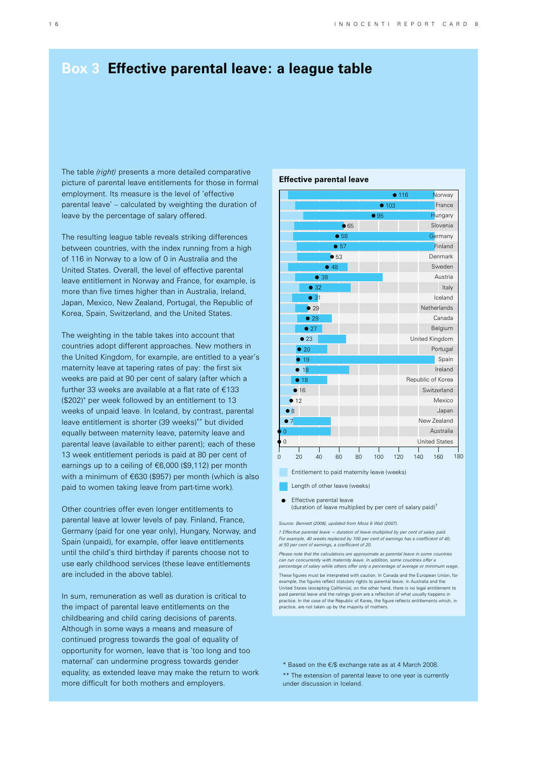# Box 3 Effective parental leave: a league table

The table *(right)* presents a more detailed comparative picture of parental leave entitlements for those in formal employment. Its measure is the level of 'effective parental leave' – calculated by weighting the duration of leave by the percentage of salary offered.

The resulting league table reveals striking differences between countries, with the index running from a high of 116 in Norway to a low of 0 in Australia and the United States. Overall, the level of effective parental leave entitlement in Norway and France, for example, is more than five times higher than in Australia, Ireland, Japan, Mexico, New Zealand, Portugal, the Republic of Korea, Spain, Switzerland, and the United States.

The weighting in the table takes into account that countries adopt different approaches. New mothers in the United Kingdom, for example, are entitled to a year's maternity leave at tapering rates of pay: the first six weeks are paid at 90 per cent of salary (after which a further 33 weeks are available at a flat rate of €133 ($202)* per week followed by an entitlement to 13 weeks of unpaid leave. In Iceland, by contrast, parental leave entitlement is shorter (39 weeks)** but divided equally between maternity leave, paternity leave and parental leave (available to either parent); each of these 13 week entitlement periods is paid at 80 per cent of earnings up to a ceiling of €6,000 ($9,112) per month with a minimum of €630 ($957) per month (which is also paid to women taking leave from part-time work).

Other countries offer even longer entitlements to parental leave at lower levels of pay. Finland, France, Germany (paid for one year only), Hungary, Norway, and Spain (unpaid), for example, offer leave entitlements until the child's third birthday if parents choose not to use early childhood services (these leave entitlements are included in the above table).

In sum, remuneration as well as duration is critical to the impact of parental leave entitlements on the childbearing and child caring decisions of parents. Although in some ways a means and measure of continued progress towards the goal of equality of opportunity for women, leave that is 'too long and too maternal' can undermine progress towards gender equality, as extended leave may make the return to work more difficult for both mothers and employers.

**Effective parental leave**

| Country | Effective parental leave |
|---|---|
| Norway | 116 |
| France | 103 |
| Hungary | 95 |
| Slovenia | 65 |
| Germany | 58 |
| Finland | 57 |
| Denmark | 53 |
| Sweden | 48 |
| Austria | 38 |
| Italy | 32 |
| Iceland | 31 |
| Netherlands | 29 |
| Canada | 29 |
| Belgium | 27 |
| United Kingdom | 23 |
| Portugal | 20 |
| Spain | 19 |
| Ireland | 18 |
| Republic of Korea | 18 |
| Switzerland | 16 |
| Mexico | 12 |
| Japan | 8 |
| New Zealand | 7 |
| Australia | 0 |
| United States | 0 |

Legend: Entitlement to paid maternity leave (weeks); Length of other leave (weeks); ● Effective parental leave (duration of leave multiplied by per cent of salary paid)†

*Source: Bennett (2008), updated from Moss & Wall (2007).*

*† Effective parental leave = duration of leave multiplied by per cent of salary paid. For example, 40 weeks replaced by 100 per cent of earnings has a coefficient of 40; at 50 per cent of earnings, a coefficient of 20.*

*Please note that the calculations are approximate as parental leave in some countries can run concurrently with maternity leave. In addition, some countries offer a percentage of salary while others offer only a percentage of average or minimum wage.*

These figures must be interpreted with caution. In Canada and the European Union, for example, the figures reflect statutory rights to parental leave; in Australia and the United States (excepting California), on the other hand, there is no legal entitlement to paid parental leave and the ratings given are a reflection of what usually happens in practice. In the case of the Republic of Korea, the figure reflects entitlements which, in practice, are not taken up by the majority of mothers.

\* Based on the €/$ exchange rate as at 4 March 2008.

\*\* The extension of parental leave to one year is currently under discussion in Iceland.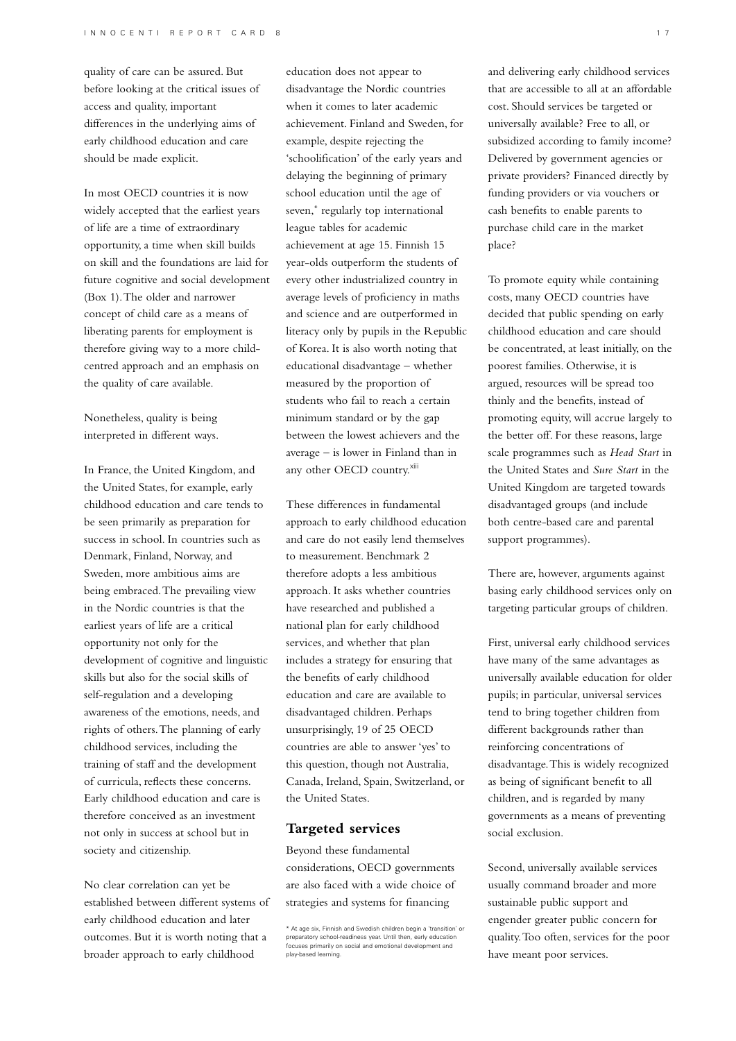quality of care can be assured. But before looking at the critical issues of access and quality, important differences in the underlying aims of early childhood education and care should be made explicit.

In most OECD countries it is now widely accepted that the earliest years of life are a time of extraordinary opportunity, a time when skill builds on skill and the foundations are laid for future cognitive and social development (Box 1). The older and narrower concept of child care as a means of liberating parents for employment is therefore giving way to a more child-centred approach and an emphasis on the quality of care available.

Nonetheless, quality is being interpreted in different ways.

In France, the United Kingdom, and the United States, for example, early childhood education and care tends to be seen primarily as preparation for success in school. In countries such as Denmark, Finland, Norway, and Sweden, more ambitious aims are being embraced. The prevailing view in the Nordic countries is that the earliest years of life are a critical opportunity not only for the development of cognitive and linguistic skills but also for the social skills of self-regulation and a developing awareness of the emotions, needs, and rights of others. The planning of early childhood services, including the training of staff and the development of curricula, reflects these concerns. Early childhood education and care is therefore conceived as an investment not only in success at school but in society and citizenship.

No clear correlation can yet be established between different systems of early childhood education and later outcomes. But it is worth noting that a broader approach to early childhood education does not appear to disadvantage the Nordic countries when it comes to later academic achievement. Finland and Sweden, for example, despite rejecting the 'schoolification' of the early years and delaying the beginning of primary school education until the age of seven,* regularly top international league tables for academic achievement at age 15. Finnish 15 year-olds outperform the students of every other industrialized country in average levels of proficiency in maths and science and are outperformed in literacy only by pupils in the Republic of Korea. It is also worth noting that educational disadvantage – whether measured by the proportion of students who fail to reach a certain minimum standard or by the gap between the lowest achievers and the average – is lower in Finland than in any other OECD country.[xiii]

These differences in fundamental approach to early childhood education and care do not easily lend themselves to measurement. Benchmark 2 therefore adopts a less ambitious approach. It asks whether countries have researched and published a national plan for early childhood services, and whether that plan includes a strategy for ensuring that the benefits of early childhood education and care are available to disadvantaged children. Perhaps unsurprisingly, 19 of 25 OECD countries are able to answer 'yes' to this question, though not Australia, Canada, Ireland, Spain, Switzerland, or the United States.

## Targeted services

Beyond these fundamental considerations, OECD governments are also faced with a wide choice of strategies and systems for financing and delivering early childhood services that are accessible to all at an affordable cost. Should services be targeted or universally available? Free to all, or subsidized according to family income? Delivered by government agencies or private providers? Financed directly by funding providers or via vouchers or cash benefits to enable parents to purchase child care in the market place?

To promote equity while containing costs, many OECD countries have decided that public spending on early childhood education and care should be concentrated, at least initially, on the poorest families. Otherwise, it is argued, resources will be spread too thinly and the benefits, instead of promoting equity, will accrue largely to the better off. For these reasons, large scale programmes such as *Head Start* in the United States and *Sure Start* in the United Kingdom are targeted towards disadvantaged groups (and include both centre-based care and parental support programmes).

There are, however, arguments against basing early childhood services only on targeting particular groups of children.

First, universal early childhood services have many of the same advantages as universally available education for older pupils; in particular, universal services tend to bring together children from different backgrounds rather than reinforcing concentrations of disadvantage. This is widely recognized as being of significant benefit to all children, and is regarded by many governments as a means of preventing social exclusion.

Second, universally available services usually command broader and more sustainable public support and engender greater public concern for quality. Too often, services for the poor have meant poor services.

\* At age six, Finnish and Swedish children begin a 'transition' or preparatory school-readiness year. Until then, early education focuses primarily on social and emotional development and play-based learning.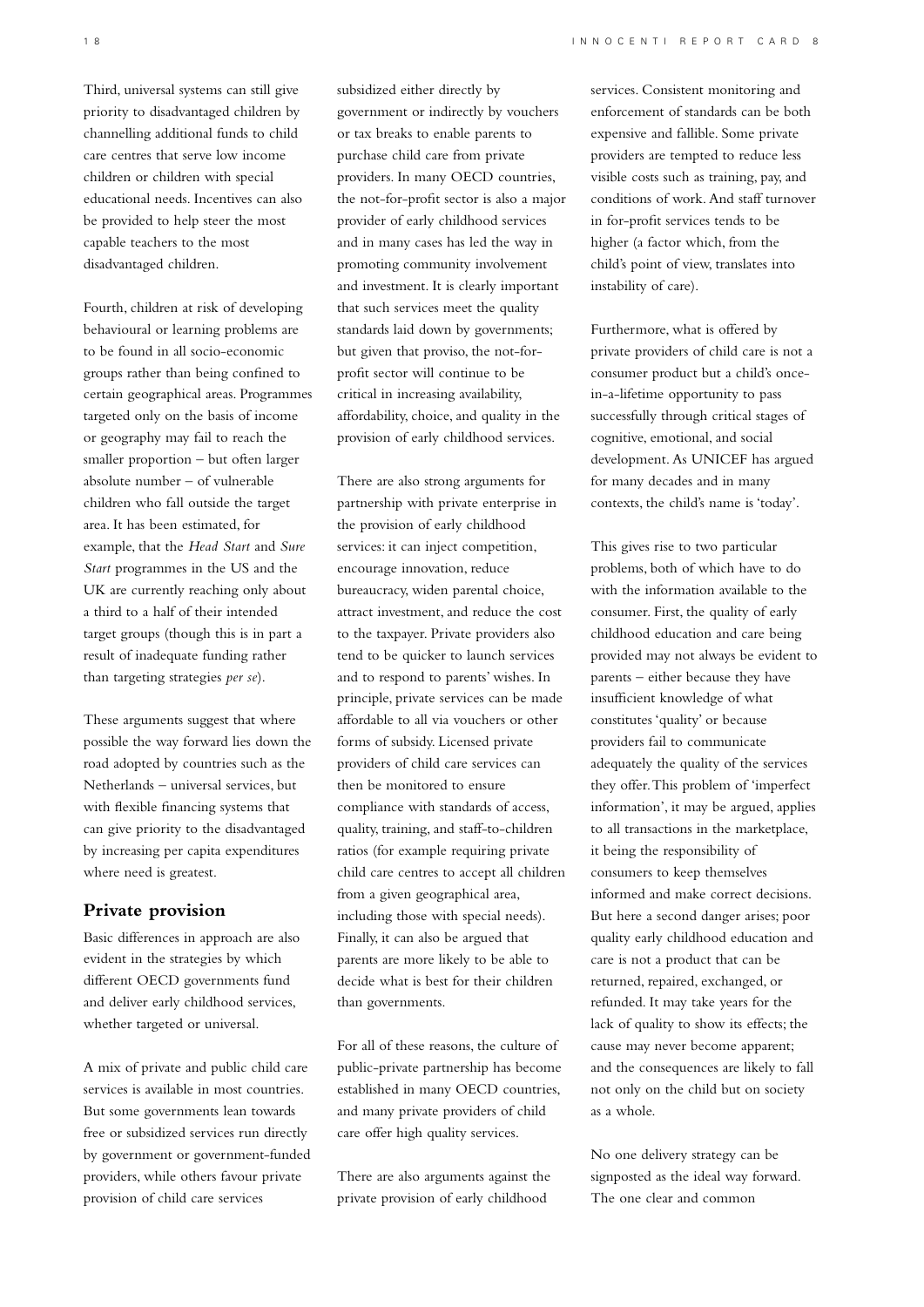Third, universal systems can still give priority to disadvantaged children by channelling additional funds to child care centres that serve low income children or children with special educational needs. Incentives can also be provided to help steer the most capable teachers to the most disadvantaged children.

Fourth, children at risk of developing behavioural or learning problems are to be found in all socio-economic groups rather than being confined to certain geographical areas. Programmes targeted only on the basis of income or geography may fail to reach the smaller proportion – but often larger absolute number – of vulnerable children who fall outside the target area. It has been estimated, for example, that the *Head Start* and *Sure Start* programmes in the US and the UK are currently reaching only about a third to a half of their intended target groups (though this is in part a result of inadequate funding rather than targeting strategies *per se*).

These arguments suggest that where possible the way forward lies down the road adopted by countries such as the Netherlands – universal services, but with flexible financing systems that can give priority to the disadvantaged by increasing per capita expenditures where need is greatest.

## Private provision

Basic differences in approach are also evident in the strategies by which different OECD governments fund and deliver early childhood services, whether targeted or universal.

A mix of private and public child care services is available in most countries. But some governments lean towards free or subsidized services run directly by government or government-funded providers, while others favour private provision of child care services subsidized either directly by government or indirectly by vouchers or tax breaks to enable parents to purchase child care from private providers. In many OECD countries, the not-for-profit sector is also a major provider of early childhood services and in many cases has led the way in promoting community involvement and investment. It is clearly important that such services meet the quality standards laid down by governments; but given that proviso, the not-for-profit sector will continue to be critical in increasing availability, affordability, choice, and quality in the provision of early childhood services.

There are also strong arguments for partnership with private enterprise in the provision of early childhood services: it can inject competition, encourage innovation, reduce bureaucracy, widen parental choice, attract investment, and reduce the cost to the taxpayer. Private providers also tend to be quicker to launch services and to respond to parents' wishes. In principle, private services can be made affordable to all via vouchers or other forms of subsidy. Licensed private providers of child care services can then be monitored to ensure compliance with standards of access, quality, training, and staff-to-children ratios (for example requiring private child care centres to accept all children from a given geographical area, including those with special needs). Finally, it can also be argued that parents are more likely to be able to decide what is best for their children than governments.

For all of these reasons, the culture of public-private partnership has become established in many OECD countries, and many private providers of child care offer high quality services.

There are also arguments against the private provision of early childhood services. Consistent monitoring and enforcement of standards can be both expensive and fallible. Some private providers are tempted to reduce less visible costs such as training, pay, and conditions of work. And staff turnover in for-profit services tends to be higher (a factor which, from the child's point of view, translates into instability of care).

Furthermore, what is offered by private providers of child care is not a consumer product but a child's once-in-a-lifetime opportunity to pass successfully through critical stages of cognitive, emotional, and social development. As UNICEF has argued for many decades and in many contexts, the child's name is 'today'.

This gives rise to two particular problems, both of which have to do with the information available to the consumer. First, the quality of early childhood education and care being provided may not always be evident to parents – either because they have insufficient knowledge of what constitutes 'quality' or because providers fail to communicate adequately the quality of the services they offer. This problem of 'imperfect information', it may be argued, applies to all transactions in the marketplace, it being the responsibility of consumers to keep themselves informed and make correct decisions. But here a second danger arises; poor quality early childhood education and care is not a product that can be returned, repaired, exchanged, or refunded. It may take years for the lack of quality to show its effects; the cause may never become apparent; and the consequences are likely to fall not only on the child but on society as a whole.

No one delivery strategy can be signposted as the ideal way forward. The one clear and common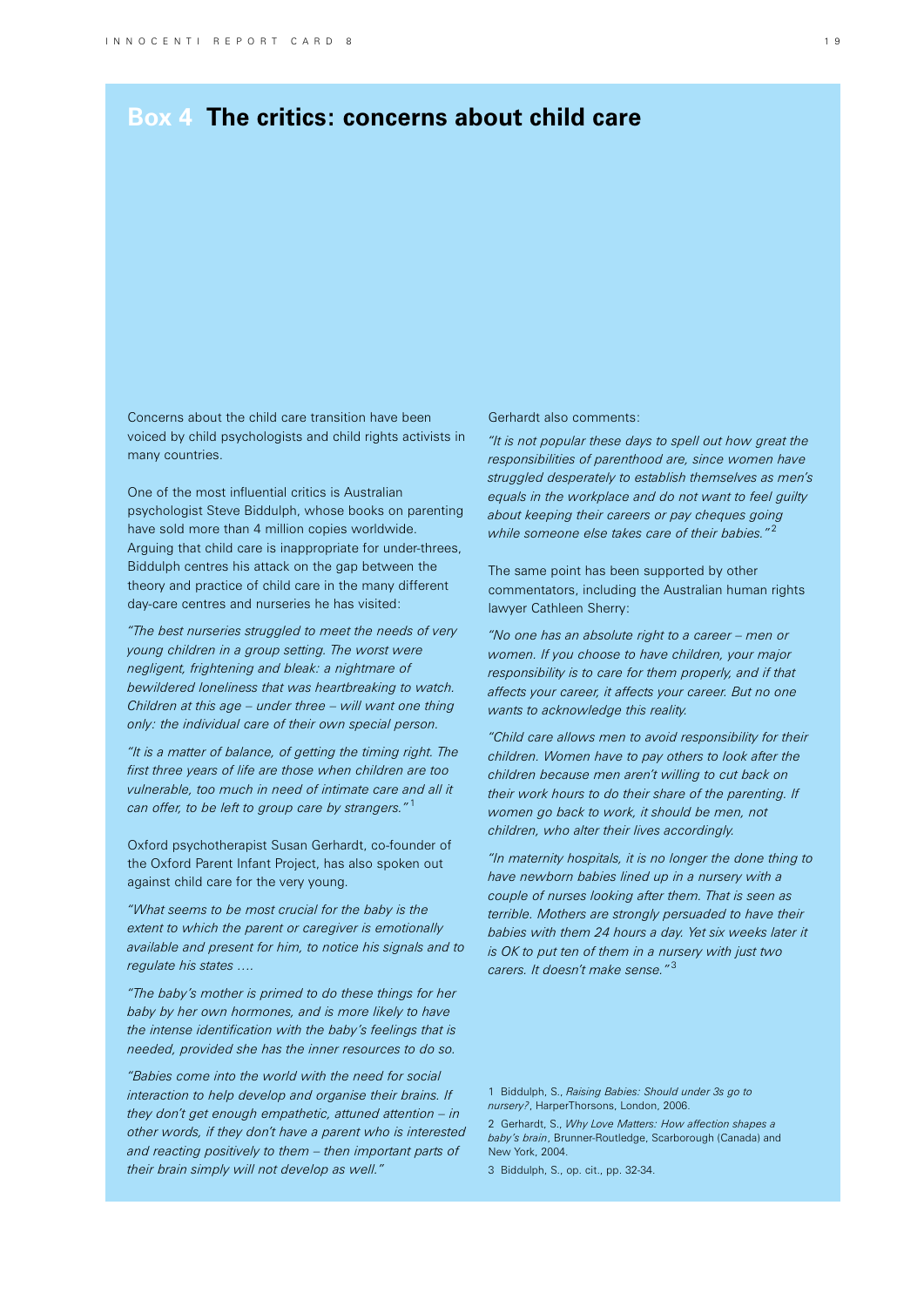# Box 4 The critics: concerns about child care

Concerns about the child care transition have been voiced by child psychologists and child rights activists in many countries.

One of the most influential critics is Australian psychologist Steve Biddulph, whose books on parenting have sold more than 4 million copies worldwide. Arguing that child care is inappropriate for under-threes, Biddulph centres his attack on the gap between the theory and practice of child care in the many different day-care centres and nurseries he has visited:

*"The best nurseries struggled to meet the needs of very young children in a group setting. The worst were negligent, frightening and bleak: a nightmare of bewildered loneliness that was heartbreaking to watch. Children at this age – under three – will want one thing only: the individual care of their own special person.*

*"It is a matter of balance, of getting the timing right. The first three years of life are those when children are too vulnerable, too much in need of intimate care and all it can offer, to be left to group care by strangers."*[1]

Oxford psychotherapist Susan Gerhardt, co-founder of the Oxford Parent Infant Project, has also spoken out against child care for the very young.

*"What seems to be most crucial for the baby is the extent to which the parent or caregiver is emotionally available and present for him, to notice his signals and to regulate his states ….*

*"The baby's mother is primed to do these things for her baby by her own hormones, and is more likely to have the intense identification with the baby's feelings that is needed, provided she has the inner resources to do so.*

*"Babies come into the world with the need for social interaction to help develop and organise their brains. If they don't get enough empathetic, attuned attention – in other words, if they don't have a parent who is interested and reacting positively to them – then important parts of their brain simply will not develop as well."*

Gerhardt also comments:

*"It is not popular these days to spell out how great the responsibilities of parenthood are, since women have struggled desperately to establish themselves as men's equals in the workplace and do not want to feel guilty about keeping their careers or pay cheques going while someone else takes care of their babies."*[2]

The same point has been supported by other commentators, including the Australian human rights lawyer Cathleen Sherry:

*"No one has an absolute right to a career – men or women. If you choose to have children, your major responsibility is to care for them properly, and if that affects your career, it affects your career. But no one wants to acknowledge this reality.*

*"Child care allows men to avoid responsibility for their children. Women have to pay others to look after the children because men aren't willing to cut back on their work hours to do their share of the parenting. If women go back to work, it should be men, not children, who alter their lives accordingly.*

*"In maternity hospitals, it is no longer the done thing to have newborn babies lined up in a nursery with a couple of nurses looking after them. That is seen as terrible. Mothers are strongly persuaded to have their babies with them 24 hours a day. Yet six weeks later it is OK to put ten of them in a nursery with just two carers. It doesn't make sense."*[3]

1 Biddulph, S., *Raising Babies: Should under 3s go to nursery?*, HarperThorsons, London, 2006.

2 Gerhardt, S., *Why Love Matters: How affection shapes a baby's brain*, Brunner-Routledge, Scarborough (Canada) and New York, 2004.

3 Biddulph, S., op. cit., pp. 32-34.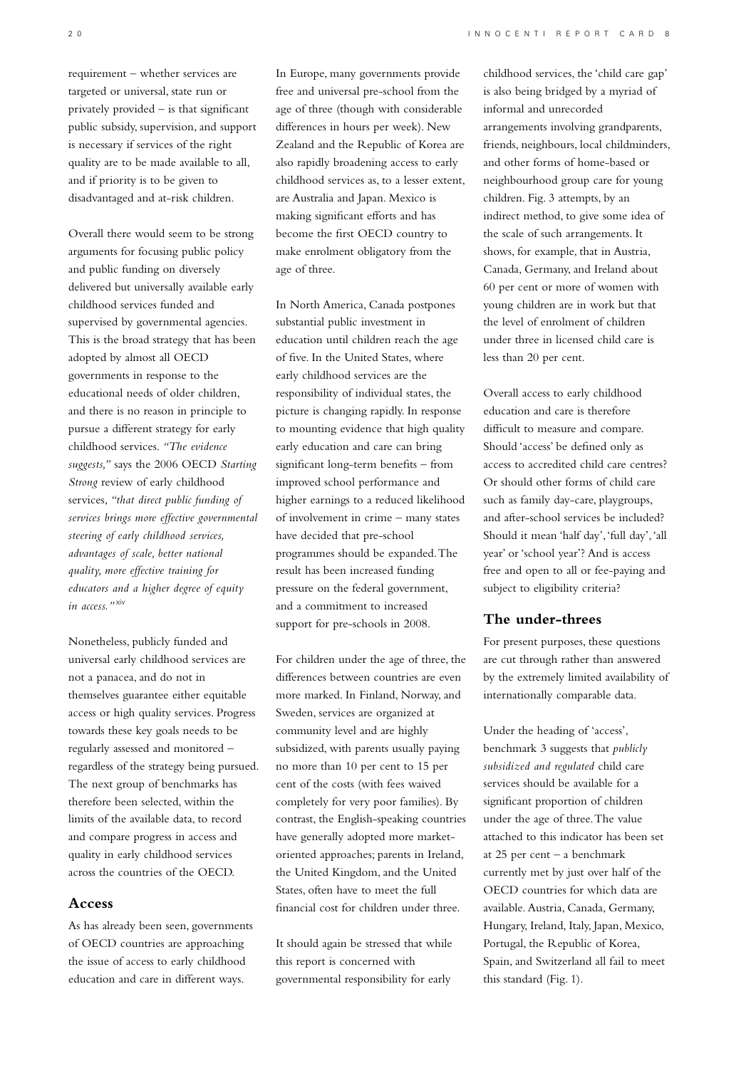requirement – whether services are targeted or universal, state run or privately provided – is that significant public subsidy, supervision, and support is necessary if services of the right quality are to be made available to all, and if priority is to be given to disadvantaged and at-risk children.

Overall there would seem to be strong arguments for focusing public policy and public funding on diversely delivered but universally available early childhood services funded and supervised by governmental agencies. This is the broad strategy that has been adopted by almost all OECD governments in response to the educational needs of older children, and there is no reason in principle to pursue a different strategy for early childhood services. *"The evidence suggests,"* says the 2006 OECD *Starting Strong* review of early childhood services, *"that direct public funding of services brings more effective governmental steering of early childhood services, advantages of scale, better national quality, more effective training for educators and a higher degree of equity in access."*[xiv]

Nonetheless, publicly funded and universal early childhood services are not a panacea, and do not in themselves guarantee either equitable access or high quality services. Progress towards these key goals needs to be regularly assessed and monitored – regardless of the strategy being pursued. The next group of benchmarks has therefore been selected, within the limits of the available data, to record and compare progress in access and quality in early childhood services across the countries of the OECD.

## Access

As has already been seen, governments of OECD countries are approaching the issue of access to early childhood education and care in different ways.

In Europe, many governments provide free and universal pre-school from the age of three (though with considerable differences in hours per week). New Zealand and the Republic of Korea are also rapidly broadening access to early childhood services as, to a lesser extent, are Australia and Japan. Mexico is making significant efforts and has become the first OECD country to make enrolment obligatory from the age of three.

In North America, Canada postpones substantial public investment in education until children reach the age of five. In the United States, where early childhood services are the responsibility of individual states, the picture is changing rapidly. In response to mounting evidence that high quality early education and care can bring significant long-term benefits – from improved school performance and higher earnings to a reduced likelihood of involvement in crime – many states have decided that pre-school programmes should be expanded. The result has been increased funding pressure on the federal government, and a commitment to increased support for pre-schools in 2008.

For children under the age of three, the differences between countries are even more marked. In Finland, Norway, and Sweden, services are organized at community level and are highly subsidized, with parents usually paying no more than 10 per cent to 15 per cent of the costs (with fees waived completely for very poor families). By contrast, the English-speaking countries have generally adopted more market-oriented approaches; parents in Ireland, the United Kingdom, and the United States, often have to meet the full financial cost for children under three.

It should again be stressed that while this report is concerned with governmental responsibility for early childhood services, the 'child care gap' is also being bridged by a myriad of informal and unrecorded arrangements involving grandparents, friends, neighbours, local childminders, and other forms of home-based or neighbourhood group care for young children. Fig. 3 attempts, by an indirect method, to give some idea of the scale of such arrangements. It shows, for example, that in Austria, Canada, Germany, and Ireland about 60 per cent or more of women with young children are in work but that the level of enrolment of children under three in licensed child care is less than 20 per cent.

Overall access to early childhood education and care is therefore difficult to measure and compare. Should 'access' be defined only as access to accredited child care centres? Or should other forms of child care such as family day-care, playgroups, and after-school services be included? Should it mean 'half day', 'full day', 'all year' or 'school year'? And is access free and open to all or fee-paying and subject to eligibility criteria?

### The under-threes

For present purposes, these questions are cut through rather than answered by the extremely limited availability of internationally comparable data.

Under the heading of 'access', benchmark 3 suggests that *publicly subsidized and regulated* child care services should be available for a significant proportion of children under the age of three. The value attached to this indicator has been set at 25 per cent – a benchmark currently met by just over half of the OECD countries for which data are available. Austria, Canada, Germany, Hungary, Ireland, Italy, Japan, Mexico, Portugal, the Republic of Korea, Spain, and Switzerland all fail to meet this standard (Fig. 1).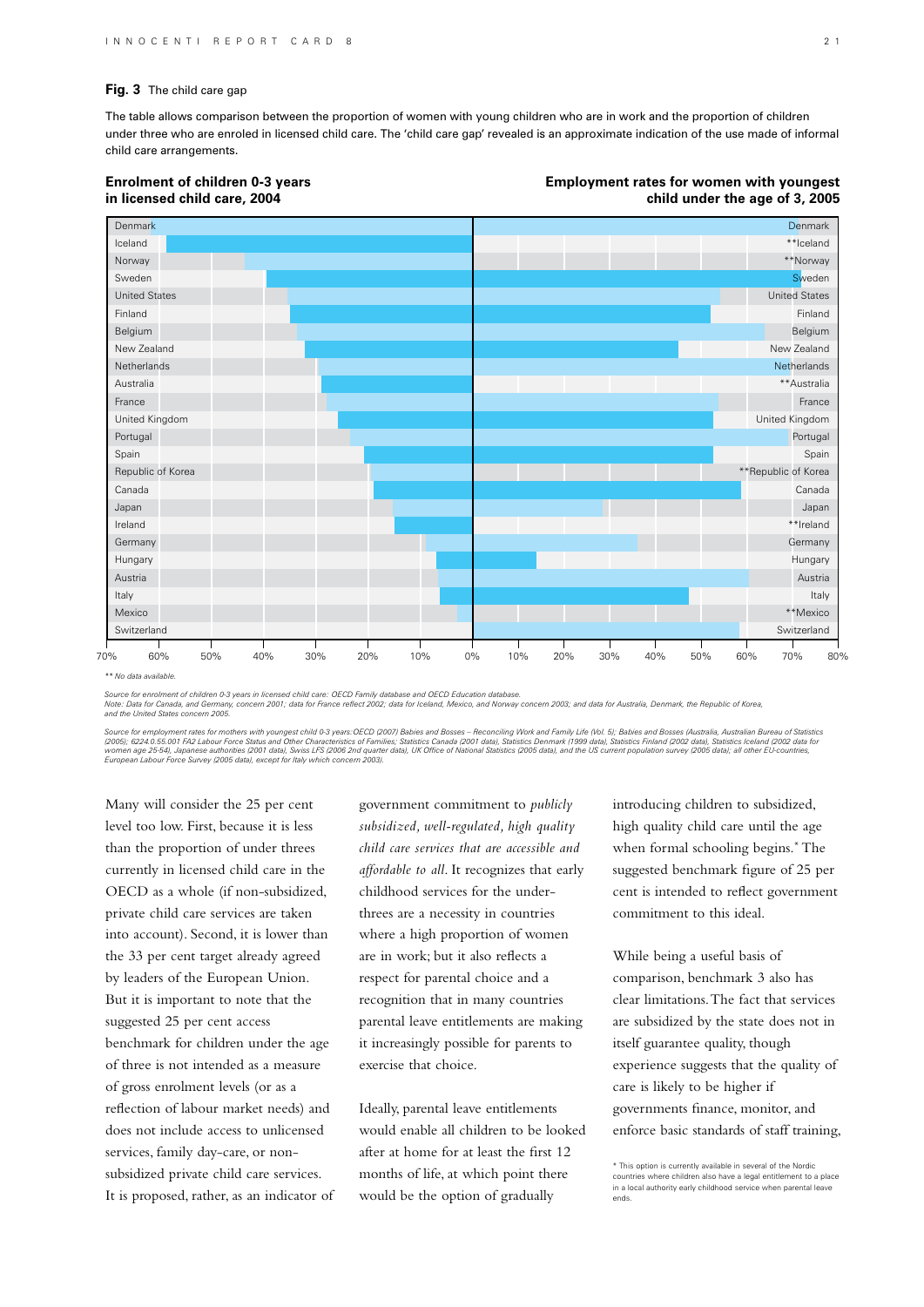**Fig. 3** The child care gap

The table allows comparison between the proportion of women with young children who are in work and the proportion of children under three who are enroled in licensed child care. The 'child care gap' revealed is an approximate indication of the use made of informal child care arrangements.

**Enrolment of children 0-3 years in licensed child care, 2004**

**Employment rates for women with youngest child under the age of 3, 2005**

| Country | Country |
|---|---|
| Denmark | Denmark |
| Iceland | **Iceland |
| Norway | **Norway |
| Sweden | Sweden |
| United States | United States |
| Finland | Finland |
| Belgium | Belgium |
| New Zealand | New Zealand |
| Netherlands | Netherlands |
| Australia | **Australia |
| France | France |
| United Kingdom | United Kingdom |
| Portugal | Portugal |
| Spain | Spain |
| Republic of Korea | **Republic of Korea |
| Canada | Canada |
| Japan | Japan |
| Ireland | **Ireland |
| Germany | Germany |
| Hungary | Hungary |
| Austria | Austria |
| Italy | Italy |
| Mexico | **Mexico |
| Switzerland | Switzerland |

** No data available.

*Source for enrolment of children 0-3 years in licensed child care: OECD Family database and OECD Education database.*
*Note: Data for Canada, and Germany, concern 2001; data for France reflect 2002; data for Iceland, Mexico, and Norway concern 2003; and data for Australia, Denmark, the Republic of Korea, and the United States concern 2005.*

*Source for employment rates for mothers with youngest child 0-3 years: OECD (2007) Babies and Bosses – Reconciling Work and Family Life (Vol. 5); Babies and Bosses (Australia, Australian Bureau of Statistics (2005); 6224.0.55.001 FA2 Labour Force Status and Other Characteristics of Families; Statistics Canada (2001 data), Statistics Denmark (1999 data), Statistics Finland (2002 data), Statistics Iceland (2002 data for women age 25-54), Japanese authorities (2001 data), Swiss LFS (2006 2nd quarter data), UK Office of National Statistics (2005 data), and the US current population survey (2005 data); all other EU-countries, European Labour Force Survey (2005 data), except for Italy which concern 2003).*

Many will consider the 25 per cent level too low. First, because it is less than the proportion of under threes currently in licensed child care in the OECD as a whole (if non-subsidized, private child care services are taken into account). Second, it is lower than the 33 per cent target already agreed by leaders of the European Union. But it is important to note that the suggested 25 per cent access benchmark for children under the age of three is not intended as a measure of gross enrolment levels (or as a reflection of labour market needs) and does not include access to unlicensed services, family day-care, or non-subsidized private child care services. It is proposed, rather, as an indicator of government commitment to *publicly subsidized, well-regulated, high quality child care services that are accessible and affordable to all*. It recognizes that early childhood services for the under-threes are a necessity in countries where a high proportion of women are in work; but it also reflects a respect for parental choice and a recognition that in many countries parental leave entitlements are making it increasingly possible for parents to exercise that choice.

Ideally, parental leave entitlements would enable all children to be looked after at home for at least the first 12 months of life, at which point there would be the option of gradually introducing children to subsidized, high quality child care until the age when formal schooling begins.* The suggested benchmark figure of 25 per cent is intended to reflect government commitment to this ideal.

While being a useful basis of comparison, benchmark 3 also has clear limitations. The fact that services are subsidized by the state does not in itself guarantee quality, though experience suggests that the quality of care is likely to be higher if governments finance, monitor, and enforce basic standards of staff training,

\* This option is currently available in several of the Nordic countries where children also have a legal entitlement to a place in a local authority early childhood service when parental leave ends.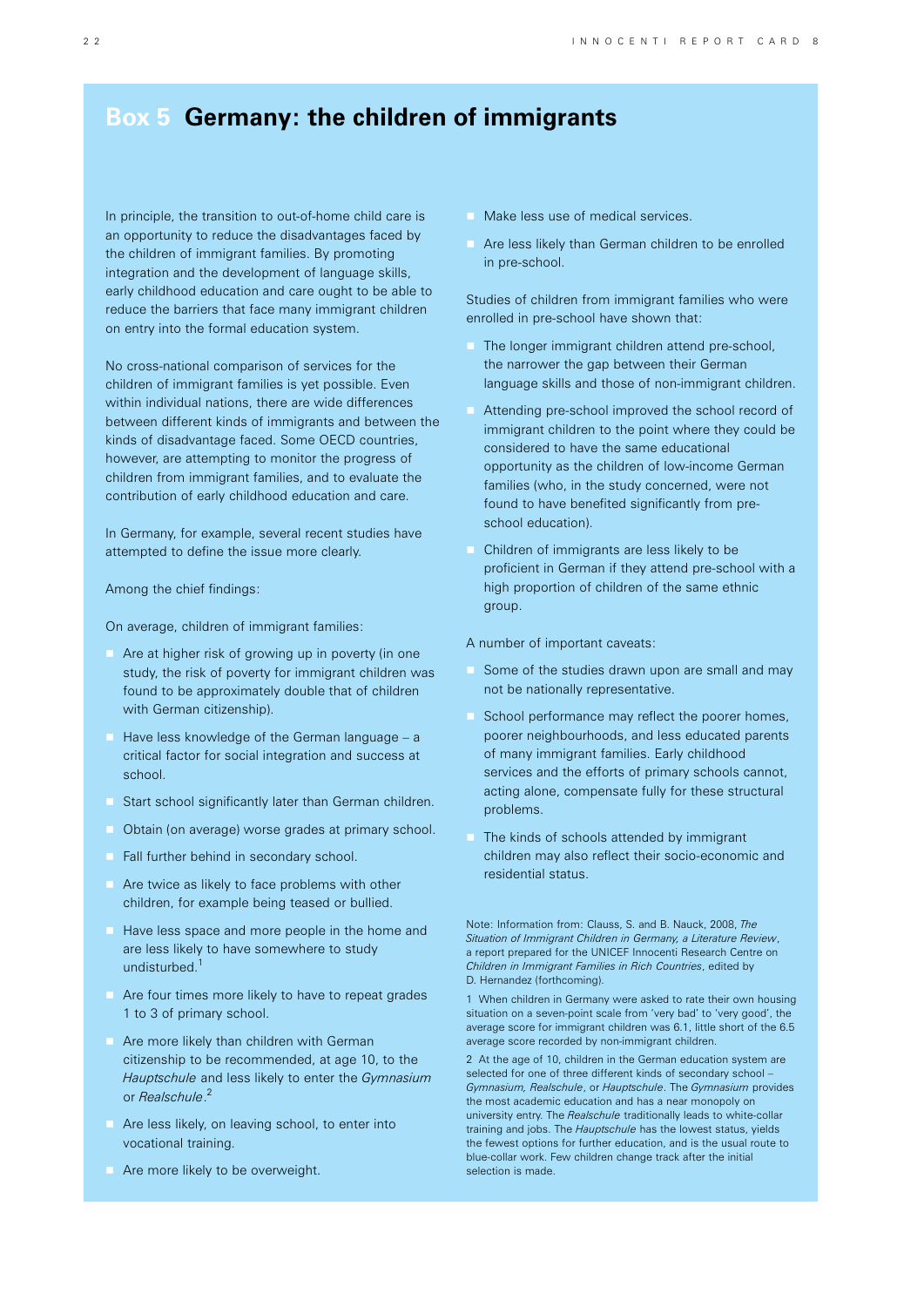## Box 5 Germany: the children of immigrants

In principle, the transition to out-of-home child care is an opportunity to reduce the disadvantages faced by the children of immigrant families. By promoting integration and the development of language skills, early childhood education and care ought to be able to reduce the barriers that face many immigrant children on entry into the formal education system.

No cross-national comparison of services for the children of immigrant families is yet possible. Even within individual nations, there are wide differences between different kinds of immigrants and between the kinds of disadvantage faced. Some OECD countries, however, are attempting to monitor the progress of children from immigrant families, and to evaluate the contribution of early childhood education and care.

In Germany, for example, several recent studies have attempted to define the issue more clearly.

Among the chief findings:

On average, children of immigrant families:

- Are at higher risk of growing up in poverty (in one study, the risk of poverty for immigrant children was found to be approximately double that of children with German citizenship).
- Have less knowledge of the German language – a critical factor for social integration and success at school.
- Start school significantly later than German children.
- Obtain (on average) worse grades at primary school.
- Fall further behind in secondary school.
- Are twice as likely to face problems with other children, for example being teased or bullied.
- Have less space and more people in the home and are less likely to have somewhere to study undisturbed.[1]
- Are four times more likely to have to repeat grades 1 to 3 of primary school.
- Are more likely than children with German citizenship to be recommended, at age 10, to the *Hauptschule* and less likely to enter the *Gymnasium* or *Realschule*.[2]
- Are less likely, on leaving school, to enter into vocational training.
- Are more likely to be overweight.
- Make less use of medical services.
- Are less likely than German children to be enrolled in pre-school.

Studies of children from immigrant families who were enrolled in pre-school have shown that:

- The longer immigrant children attend pre-school, the narrower the gap between their German language skills and those of non-immigrant children.
- Attending pre-school improved the school record of immigrant children to the point where they could be considered to have the same educational opportunity as the children of low-income German families (who, in the study concerned, were not found to have benefited significantly from pre-school education).
- Children of immigrants are less likely to be proficient in German if they attend pre-school with a high proportion of children of the same ethnic group.

A number of important caveats:

- Some of the studies drawn upon are small and may not be nationally representative.
- School performance may reflect the poorer homes, poorer neighbourhoods, and less educated parents of many immigrant families. Early childhood services and the efforts of primary schools cannot, acting alone, compensate fully for these structural problems.
- The kinds of schools attended by immigrant children may also reflect their socio-economic and residential status.

Note: Information from: Clauss, S. and B. Nauck, 2008, *The Situation of Immigrant Children in Germany, a Literature Review*, a report prepared for the UNICEF Innocenti Research Centre on *Children in Immigrant Families in Rich Countries*, edited by D. Hernandez (forthcoming).

1 When children in Germany were asked to rate their own housing situation on a seven-point scale from 'very bad' to 'very good', the average score for immigrant children was 6.1, little short of the 6.5 average score recorded by non-immigrant children.

2 At the age of 10, children in the German education system are selected for one of three different kinds of secondary school – *Gymnasium, Realschule*, or *Hauptschule*. The *Gymnasium* provides the most academic education and has a near monopoly on university entry. The *Realschule* traditionally leads to white-collar training and jobs. The *Hauptschule* has the lowest status, yields the fewest options for further education, and is the usual route to blue-collar work. Few children change track after the initial selection is made.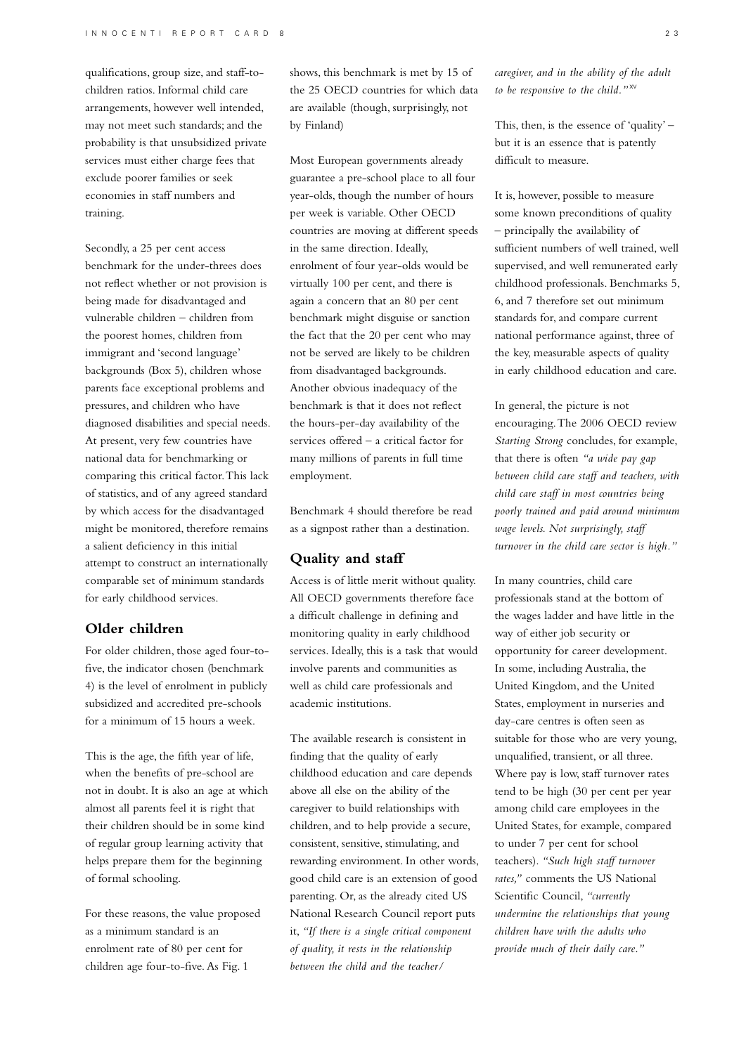qualifications, group size, and staff-to-children ratios. Informal child care arrangements, however well intended, may not meet such standards; and the probability is that unsubsidized private services must either charge fees that exclude poorer families or seek economies in staff numbers and training.

Secondly, a 25 per cent access benchmark for the under-threes does not reflect whether or not provision is being made for disadvantaged and vulnerable children – children from the poorest homes, children from immigrant and 'second language' backgrounds (Box 5), children whose parents face exceptional problems and pressures, and children who have diagnosed disabilities and special needs. At present, very few countries have national data for benchmarking or comparing this critical factor. This lack of statistics, and of any agreed standard by which access for the disadvantaged might be monitored, therefore remains a salient deficiency in this initial attempt to construct an internationally comparable set of minimum standards for early childhood services.

## Older children

For older children, those aged four-to-five, the indicator chosen (benchmark 4) is the level of enrolment in publicly subsidized and accredited pre-schools for a minimum of 15 hours a week.

This is the age, the fifth year of life, when the benefits of pre-school are not in doubt. It is also an age at which almost all parents feel it is right that their children should be in some kind of regular group learning activity that helps prepare them for the beginning of formal schooling.

For these reasons, the value proposed as a minimum standard is an enrolment rate of 80 per cent for children age four-to-five. As Fig. 1 shows, this benchmark is met by 15 of the 25 OECD countries for which data are available (though, surprisingly, not by Finland)

Most European governments already guarantee a pre-school place to all four year-olds, though the number of hours per week is variable. Other OECD countries are moving at different speeds in the same direction. Ideally, enrolment of four year-olds would be virtually 100 per cent, and there is again a concern that an 80 per cent benchmark might disguise or sanction the fact that the 20 per cent who may not be served are likely to be children from disadvantaged backgrounds. Another obvious inadequacy of the benchmark is that it does not reflect the hours-per-day availability of the services offered – a critical factor for many millions of parents in full time employment.

Benchmark 4 should therefore be read as a signpost rather than a destination.

## Quality and staff

Access is of little merit without quality. All OECD governments therefore face a difficult challenge in defining and monitoring quality in early childhood services. Ideally, this is a task that would involve parents and communities as well as child care professionals and academic institutions.

The available research is consistent in finding that the quality of early childhood education and care depends above all else on the ability of the caregiver to build relationships with children, and to help provide a secure, consistent, sensitive, stimulating, and rewarding environment. In other words, good child care is an extension of good parenting. Or, as the already cited US National Research Council report puts it, *"If there is a single critical component of quality, it rests in the relationship between the child and the teacher/caregiver, and in the ability of the adult to be responsive to the child."*[xv]

This, then, is the essence of 'quality' – but it is an essence that is patently difficult to measure.

It is, however, possible to measure some known preconditions of quality – principally the availability of sufficient numbers of well trained, well supervised, and well remunerated early childhood professionals. Benchmarks 5, 6, and 7 therefore set out minimum standards for, and compare current national performance against, three of the key, measurable aspects of quality in early childhood education and care.

In general, the picture is not encouraging. The 2006 OECD review *Starting Strong* concludes, for example, that there is often *"a wide pay gap between child care staff and teachers, with child care staff in most countries being poorly trained and paid around minimum wage levels. Not surprisingly, staff turnover in the child care sector is high."*

In many countries, child care professionals stand at the bottom of the wages ladder and have little in the way of either job security or opportunity for career development. In some, including Australia, the United Kingdom, and the United States, employment in nurseries and day-care centres is often seen as suitable for those who are very young, unqualified, transient, or all three. Where pay is low, staff turnover rates tend to be high (30 per cent per year among child care employees in the United States, for example, compared to under 7 per cent for school teachers). *"Such high staff turnover rates,"* comments the US National Scientific Council, *"currently undermine the relationships that young children have with the adults who provide much of their daily care."*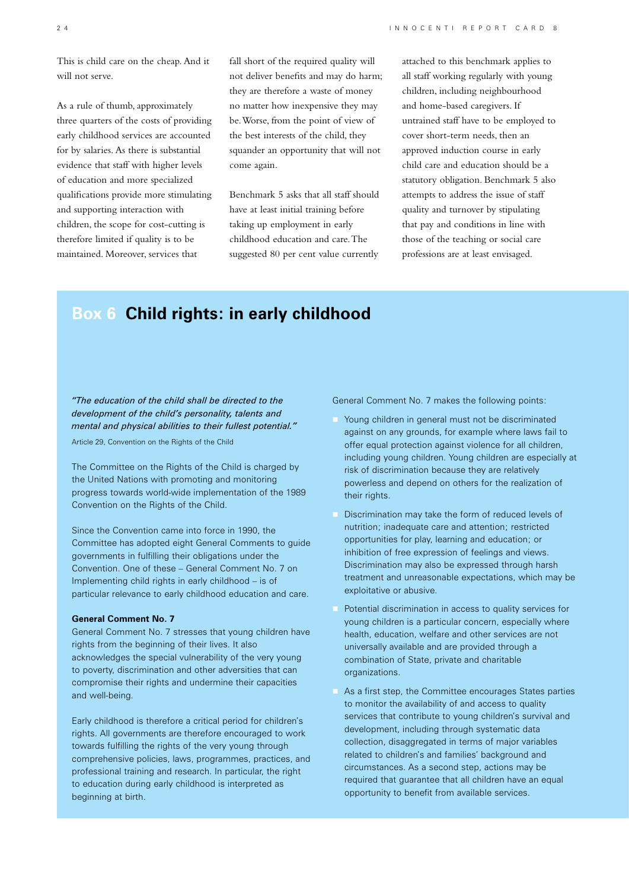This is child care on the cheap. And it will not serve.

As a rule of thumb, approximately three quarters of the costs of providing early childhood services are accounted for by salaries. As there is substantial evidence that staff with higher levels of education and more specialized qualifications provide more stimulating and supporting interaction with children, the scope for cost-cutting is therefore limited if quality is to be maintained. Moreover, services that fall short of the required quality will not deliver benefits and may do harm; they are therefore a waste of money no matter how inexpensive they may be. Worse, from the point of view of the best interests of the child, they squander an opportunity that will not come again.

Benchmark 5 asks that all staff should have at least initial training before taking up employment in early childhood education and care. The suggested 80 per cent value currently attached to this benchmark applies to all staff working regularly with young children, including neighbourhood and home-based caregivers. If untrained staff have to be employed to cover short-term needs, then an approved induction course in early child care and education should be a statutory obligation. Benchmark 5 also attempts to address the issue of staff quality and turnover by stipulating that pay and conditions in line with those of the teaching or social care professions are at least envisaged.

## Box 6 Child rights: in early childhood

*"The education of the child shall be directed to the development of the child's personality, talents and mental and physical abilities to their fullest potential."*

Article 29, Convention on the Rights of the Child

The Committee on the Rights of the Child is charged by the United Nations with promoting and monitoring progress towards world-wide implementation of the 1989 Convention on the Rights of the Child.

Since the Convention came into force in 1990, the Committee has adopted eight General Comments to guide governments in fulfilling their obligations under the Convention. One of these – General Comment No. 7 on Implementing child rights in early childhood – is of particular relevance to early childhood education and care.

**General Comment No. 7**

General Comment No. 7 stresses that young children have rights from the beginning of their lives. It also acknowledges the special vulnerability of the very young to poverty, discrimination and other adversities that can compromise their rights and undermine their capacities and well-being.

Early childhood is therefore a critical period for children's rights. All governments are therefore encouraged to work towards fulfilling the rights of the very young through comprehensive policies, laws, programmes, practices, and professional training and research. In particular, the right to education during early childhood is interpreted as beginning at birth.

General Comment No. 7 makes the following points:

- Young children in general must not be discriminated against on any grounds, for example where laws fail to offer equal protection against violence for all children, including young children. Young children are especially at risk of discrimination because they are relatively powerless and depend on others for the realization of their rights.
- Discrimination may take the form of reduced levels of nutrition; inadequate care and attention; restricted opportunities for play, learning and education; or inhibition of free expression of feelings and views. Discrimination may also be expressed through harsh treatment and unreasonable expectations, which may be exploitative or abusive.
- Potential discrimination in access to quality services for young children is a particular concern, especially where health, education, welfare and other services are not universally available and are provided through a combination of State, private and charitable organizations.
- As a first step, the Committee encourages States parties to monitor the availability of and access to quality services that contribute to young children's survival and development, including through systematic data collection, disaggregated in terms of major variables related to children's and families' background and circumstances. As a second step, actions may be required that guarantee that all children have an equal opportunity to benefit from available services.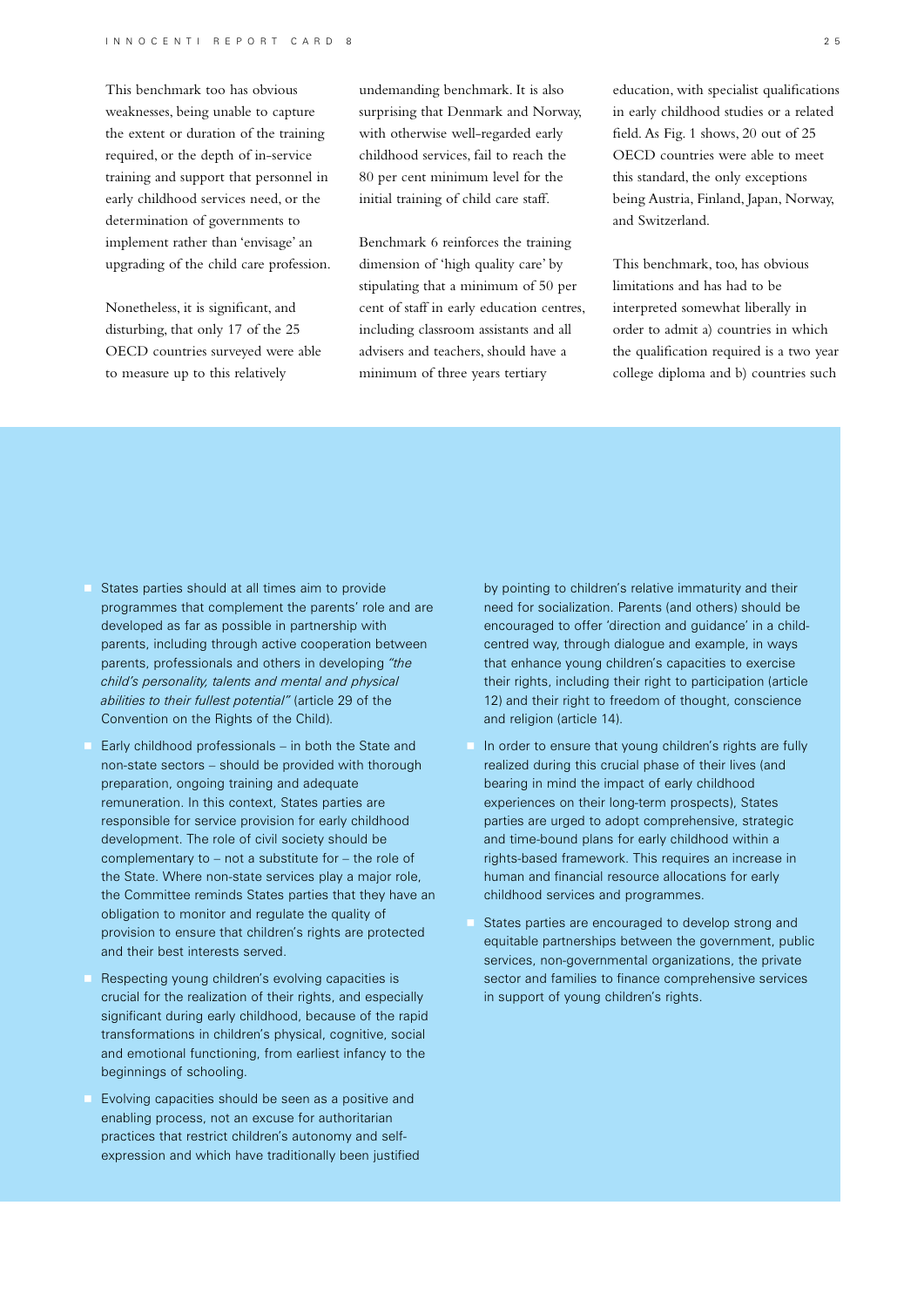This benchmark too has obvious weaknesses, being unable to capture the extent or duration of the training required, or the depth of in-service training and support that personnel in early childhood services need, or the determination of governments to implement rather than 'envisage' an upgrading of the child care profession.

Nonetheless, it is significant, and disturbing, that only 17 of the 25 OECD countries surveyed were able to measure up to this relatively undemanding benchmark. It is also surprising that Denmark and Norway, with otherwise well-regarded early childhood services, fail to reach the 80 per cent minimum level for the initial training of child care staff.

Benchmark 6 reinforces the training dimension of 'high quality care' by stipulating that a minimum of 50 per cent of staff in early education centres, including classroom assistants and all advisers and teachers, should have a minimum of three years tertiary education, with specialist qualifications in early childhood studies or a related field. As Fig. 1 shows, 20 out of 25 OECD countries were able to meet this standard, the only exceptions being Austria, Finland, Japan, Norway, and Switzerland.

This benchmark, too, has obvious limitations and has had to be interpreted somewhat liberally in order to admit a) countries in which the qualification required is a two year college diploma and b) countries such

- States parties should at all times aim to provide programmes that complement the parents' role and are developed as far as possible in partnership with parents, including through active cooperation between parents, professionals and others in developing *"the child's personality, talents and mental and physical abilities to their fullest potential"* (article 29 of the Convention on the Rights of the Child).
- Early childhood professionals – in both the State and non-state sectors – should be provided with thorough preparation, ongoing training and adequate remuneration. In this context, States parties are responsible for service provision for early childhood development. The role of civil society should be complementary to – not a substitute for – the role of the State. Where non-state services play a major role, the Committee reminds States parties that they have an obligation to monitor and regulate the quality of provision to ensure that children's rights are protected and their best interests served.
- Respecting young children's evolving capacities is crucial for the realization of their rights, and especially significant during early childhood, because of the rapid transformations in children's physical, cognitive, social and emotional functioning, from earliest infancy to the beginnings of schooling.
- Evolving capacities should be seen as a positive and enabling process, not an excuse for authoritarian practices that restrict children's autonomy and self-expression and which have traditionally been justified by pointing to children's relative immaturity and their need for socialization. Parents (and others) should be encouraged to offer 'direction and guidance' in a child-centred way, through dialogue and example, in ways that enhance young children's capacities to exercise their rights, including their right to participation (article 12) and their right to freedom of thought, conscience and religion (article 14).
- In order to ensure that young children's rights are fully realized during this crucial phase of their lives (and bearing in mind the impact of early childhood experiences on their long-term prospects), States parties are urged to adopt comprehensive, strategic and time-bound plans for early childhood within a rights-based framework. This requires an increase in human and financial resource allocations for early childhood services and programmes.
- States parties are encouraged to develop strong and equitable partnerships between the government, public services, non-governmental organizations, the private sector and families to finance comprehensive services in support of young children's rights.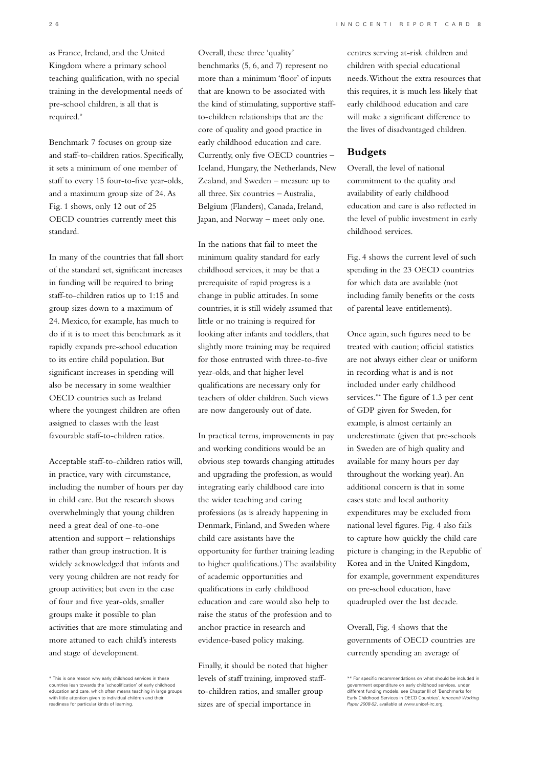as France, Ireland, and the United Kingdom where a primary school teaching qualification, with no special training in the developmental needs of pre-school children, is all that is required.*

Benchmark 7 focuses on group size and staff-to-children ratios. Specifically, it sets a minimum of one member of staff to every 15 four-to-five year-olds, and a maximum group size of 24. As Fig. 1 shows, only 12 out of 25 OECD countries currently meet this standard.

In many of the countries that fall short of the standard set, significant increases in funding will be required to bring staff-to-children ratios up to 1:15 and group sizes down to a maximum of 24. Mexico, for example, has much to do if it is to meet this benchmark as it rapidly expands pre-school education to its entire child population. But significant increases in spending will also be necessary in some wealthier OECD countries such as Ireland where the youngest children are often assigned to classes with the least favourable staff-to-children ratios.

Acceptable staff-to-children ratios will, in practice, vary with circumstance, including the number of hours per day in child care. But the research shows overwhelmingly that young children need a great deal of one-to-one attention and support – relationships rather than group instruction. It is widely acknowledged that infants and very young children are not ready for group activities; but even in the case of four and five year-olds, smaller groups make it possible to plan activities that are more stimulating and more attuned to each child's interests and stage of development.

Overall, these three 'quality' benchmarks (5, 6, and 7) represent no more than a minimum 'floor' of inputs that are known to be associated with the kind of stimulating, supportive staff-to-children relationships that are the core of quality and good practice in early childhood education and care. Currently, only five OECD countries – Iceland, Hungary, the Netherlands, New Zealand, and Sweden – measure up to all three. Six countries – Australia, Belgium (Flanders), Canada, Ireland, Japan, and Norway – meet only one.

In the nations that fail to meet the minimum quality standard for early childhood services, it may be that a prerequisite of rapid progress is a change in public attitudes. In some countries, it is still widely assumed that little or no training is required for looking after infants and toddlers, that slightly more training may be required for those entrusted with three-to-five year-olds, and that higher level qualifications are necessary only for teachers of older children. Such views are now dangerously out of date.

In practical terms, improvements in pay and working conditions would be an obvious step towards changing attitudes and upgrading the profession, as would integrating early childhood care into the wider teaching and caring professions (as is already happening in Denmark, Finland, and Sweden where child care assistants have the opportunity for further training leading to higher qualifications.) The availability of academic opportunities and qualifications in early childhood education and care would also help to raise the status of the profession and to anchor practice in research and evidence-based policy making.

Finally, it should be noted that higher levels of staff training, improved staff-to-children ratios, and smaller group sizes are of special importance in centres serving at-risk children and children with special educational needs. Without the extra resources that this requires, it is much less likely that early childhood education and care will make a significant difference to the lives of disadvantaged children.

## Budgets

Overall, the level of national commitment to the quality and availability of early childhood education and care is also reflected in the level of public investment in early childhood services.

Fig. 4 shows the current level of such spending in the 23 OECD countries for which data are available (not including family benefits or the costs of parental leave entitlements).

Once again, such figures need to be treated with caution; official statistics are not always either clear or uniform in recording what is and is not included under early childhood services.** The figure of 1.3 per cent of GDP given for Sweden, for example, is almost certainly an underestimate (given that pre-schools in Sweden are of high quality and available for many hours per day throughout the working year). An additional concern is that in some cases state and local authority expenditures may be excluded from national level figures. Fig. 4 also fails to capture how quickly the child care picture is changing; in the Republic of Korea and in the United Kingdom, for example, government expenditures on pre-school education, have quadrupled over the last decade.

Overall, Fig. 4 shows that the governments of OECD countries are currently spending an average of

* This is one reason why early childhood services in these countries lean towards the 'schoolification' of early childhood education and care, which often means teaching in large groups with little attention given to individual children and their readiness for particular kinds of learning.

** For specific recommendations on what should be included in government expenditure on early childhood services, under different funding models, see Chapter III of 'Benchmarks for Early Childhood Services in OECD Countries', *Innocenti Working Paper 2008-02*, available at www.unicef-irc.org.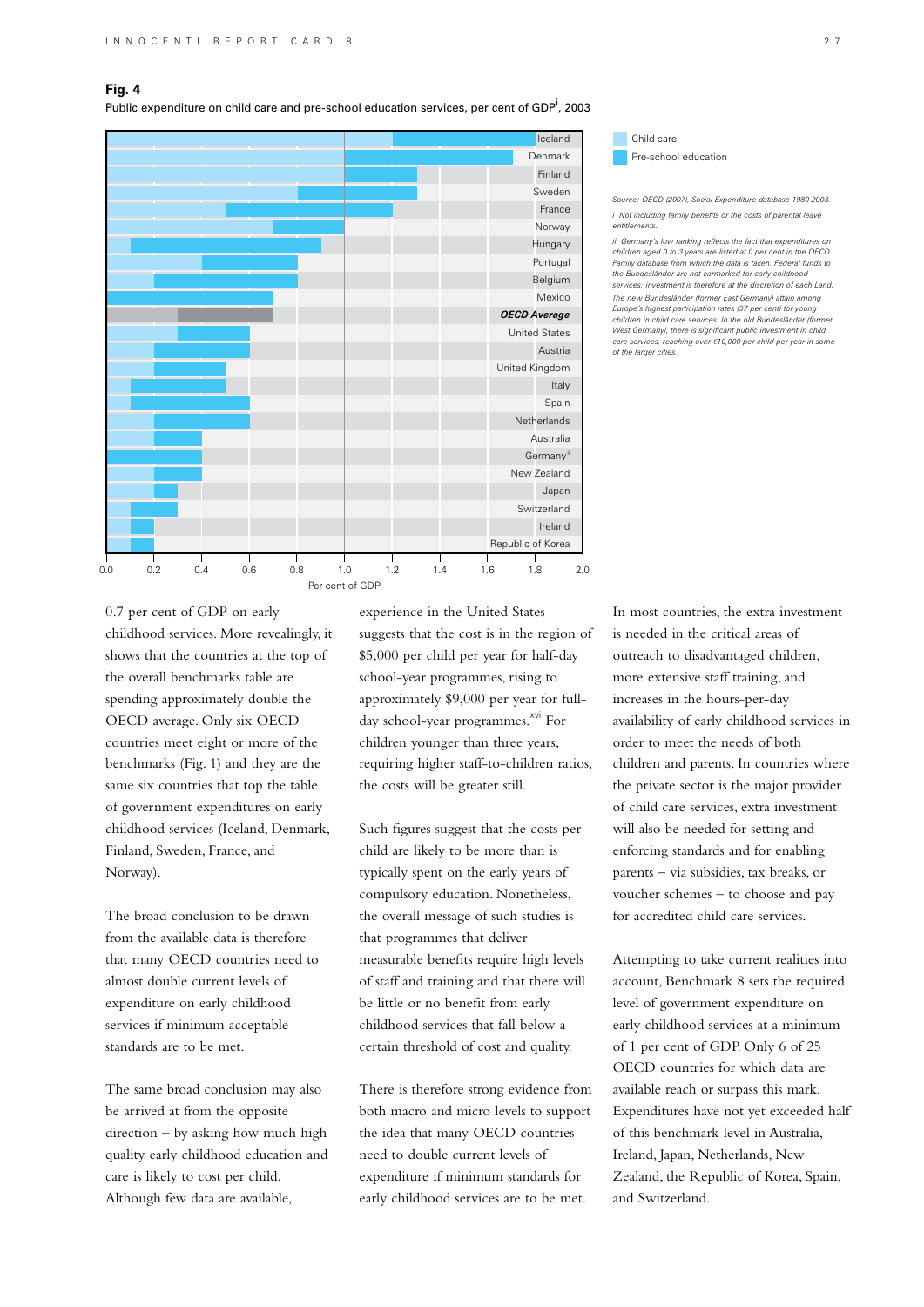**Fig. 4**

Public expenditure on child care and pre-school education services, per cent of GDP[i], 2003

Iceland
Denmark
Finland
Sweden
France
Norway
Hungary
Portugal
Belgium
Mexico
***OECD Average***
United States
Austria
United Kingdom
Italy
Spain
Netherlands
Australia
Germany[ii]
New Zealand
Japan
Switzerland
Ireland
Republic of Korea

0.0 0.2 0.4 0.6 0.8 1.0 1.2 1.4 1.6 1.8 2.0

Per cent of GDP

Child care
Pre-school education

*Source: OECD (2007), Social Expenditure database 1980-2003.*

*i Not including family benefits or the costs of parental leave entitlements.*

*ii Germany's low ranking reflects the fact that expenditures on children aged 0 to 3 years are listed at 0 per cent in the OECD Family database from which the data is taken. Federal funds to the Bundesländer are not earmarked for early childhood services; investment is therefore at the discretion of each Land. The new Bundesländer (former East Germany) attain among Europe's highest participation rates (37 per cent) for young children in child care services. In the old Bundesländer (former West Germany), there is significant public investment in child care services, reaching over €10,000 per child per year in some of the larger cities.*

0.7 per cent of GDP on early childhood services. More revealingly, it shows that the countries at the top of the overall benchmarks table are spending approximately double the OECD average. Only six OECD countries meet eight or more of the benchmarks (Fig. 1) and they are the same six countries that top the table of government expenditures on early childhood services (Iceland, Denmark, Finland, Sweden, France, and Norway).

The broad conclusion to be drawn from the available data is therefore that many OECD countries need to almost double current levels of expenditure on early childhood services if minimum acceptable standards are to be met.

The same broad conclusion may also be arrived at from the opposite direction – by asking how much high quality early childhood education and care is likely to cost per child. Although few data are available, experience in the United States suggests that the cost is in the region of $5,000 per child per year for half-day school-year programmes, rising to approximately $9,000 per year for full-day school-year programmes.[xvi] For children younger than three years, requiring higher staff-to-children ratios, the costs will be greater still.

Such figures suggest that the costs per child are likely to be more than is typically spent on the early years of compulsory education. Nonetheless, the overall message of such studies is that programmes that deliver measurable benefits require high levels of staff and training and that there will be little or no benefit from early childhood services that fall below a certain threshold of cost and quality.

There is therefore strong evidence from both macro and micro levels to support the idea that many OECD countries need to double current levels of expenditure if minimum standards for early childhood services are to be met.

In most countries, the extra investment is needed in the critical areas of outreach to disadvantaged children, more extensive staff training, and increases in the hours-per-day availability of early childhood services in order to meet the needs of both children and parents. In countries where the private sector is the major provider of child care services, extra investment will also be needed for setting and enforcing standards and for enabling parents – via subsidies, tax breaks, or voucher schemes – to choose and pay for accredited child care services.

Attempting to take current realities into account, Benchmark 8 sets the required level of government expenditure on early childhood services at a minimum of 1 per cent of GDP. Only 6 of 25 OECD countries for which data are available reach or surpass this mark. Expenditures have not yet exceeded half of this benchmark level in Australia, Ireland, Japan, Netherlands, New Zealand, the Republic of Korea, Spain, and Switzerland.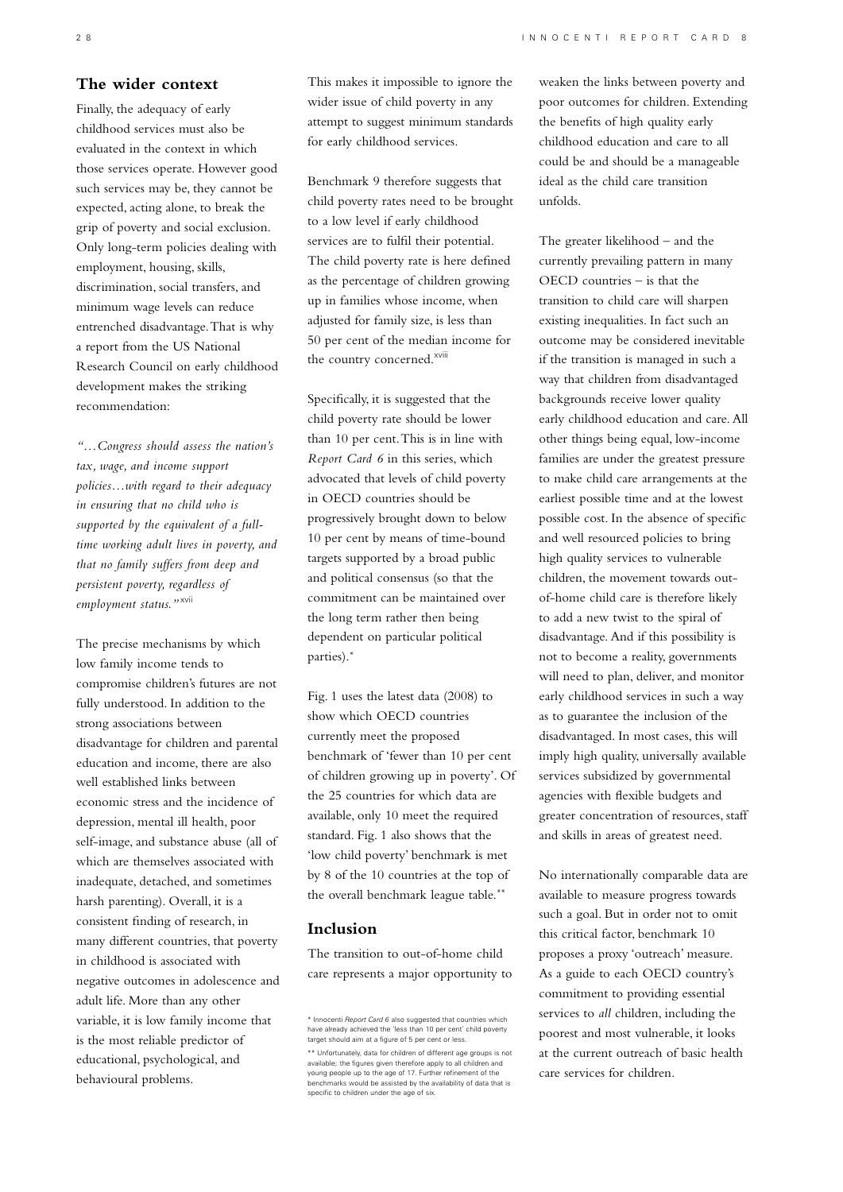## The wider context

Finally, the adequacy of early childhood services must also be evaluated in the context in which those services operate. However good such services may be, they cannot be expected, acting alone, to break the grip of poverty and social exclusion. Only long-term policies dealing with employment, housing, skills, discrimination, social transfers, and minimum wage levels can reduce entrenched disadvantage. That is why a report from the US National Research Council on early childhood development makes the striking recommendation:

*"…Congress should assess the nation's tax, wage, and income support policies…with regard to their adequacy in ensuring that no child who is supported by the equivalent of a full-time working adult lives in poverty, and that no family suffers from deep and persistent poverty, regardless of employment status."*[xvii]

The precise mechanisms by which low family income tends to compromise children's futures are not fully understood. In addition to the strong associations between disadvantage for children and parental education and income, there are also well established links between economic stress and the incidence of depression, mental ill health, poor self-image, and substance abuse (all of which are themselves associated with inadequate, detached, and sometimes harsh parenting). Overall, it is a consistent finding of research, in many different countries, that poverty in childhood is associated with negative outcomes in adolescence and adult life. More than any other variable, it is low family income that is the most reliable predictor of educational, psychological, and behavioural problems.

This makes it impossible to ignore the wider issue of child poverty in any attempt to suggest minimum standards for early childhood services.

Benchmark 9 therefore suggests that child poverty rates need to be brought to a low level if early childhood services are to fulfil their potential. The child poverty rate is here defined as the percentage of children growing up in families whose income, when adjusted for family size, is less than 50 per cent of the median income for the country concerned.[xviii]

Specifically, it is suggested that the child poverty rate should be lower than 10 per cent. This is in line with *Report Card 6* in this series, which advocated that levels of child poverty in OECD countries should be progressively brought down to below 10 per cent by means of time-bound targets supported by a broad public and political consensus (so that the commitment can be maintained over the long term rather then being dependent on particular political parties).*

Fig. 1 uses the latest data (2008) to show which OECD countries currently meet the proposed benchmark of 'fewer than 10 per cent of children growing up in poverty'. Of the 25 countries for which data are available, only 10 meet the required standard. Fig. 1 also shows that the 'low child poverty' benchmark is met by 8 of the 10 countries at the top of the overall benchmark league table.**

## Inclusion

The transition to out-of-home child care represents a major opportunity to weaken the links between poverty and poor outcomes for children. Extending the benefits of high quality early childhood education and care to all could be and should be a manageable ideal as the child care transition unfolds.

The greater likelihood – and the currently prevailing pattern in many OECD countries – is that the transition to child care will sharpen existing inequalities. In fact such an outcome may be considered inevitable if the transition is managed in such a way that children from disadvantaged backgrounds receive lower quality early childhood education and care. All other things being equal, low-income families are under the greatest pressure to make child care arrangements at the earliest possible time and at the lowest possible cost. In the absence of specific and well resourced policies to bring high quality services to vulnerable children, the movement towards out-of-home child care is therefore likely to add a new twist to the spiral of disadvantage. And if this possibility is not to become a reality, governments will need to plan, deliver, and monitor early childhood services in such a way as to guarantee the inclusion of the disadvantaged. In most cases, this will imply high quality, universally available services subsidized by governmental agencies with flexible budgets and greater concentration of resources, staff and skills in areas of greatest need.

No internationally comparable data are available to measure progress towards such a goal. But in order not to omit this critical factor, benchmark 10 proposes a proxy 'outreach' measure. As a guide to each OECD country's commitment to providing essential services to *all* children, including the poorest and most vulnerable, it looks at the current outreach of basic health care services for children.

\* Innocenti *Report Card 6* also suggested that countries which have already achieved the 'less than 10 per cent' child poverty target should aim at a figure of 5 per cent or less.

\*\* Unfortunately, data for children of different age groups is not available; the figures given therefore apply to all children and young people up to the age of 17. Further refinement of the benchmarks would be assisted by the availability of data that is specific to children under the age of six.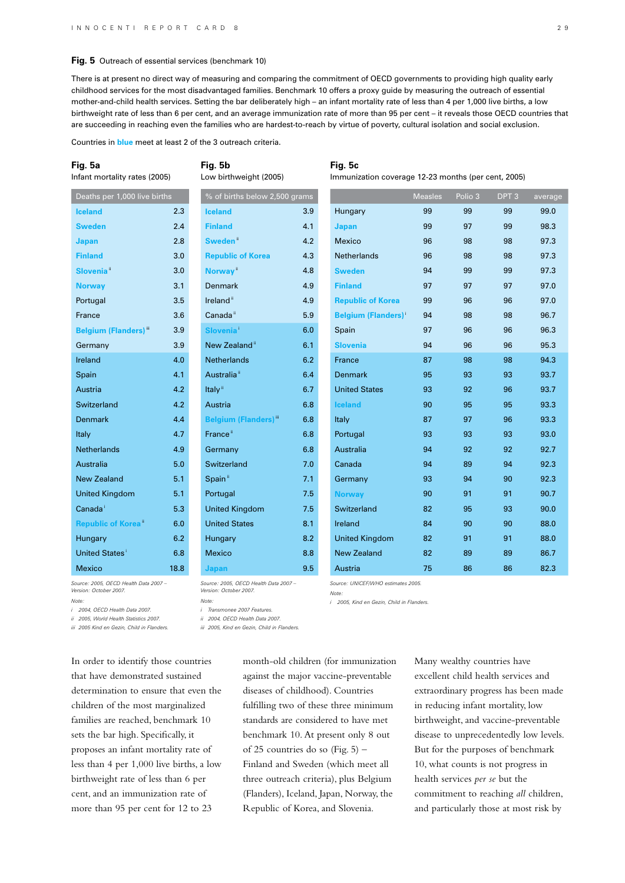**Fig. 5** Outreach of essential services (benchmark 10)

There is at present no direct way of measuring and comparing the commitment of OECD governments to providing high quality early childhood services for the most disadvantaged families. Benchmark 10 offers a proxy guide by measuring the outreach of essential mother-and-child health services. Setting the bar deliberately high – an infant mortality rate of less than 4 per 1,000 live births, a low birthweight rate of less than 6 per cent, and an average immunization rate of more than 95 per cent – it reveals those OECD countries that are succeeding in reaching even the families who are hardest-to-reach by virtue of poverty, cultural isolation and social exclusion.

Countries in **blue** meet at least 2 of the 3 outreach criteria.

### Fig. 5a

Infant mortality rates (2005)

| Deaths per 1,000 live births | |
|---|---|
| **Iceland** | 2.3 |
| **Sweden** | 2.4 |
| **Japan** | 2.8 |
| **Finland** | 3.0 |
| **Slovenia** [ii] | 3.0 |
| **Norway** | 3.1 |
| Portugal | 3.5 |
| France | 3.6 |
| **Belgium (Flanders)** [iii] | 3.9 |
| Germany | 3.9 |
| Ireland | 4.0 |
| Spain | 4.1 |
| Austria | 4.2 |
| Switzerland | 4.2 |
| Denmark | 4.4 |
| Italy | 4.7 |
| Netherlands | 4.9 |
| Australia | 5.0 |
| New Zealand | 5.1 |
| United Kingdom | 5.1 |
| Canada [i] | 5.3 |
| **Republic of Korea** [ii] | 6.0 |
| Hungary | 6.2 |
| United States [i] | 6.8 |
| Mexico | 18.8 |

*Source: 2005, OECD Health Data 2007 – Version: October 2007.*

*Note:*
*i 2004, OECD Health Data 2007.*
*ii 2005, World Health Statistics 2007.*
*iii 2005 Kind en Gezin, Child in Flanders.*

### Fig. 5b

Low birthweight (2005)

| % of births below 2,500 grams | |
|---|---|
| **Iceland** | 3.9 |
| **Finland** | 4.1 |
| **Sweden** [ii] | 4.2 |
| **Republic of Korea** | 4.3 |
| **Norway** [ii] | 4.8 |
| Denmark | 4.9 |
| Ireland [ii] | 4.9 |
| Canada [ii] | 5.9 |
| **Slovenia** [i] | 6.0 |
| New Zealand [ii] | 6.1 |
| Netherlands | 6.2 |
| Australia [ii] | 6.4 |
| Italy [ii] | 6.7 |
| Austria | 6.8 |
| **Belgium (Flanders)** [iii] | 6.8 |
| France [ii] | 6.8 |
| Germany | 6.8 |
| Switzerland | 7.0 |
| Spain [ii] | 7.1 |
| Portugal | 7.5 |
| United Kingdom | 7.5 |
| United States | 8.1 |
| Hungary | 8.2 |
| Mexico | 8.8 |
| **Japan** | 9.5 |

*Source: 2005, OECD Health Data 2007 – Version: October 2007.*

*Note:*
*i Transmonee 2007 Features.*
*ii 2004, OECD Health Data 2007.*
*iii 2005, Kind en Gezin, Child in Flanders.*

### Fig. 5c

Immunization coverage 12-23 months (per cent, 2005)

| | Measles | Polio 3 | DPT 3 | average |
|---|---|---|---|---|
| Hungary | 99 | 99 | 99 | 99.0 |
| **Japan** | 99 | 97 | 99 | 98.3 |
| Mexico | 96 | 98 | 98 | 97.3 |
| Netherlands | 96 | 98 | 98 | 97.3 |
| **Sweden** | 94 | 99 | 99 | 97.3 |
| **Finland** | 97 | 97 | 97 | 97.0 |
| **Republic of Korea** | 99 | 96 | 96 | 97.0 |
| **Belgium (Flanders)** [i] | 94 | 98 | 98 | 96.7 |
| Spain | 97 | 96 | 96 | 96.3 |
| **Slovenia** | 94 | 96 | 96 | 95.3 |
| France | 87 | 98 | 98 | 94.3 |
| Denmark | 95 | 93 | 93 | 93.7 |
| United States | 93 | 92 | 96 | 93.7 |
| **Iceland** | 90 | 95 | 95 | 93.3 |
| Italy | 87 | 97 | 96 | 93.3 |
| Portugal | 93 | 93 | 93 | 93.0 |
| Australia | 94 | 92 | 92 | 92.7 |
| Canada | 94 | 89 | 94 | 92.3 |
| Germany | 93 | 94 | 90 | 92.3 |
| **Norway** | 90 | 91 | 91 | 90.7 |
| Switzerland | 82 | 95 | 93 | 90.0 |
| Ireland | 84 | 90 | 90 | 88.0 |
| United Kingdom | 82 | 91 | 91 | 88.0 |
| New Zealand | 82 | 89 | 89 | 86.7 |
| Austria | 75 | 86 | 86 | 82.3 |

*Source: UNICEF/WHO estimates 2005.*

*Note:*
*i 2005, Kind en Gezin, Child in Flanders.*

In order to identify those countries that have demonstrated sustained determination to ensure that even the children of the most marginalized families are reached, benchmark 10 sets the bar high. Specifically, it proposes an infant mortality rate of less than 4 per 1,000 live births, a low birthweight rate of less than 6 per cent, and an immunization rate of more than 95 per cent for 12 to 23 month-old children (for immunization against the major vaccine-preventable diseases of childhood). Countries fulfilling two of these three minimum standards are considered to have met benchmark 10. At present only 8 out of 25 countries do so (Fig. 5) – Finland and Sweden (which meet all three outreach criteria), plus Belgium (Flanders), Iceland, Japan, Norway, the Republic of Korea, and Slovenia.

Many wealthy countries have excellent child health services and extraordinary progress has been made in reducing infant mortality, low birthweight, and vaccine-preventable disease to unprecedentedly low levels. But for the purposes of benchmark 10, what counts is not progress in health services *per se* but the commitment to reaching *all* children, and particularly those at most risk by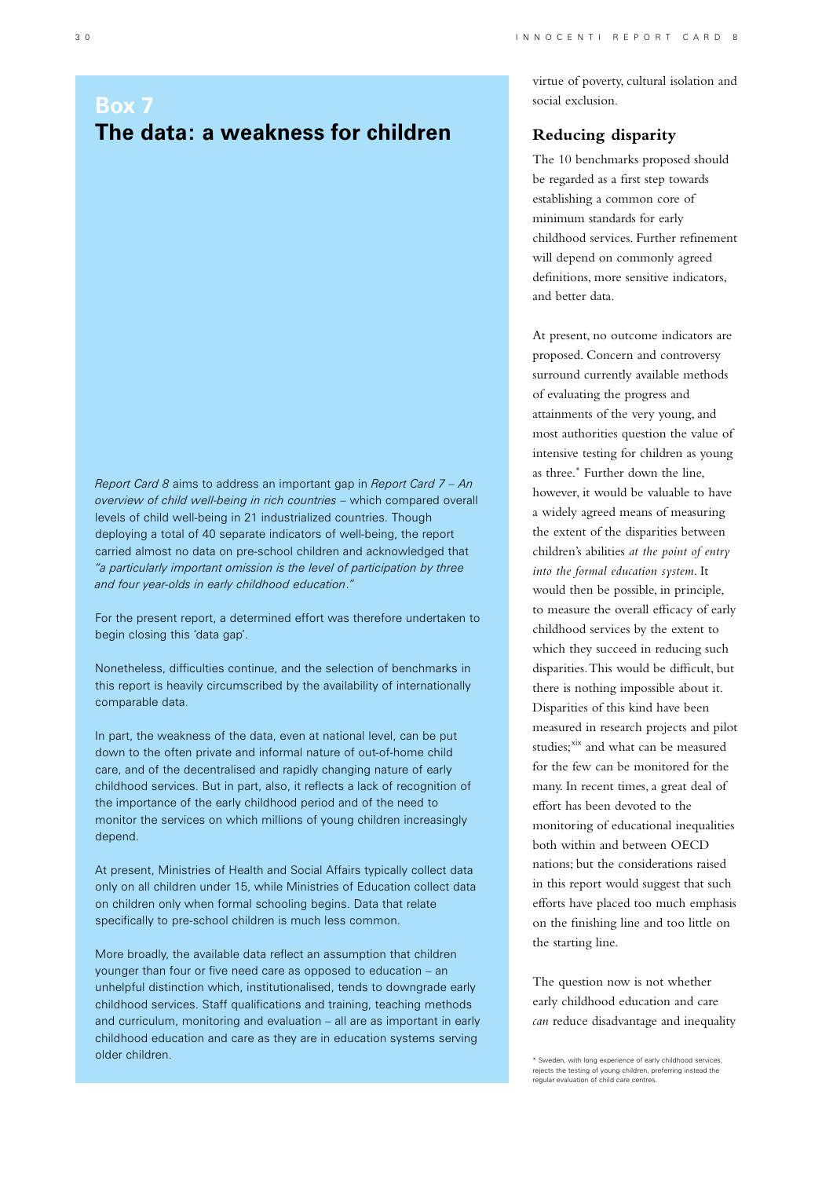## Box 7
## The data: a weakness for children

*Report Card 8* aims to address an important gap in *Report Card 7 – An overview of child well-being in rich countries* – which compared overall levels of child well-being in 21 industrialized countries. Though deploying a total of 40 separate indicators of well-being, the report carried almost no data on pre-school children and acknowledged that *"a particularly important omission is the level of participation by three and four year-olds in early childhood education."*

For the present report, a determined effort was therefore undertaken to begin closing this 'data gap'.

Nonetheless, difficulties continue, and the selection of benchmarks in this report is heavily circumscribed by the availability of internationally comparable data.

In part, the weakness of the data, even at national level, can be put down to the often private and informal nature of out-of-home child care, and of the decentralised and rapidly changing nature of early childhood services. But in part, also, it reflects a lack of recognition of the importance of the early childhood period and of the need to monitor the services on which millions of young children increasingly depend.

At present, Ministries of Health and Social Affairs typically collect data only on all children under 15, while Ministries of Education collect data on children only when formal schooling begins. Data that relate specifically to pre-school children is much less common.

More broadly, the available data reflect an assumption that children younger than four or five need care as opposed to education – an unhelpful distinction which, institutionalised, tends to downgrade early childhood services. Staff qualifications and training, teaching methods and curriculum, monitoring and evaluation – all are as important in early childhood education and care as they are in education systems serving older children.

virtue of poverty, cultural isolation and social exclusion.

### Reducing disparity

The 10 benchmarks proposed should be regarded as a first step towards establishing a common core of minimum standards for early childhood services. Further refinement will depend on commonly agreed definitions, more sensitive indicators, and better data.

At present, no outcome indicators are proposed. Concern and controversy surround currently available methods of evaluating the progress and attainments of the very young, and most authorities question the value of intensive testing for children as young as three.* Further down the line, however, it would be valuable to have a widely agreed means of measuring the extent of the disparities between children's abilities *at the point of entry into the formal education system*. It would then be possible, in principle, to measure the overall efficacy of early childhood services by the extent to which they succeed in reducing such disparities. This would be difficult, but there is nothing impossible about it. Disparities of this kind have been measured in research projects and pilot studies;[xix] and what can be measured for the few can be monitored for the many. In recent times, a great deal of effort has been devoted to the monitoring of educational inequalities both within and between OECD nations; but the considerations raised in this report would suggest that such efforts have placed too much emphasis on the finishing line and too little on the starting line.

The question now is not whether early childhood education and care *can* reduce disadvantage and inequality

\* Sweden, with long experience of early childhood services, rejects the testing of young children, preferring instead the regular evaluation of child care centres.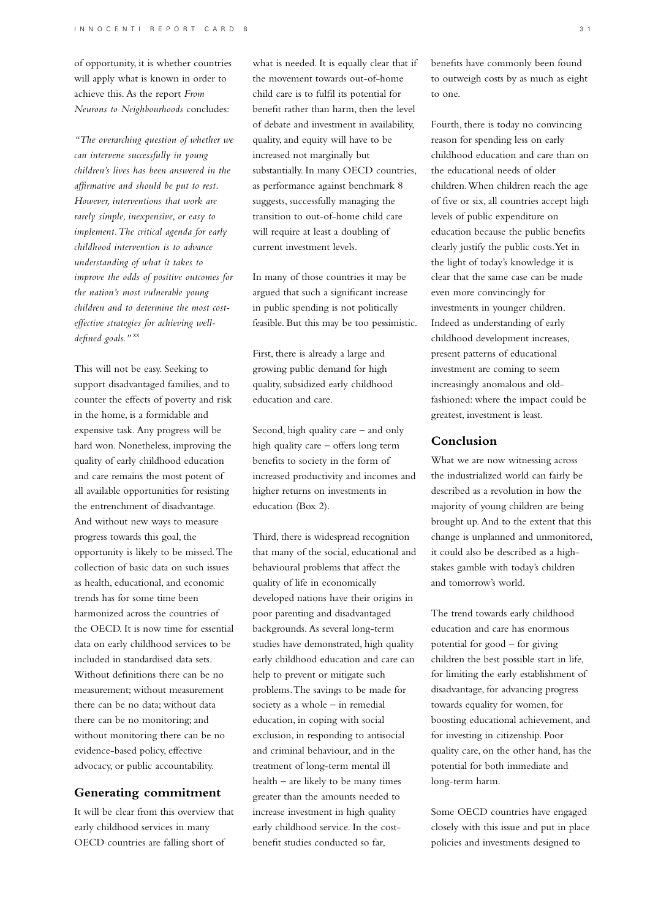of opportunity, it is whether countries will apply what is known in order to achieve this. As the report *From Neurons to Neighbourhoods* concludes:

*"The overarching question of whether we can intervene successfully in young children's lives has been answered in the affirmative and should be put to rest. However, interventions that work are rarely simple, inexpensive, or easy to implement. The critical agenda for early childhood intervention is to advance understanding of what it takes to improve the odds of positive outcomes for the nation's most vulnerable young children and to determine the most cost-effective strategies for achieving well-defined goals."* [xx]

This will not be easy. Seeking to support disadvantaged families, and to counter the effects of poverty and risk in the home, is a formidable and expensive task. Any progress will be hard won. Nonetheless, improving the quality of early childhood education and care remains the most potent of all available opportunities for resisting the entrenchment of disadvantage. And without new ways to measure progress towards this goal, the opportunity is likely to be missed. The collection of basic data on such issues as health, educational, and economic trends has for some time been harmonized across the countries of the OECD. It is now time for essential data on early childhood services to be included in standardised data sets. Without definitions there can be no measurement; without measurement there can be no data; without data there can be no monitoring; and without monitoring there can be no evidence-based policy, effective advocacy, or public accountability.

## Generating commitment

It will be clear from this overview that early childhood services in many OECD countries are falling short of what is needed. It is equally clear that if the movement towards out-of-home child care is to fulfil its potential for benefit rather than harm, then the level of debate and investment in availability, quality, and equity will have to be increased not marginally but substantially. In many OECD countries, as performance against benchmark 8 suggests, successfully managing the transition to out-of-home child care will require at least a doubling of current investment levels.

In many of those countries it may be argued that such a significant increase in public spending is not politically feasible. But this may be too pessimistic.

First, there is already a large and growing public demand for high quality, subsidized early childhood education and care.

Second, high quality care – and only high quality care – offers long term benefits to society in the form of increased productivity and incomes and higher returns on investments in education (Box 2).

Third, there is widespread recognition that many of the social, educational and behavioural problems that affect the quality of life in economically developed nations have their origins in poor parenting and disadvantaged backgrounds. As several long-term studies have demonstrated, high quality early childhood education and care can help to prevent or mitigate such problems. The savings to be made for society as a whole – in remedial education, in coping with social exclusion, in responding to antisocial and criminal behaviour, and in the treatment of long-term mental ill health – are likely to be many times greater than the amounts needed to increase investment in high quality early childhood service. In the cost-benefit studies conducted so far, benefits have commonly been found to outweigh costs by as much as eight to one.

Fourth, there is today no convincing reason for spending less on early childhood education and care than on the educational needs of older children. When children reach the age of five or six, all countries accept high levels of public expenditure on education because the public benefits clearly justify the public costs. Yet in the light of today's knowledge it is clear that the same case can be made even more convincingly for investments in younger children. Indeed as understanding of early childhood development increases, present patterns of educational investment are coming to seem increasingly anomalous and old-fashioned: where the impact could be greatest, investment is least.

## Conclusion

What we are now witnessing across the industrialized world can fairly be described as a revolution in how the majority of young children are being brought up. And to the extent that this change is unplanned and unmonitored, it could also be described as a high-stakes gamble with today's children and tomorrow's world.

The trend towards early childhood education and care has enormous potential for good – for giving children the best possible start in life, for limiting the early establishment of disadvantage, for advancing progress towards equality for women, for boosting educational achievement, and for investing in citizenship. Poor quality care, on the other hand, has the potential for both immediate and long-term harm.

Some OECD countries have engaged closely with this issue and put in place policies and investments designed to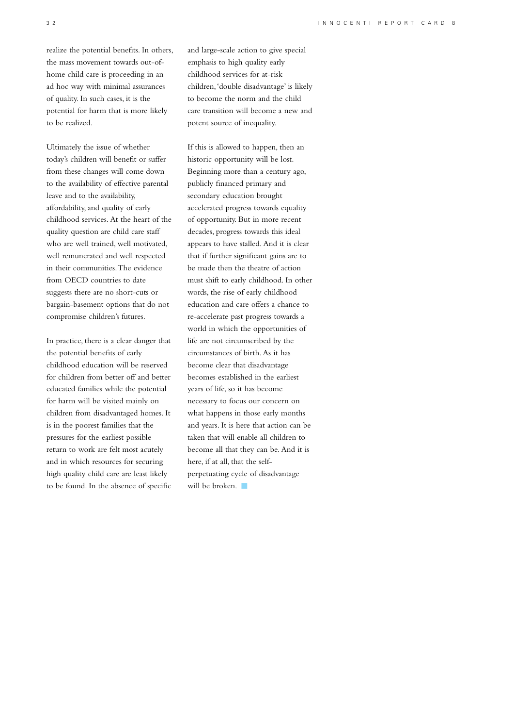realize the potential benefits. In others, the mass movement towards out-of-home child care is proceeding in an ad hoc way with minimal assurances of quality. In such cases, it is the potential for harm that is more likely to be realized.

Ultimately the issue of whether today's children will benefit or suffer from these changes will come down to the availability of effective parental leave and to the availability, affordability, and quality of early childhood services. At the heart of the quality question are child care staff who are well trained, well motivated, well remunerated and well respected in their communities. The evidence from OECD countries to date suggests there are no short-cuts or bargain-basement options that do not compromise children's futures.

In practice, there is a clear danger that the potential benefits of early childhood education will be reserved for children from better off and better educated families while the potential for harm will be visited mainly on children from disadvantaged homes. It is in the poorest families that the pressures for the earliest possible return to work are felt most acutely and in which resources for securing high quality child care are least likely to be found. In the absence of specific and large-scale action to give special emphasis to high quality early childhood services for at-risk children, 'double disadvantage' is likely to become the norm and the child care transition will become a new and potent source of inequality.

If this is allowed to happen, then an historic opportunity will be lost. Beginning more than a century ago, publicly financed primary and secondary education brought accelerated progress towards equality of opportunity. But in more recent decades, progress towards this ideal appears to have stalled. And it is clear that if further significant gains are to be made then the theatre of action must shift to early childhood. In other words, the rise of early childhood education and care offers a chance to re-accelerate past progress towards a world in which the opportunities of life are not circumscribed by the circumstances of birth. As it has become clear that disadvantage becomes established in the earliest years of life, so it has become necessary to focus our concern on what happens in those early months and years. It is here that action can be taken that will enable all children to become all that they can be. And it is here, if at all, that the self-perpetuating cycle of disadvantage will be broken. ■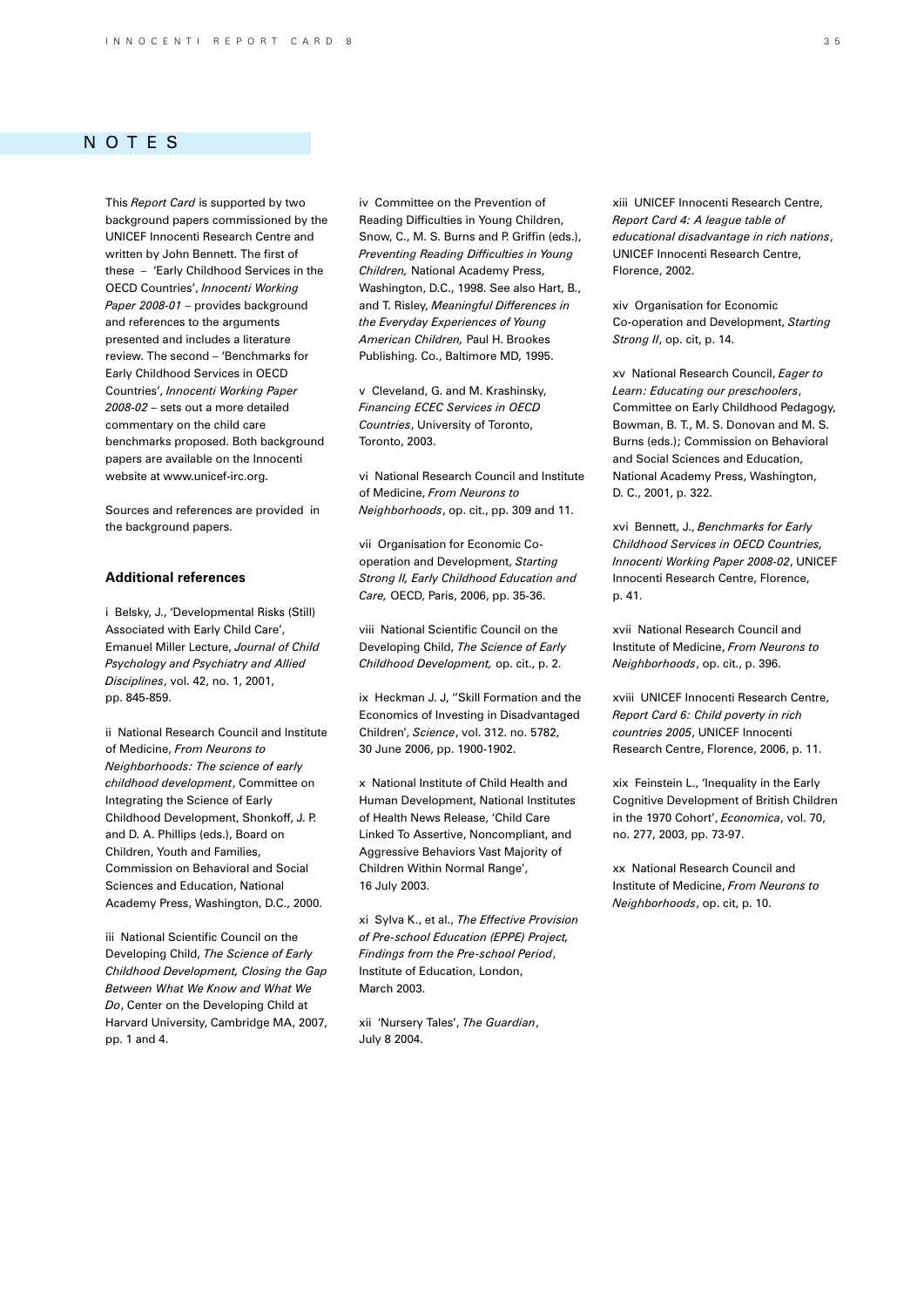## NOTES

This *Report Card* is supported by two background papers commissioned by the UNICEF Innocenti Research Centre and written by John Bennett. The first of these – 'Early Childhood Services in the OECD Countries', *Innocenti Working Paper 2008-01* – provides background and references to the arguments presented and includes a literature review. The second – 'Benchmarks for Early Childhood Services in OECD Countries', *Innocenti Working Paper 2008-02* – sets out a more detailed commentary on the child care benchmarks proposed. Both background papers are available on the Innocenti website at www.unicef-irc.org.

Sources and references are provided in the background papers.

### Additional references

i Belsky, J., 'Developmental Risks (Still) Associated with Early Child Care', Emanuel Miller Lecture, *Journal of Child Psychology and Psychiatry and Allied Disciplines*, vol. 42, no. 1, 2001, pp. 845-859.

ii National Research Council and Institute of Medicine, *From Neurons to Neighborhoods: The science of early childhood development*, Committee on Integrating the Science of Early Childhood Development, Shonkoff, J. P. and D. A. Phillips (eds.), Board on Children, Youth and Families, Commission on Behavioral and Social Sciences and Education, National Academy Press, Washington, D.C., 2000.

iii National Scientific Council on the Developing Child, *The Science of Early Childhood Development, Closing the Gap Between What We Know and What We Do*, Center on the Developing Child at Harvard University, Cambridge MA, 2007, pp. 1 and 4.

iv Committee on the Prevention of Reading Difficulties in Young Children, Snow, C., M. S. Burns and P. Griffin (eds.), *Preventing Reading Difficulties in Young Children,* National Academy Press, Washington, D.C., 1998. See also Hart, B., and T. Risley, *Meaningful Differences in the Everyday Experiences of Young American Children,* Paul H. Brookes Publishing. Co., Baltimore MD, 1995.

v Cleveland, G. and M. Krashinsky, *Financing ECEC Services in OECD Countries*, University of Toronto, Toronto, 2003.

vi National Research Council and Institute of Medicine, *From Neurons to Neighborhoods*, op. cit., pp. 309 and 11.

vii Organisation for Economic Co-operation and Development, *Starting Strong II, Early Childhood Education and Care,* OECD, Paris, 2006, pp. 35-36.

viii National Scientific Council on the Developing Child, *The Science of Early Childhood Development,* op. cit., p. 2.

ix Heckman J. J, ''Skill Formation and the Economics of Investing in Disadvantaged Children', *Science*, vol. 312. no. 5782, 30 June 2006, pp. 1900-1902.

x National Institute of Child Health and Human Development, National Institutes of Health News Release, 'Child Care Linked To Assertive, Noncompliant, and Aggressive Behaviors Vast Majority of Children Within Normal Range', 16 July 2003.

xi Sylva K., et al., *The Effective Provision of Pre-school Education (EPPE) Project, Findings from the Pre-school Period*, Institute of Education, London, March 2003.

xii 'Nursery Tales', *The Guardian*, July 8 2004.

xiii UNICEF Innocenti Research Centre, *Report Card 4: A league table of educational disadvantage in rich nations*, UNICEF Innocenti Research Centre, Florence, 2002.

xiv Organisation for Economic Co-operation and Development, *Starting Strong II*, op. cit, p. 14.

xv National Research Council, *Eager to Learn: Educating our preschoolers*, Committee on Early Childhood Pedagogy, Bowman, B. T., M. S. Donovan and M. S. Burns (eds.); Commission on Behavioral and Social Sciences and Education, National Academy Press, Washington, D. C., 2001, p. 322.

xvi Bennett, J., *Benchmarks for Early Childhood Services in OECD Countries, Innocenti Working Paper 2008-02*, UNICEF Innocenti Research Centre, Florence, p. 41.

xvii National Research Council and Institute of Medicine, *From Neurons to Neighborhoods*, op. cit., p. 396.

xviii UNICEF Innocenti Research Centre, *Report Card 6: Child poverty in rich countries 2005*, UNICEF Innocenti Research Centre, Florence, 2006, p. 11.

xix Feinstein L., 'Inequality in the Early Cognitive Development of British Children in the 1970 Cohort', *Economica*, vol. 70, no. 277, 2003, pp. 73-97.

xx National Research Council and Institute of Medicine, *From Neurons to Neighborhoods*, op. cit, p. 10.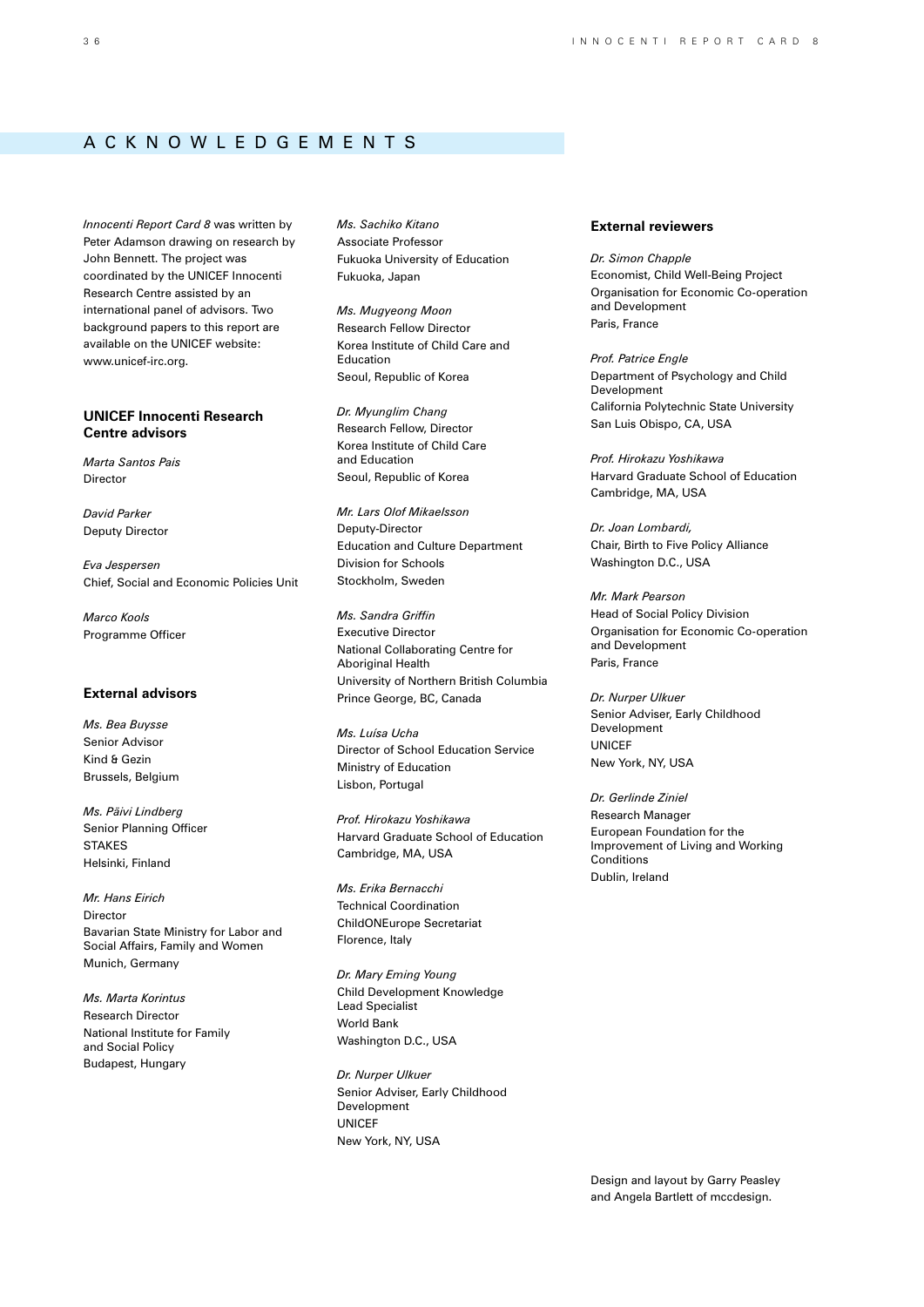# ACKNOWLEDGEMENTS

*Innocenti Report Card 8* was written by Peter Adamson drawing on research by John Bennett. The project was coordinated by the UNICEF Innocenti Research Centre assisted by an international panel of advisors. Two background papers to this report are available on the UNICEF website: www.unicef-irc.org.

### UNICEF Innocenti Research Centre advisors

*Marta Santos Pais*
Director

*David Parker*
Deputy Director

*Eva Jespersen*
Chief, Social and Economic Policies Unit

*Marco Kools*
Programme Officer

### External advisors

*Ms. Bea Buysse*
Senior Advisor
Kind & Gezin
Brussels, Belgium

*Ms. Päivi Lindberg*
Senior Planning Officer
STAKES
Helsinki, Finland

*Mr. Hans Eirich*
Director
Bavarian State Ministry for Labor and Social Affairs, Family and Women
Munich, Germany

*Ms. Marta Korintus*
Research Director
National Institute for Family and Social Policy
Budapest, Hungary

*Ms. Sachiko Kitano*
Associate Professor
Fukuoka University of Education
Fukuoka, Japan

*Ms. Mugyeong Moon*
Research Fellow Director
Korea Institute of Child Care and Education
Seoul, Republic of Korea

*Dr. Myunglim Chang*
Research Fellow, Director
Korea Institute of Child Care and Education
Seoul, Republic of Korea

*Mr. Lars Olof Mikaelsson*
Deputy-Director
Education and Culture Department
Division for Schools
Stockholm, Sweden

*Ms. Sandra Griffin*
Executive Director
National Collaborating Centre for Aboriginal Health
University of Northern British Columbia
Prince George, BC, Canada

*Ms. Luísa Ucha*
Director of School Education Service
Ministry of Education
Lisbon, Portugal

*Prof. Hirokazu Yoshikawa*
Harvard Graduate School of Education
Cambridge, MA, USA

*Ms. Erika Bernacchi*
Technical Coordination
ChildONEurope Secretariat
Florence, Italy

*Dr. Mary Eming Young*
Child Development Knowledge Lead Specialist
World Bank
Washington D.C., USA

*Dr. Nurper Ulkuer*
Senior Adviser, Early Childhood Development
UNICEF
New York, NY, USA

### External reviewers

*Dr. Simon Chapple*
Economist, Child Well-Being Project
Organisation for Economic Co-operation and Development
Paris, France

*Prof. Patrice Engle*
Department of Psychology and Child Development
California Polytechnic State University
San Luis Obispo, CA, USA

*Prof. Hirokazu Yoshikawa*
Harvard Graduate School of Education
Cambridge, MA, USA

*Dr. Joan Lombardi,*
Chair, Birth to Five Policy Alliance
Washington D.C., USA

*Mr. Mark Pearson*
Head of Social Policy Division
Organisation for Economic Co-operation and Development
Paris, France

*Dr. Nurper Ulkuer*
Senior Adviser, Early Childhood Development
UNICEF
New York, NY, USA

*Dr. Gerlinde Ziniel*
Research Manager
European Foundation for the Improvement of Living and Working Conditions
Dublin, Ireland

Design and layout by Garry Peasley and Angela Bartlett of mccdesign.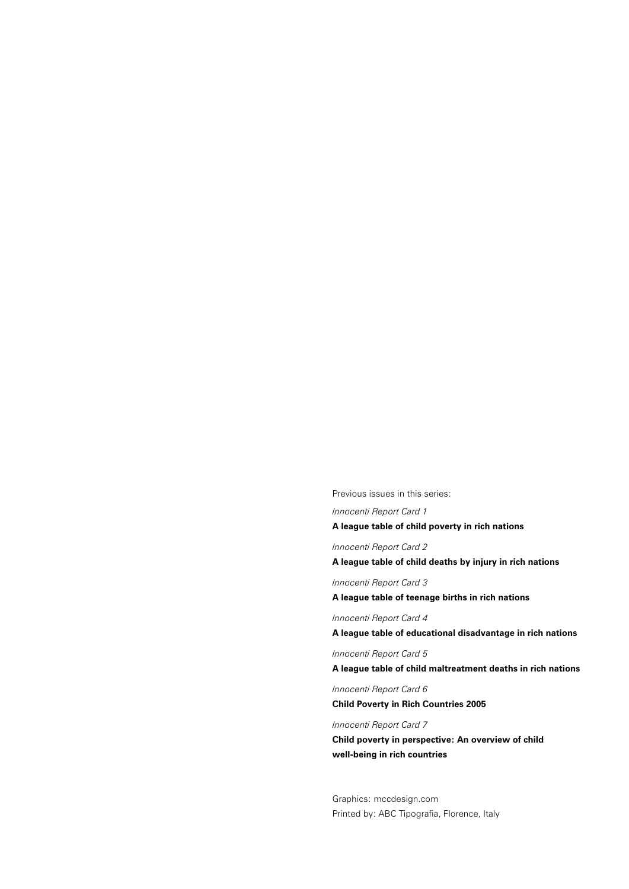Previous issues in this series:

*Innocenti Report Card 1*

**A league table of child poverty in rich nations**

*Innocenti Report Card 2*

**A league table of child deaths by injury in rich nations**

*Innocenti Report Card 3*

**A league table of teenage births in rich nations**

*Innocenti Report Card 4*

**A league table of educational disadvantage in rich nations**

*Innocenti Report Card 5*

**A league table of child maltreatment deaths in rich nations**

*Innocenti Report Card 6*

**Child Poverty in Rich Countries 2005**

*Innocenti Report Card 7*

**Child poverty in perspective: An overview of child well-being in rich countries**

Graphics: mccdesign.com
Printed by: ABC Tipografia, Florence, Italy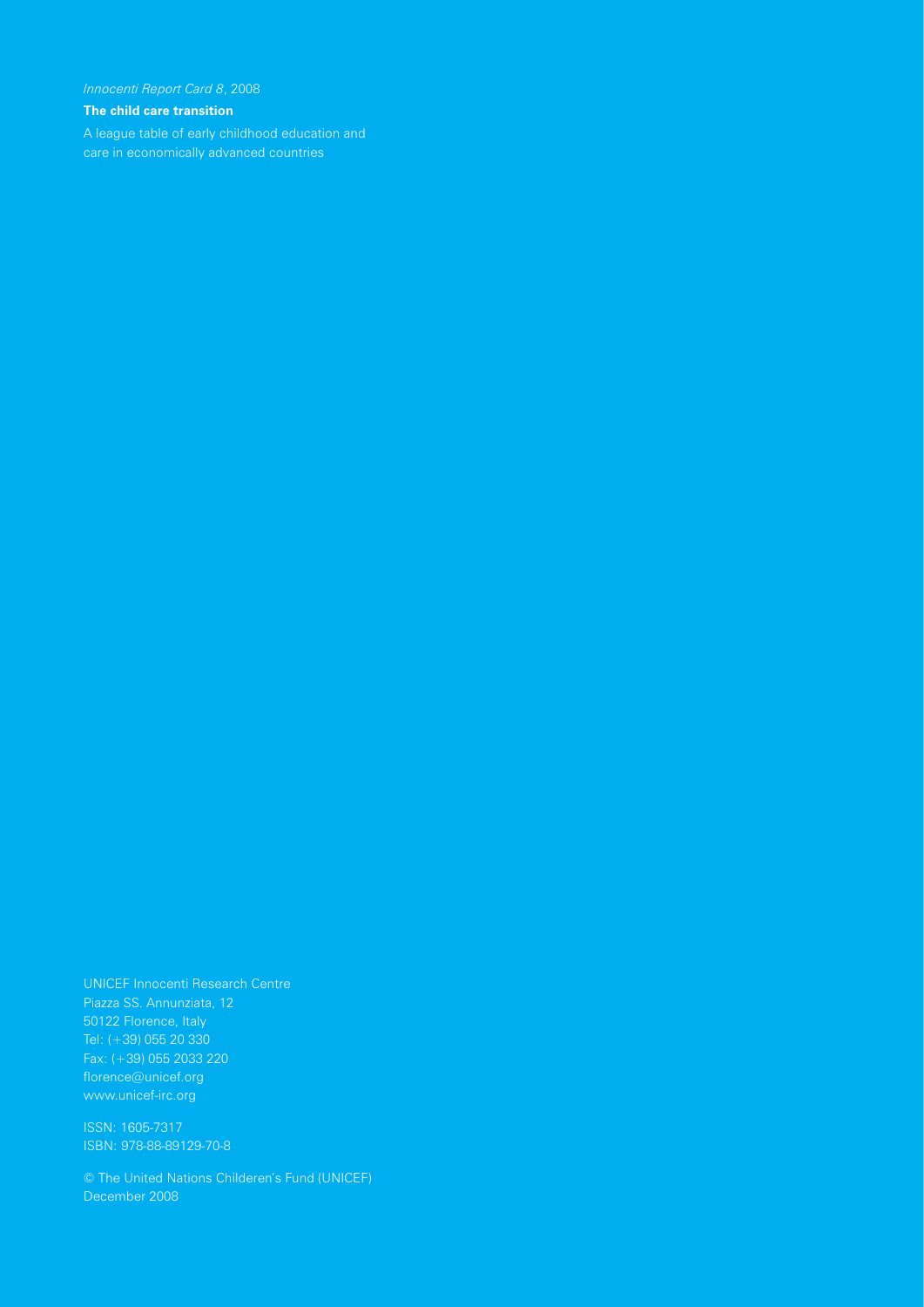*Innocenti Report Card 8*, 2008

**The child care transition**

A league table of early childhood education and care in economically advanced countries

UNICEF Innocenti Research Centre
Piazza SS. Annunziata, 12
50122 Florence, Italy
Tel: (+39) 055 20 330
Fax: (+39) 055 2033 220
florence@unicef.org
www.unicef-irc.org

ISSN: 1605-7317
ISBN: 978-88-89129-70-8

© The United Nations Childeren's Fund (UNICEF)
December 2008